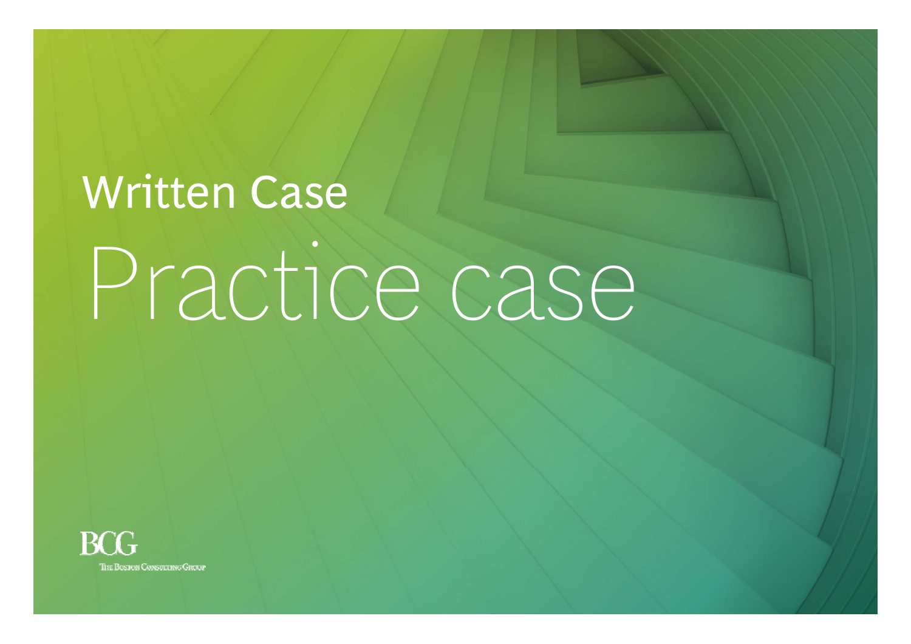# Written Case

# Practice case

BCG

The Boston Consulting Group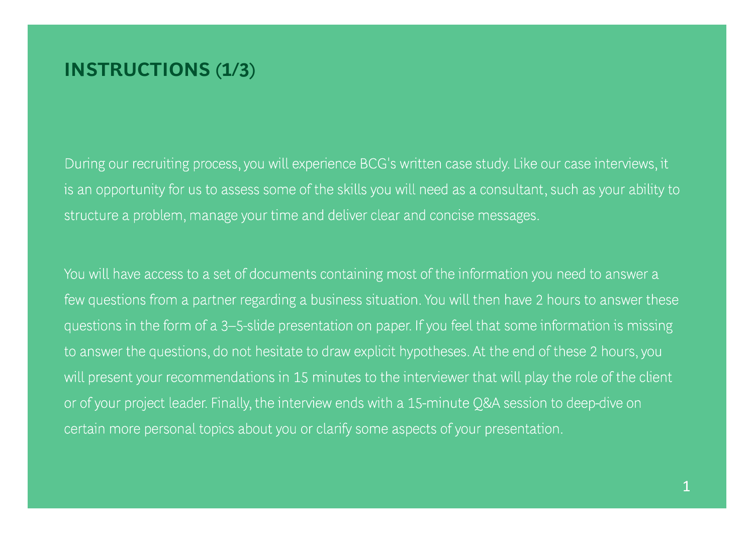# INSTRUCTIONS (1/3)

During our recruiting process, you will experience BCG's written case study. Like our case interviews, it is an opportunity for us to assess some of the skills you will need as a consultant, such as your ability to structure a problem, manage your time and deliver clear and concise messages.

You will have access to a set of documents containing most of the information you need to answer a few questions from a partner regarding a business situation. You will then have 2 hours to answer these questions in the form of a 3–5-slide presentation on paper. If you feel that some information is missing to answer the questions, do not hesitate to draw explicit hypotheses. At the end of these 2 hours, you will present your recommendations in 15 minutes to the interviewer that will play the role of the client or of your project leader. Finally, the interview ends with a 15-minute Q&A session to deep-dive on certain more personal topics about you or clarify some aspects of your presentation.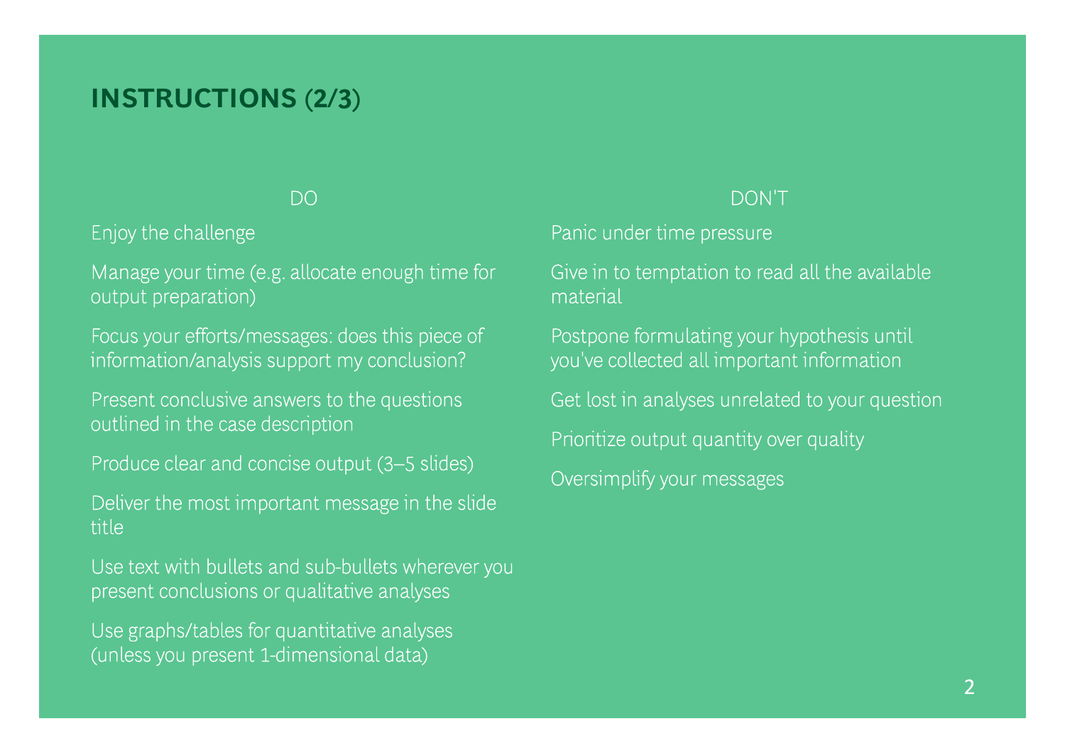## INSTRUCTIONS (2/3)

### DO

- Enjoy the challenge
- Manage your time (e.g. allocate enough time for output preparation)
- Focus your efforts/messages: does this piece of information/analysis support my conclusion?
- Present conclusive answers to the questions outlined in the case description
- Produce clear and concise output (3–5 slides)
- Deliver the most important message in the slide title
- Use text with bullets and sub-bullets wherever you present conclusions or qualitative analyses
- Use graphs/tables for quantitative analyses (unless you present 1-dimensional data)

### DON'T

- Panic under time pressure
- Give in to temptation to read all the available material
- Postpone formulating your hypothesis until you've collected all important information
- Get lost in analyses unrelated to your question
- Prioritize output quantity over quality
- Oversimplify your messages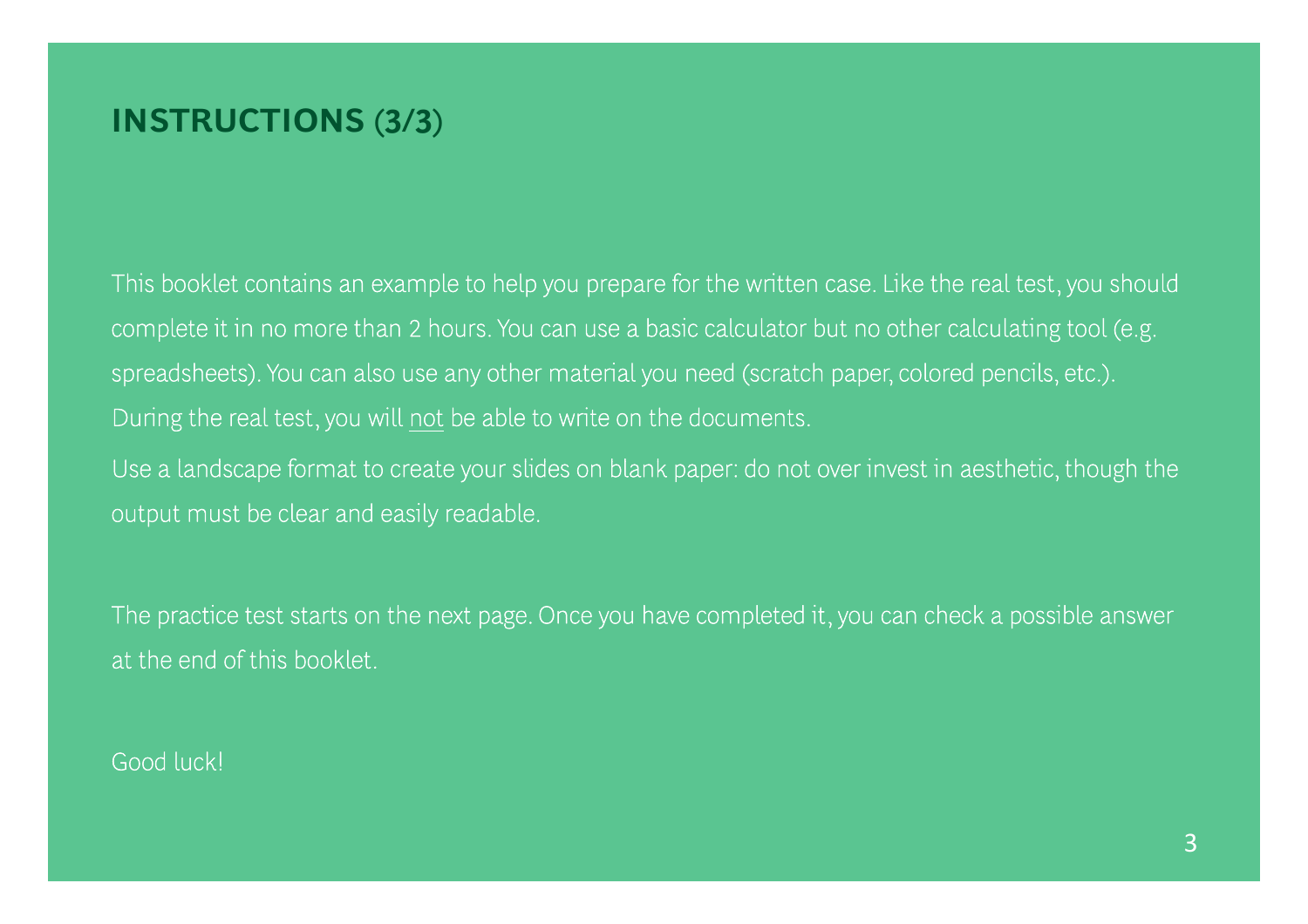# INSTRUCTIONS (3/3)

This booklet contains an example to help you prepare for the written case. Like the real test, you should complete it in no more than 2 hours. You can use a basic calculator but no other calculating tool (e.g. spreadsheets). You can also use any other material you need (scratch paper, colored pencils, etc.). During the real test, you will <u>not</u> be able to write on the documents.

Use a landscape format to create your slides on blank paper: do not over invest in aesthetic, though the output must be clear and easily readable.

The practice test starts on the next page. Once you have completed it, you can check a possible answer at the end of this booklet.

Good luck!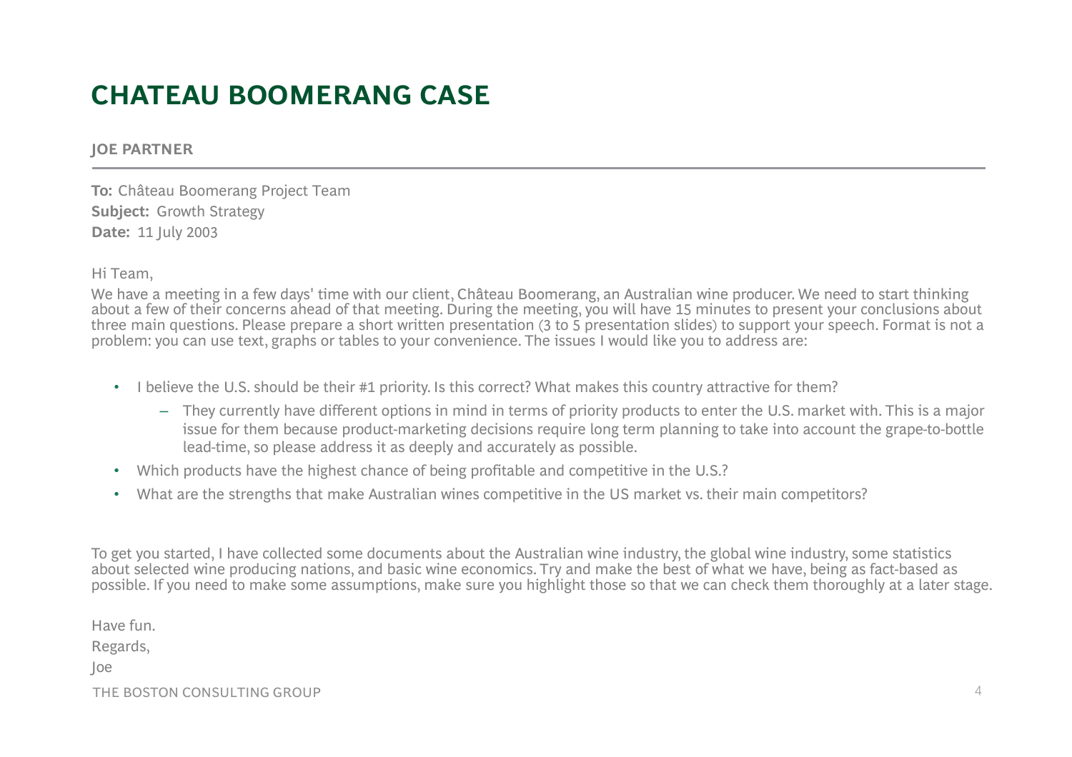# CHATEAU BOOMERANG CASE

## JOE PARTNER

**To:** Château Boomerang Project Team
**Subject:** Growth Strategy
**Date:** 11 July 2003

Hi Team,

We have a meeting in a few days' time with our client, Château Boomerang, an Australian wine producer. We need to start thinking about a few of their concerns ahead of that meeting. During the meeting, you will have 15 minutes to present your conclusions about three main questions. Please prepare a short written presentation (3 to 5 presentation slides) to support your speech. Format is not a problem: you can use text, graphs or tables to your convenience. The issues I would like you to address are:

- I believe the U.S. should be their #1 priority. Is this correct? What makes this country attractive for them?
  - They currently have different options in mind in terms of priority products to enter the U.S. market with. This is a major issue for them because product-marketing decisions require long term planning to take into account the grape-to-bottle lead-time, so please address it as deeply and accurately as possible.
- Which products have the highest chance of being profitable and competitive in the U.S.?
- What are the strengths that make Australian wines competitive in the US market vs. their main competitors?

To get you started, I have collected some documents about the Australian wine industry, the global wine industry, some statistics about selected wine producing nations, and basic wine economics. Try and make the best of what we have, being as fact-based as possible. If you need to make some assumptions, make sure you highlight those so that we can check them thoroughly at a later stage.

Have fun.

Regards,

Joe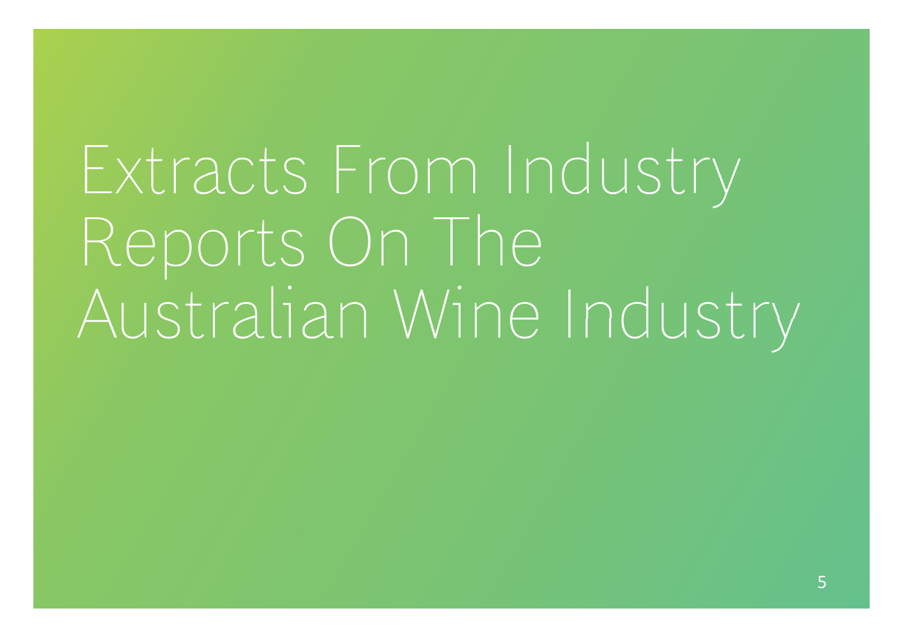# Extracts From Industry Reports On The Australian Wine Industry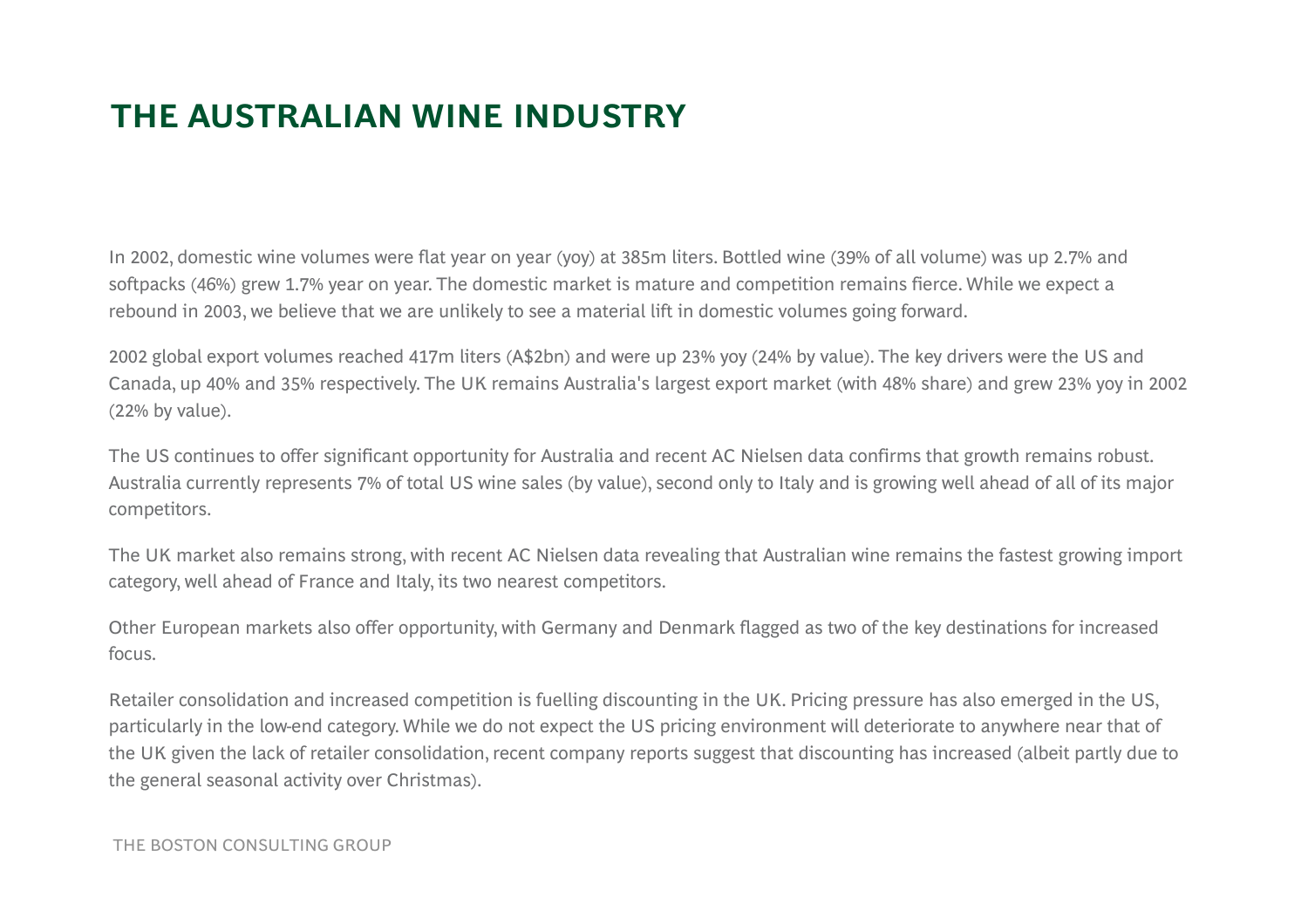# THE AUSTRALIAN WINE INDUSTRY

In 2002, domestic wine volumes were flat year on year (yoy) at 385m liters. Bottled wine (39% of all volume) was up 2.7% and softpacks (46%) grew 1.7% year on year. The domestic market is mature and competition remains fierce. While we expect a rebound in 2003, we believe that we are unlikely to see a material lift in domestic volumes going forward.

2002 global export volumes reached 417m liters (A$2bn) and were up 23% yoy (24% by value). The key drivers were the US and Canada, up 40% and 35% respectively. The UK remains Australia's largest export market (with 48% share) and grew 23% yoy in 2002 (22% by value).

The US continues to offer significant opportunity for Australia and recent AC Nielsen data confirms that growth remains robust. Australia currently represents 7% of total US wine sales (by value), second only to Italy and is growing well ahead of all of its major competitors.

The UK market also remains strong, with recent AC Nielsen data revealing that Australian wine remains the fastest growing import category, well ahead of France and Italy, its two nearest competitors.

Other European markets also offer opportunity, with Germany and Denmark flagged as two of the key destinations for increased focus.

Retailer consolidation and increased competition is fuelling discounting in the UK. Pricing pressure has also emerged in the US, particularly in the low-end category. While we do not expect the US pricing environment will deteriorate to anywhere near that of the UK given the lack of retailer consolidation, recent company reports suggest that discounting has increased (albeit partly due to the general seasonal activity over Christmas).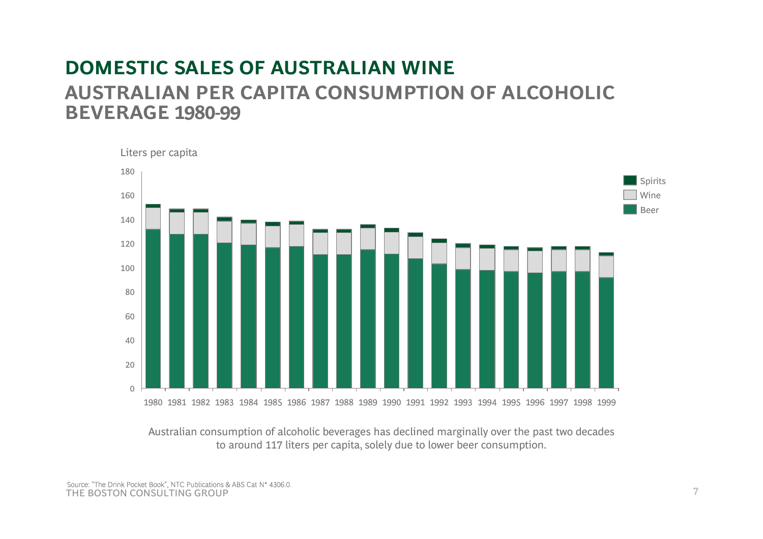# DOMESTIC SALES OF AUSTRALIAN WINE

## AUSTRALIAN PER CAPITA CONSUMPTION OF ALCOHOLIC BEVERAGE 1980-99

Liters per capita

Australian consumption of alcoholic beverages has declined marginally over the past two decades to around 117 liters per capita, solely due to lower beer consumption.

Source: "The Drink Pocket Book", NTC Publications & ABS Cat N° 4306.0.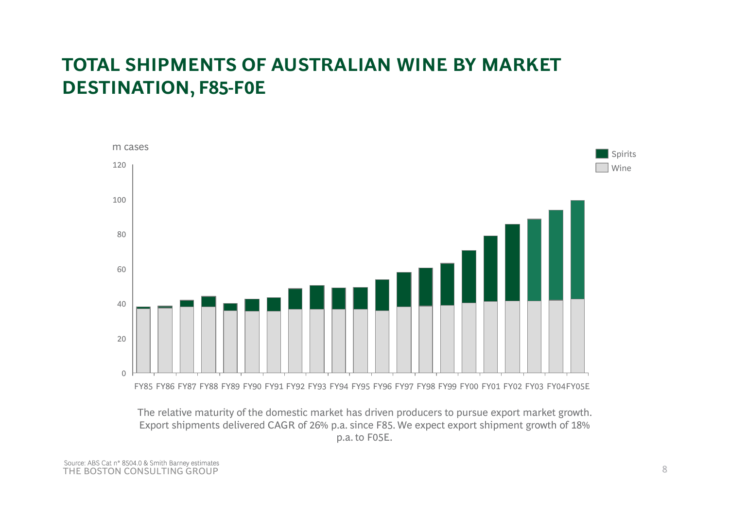# TOTAL SHIPMENTS OF AUSTRALIAN WINE BY MARKET DESTINATION, F85-F0E

m cases

Legend: Spirits, Wine

Y-axis: 0, 20, 40, 60, 80, 100, 120

X-axis: FY85 FY86 FY87 FY88 FY89 FY90 FY91 FY92 FY93 FY94 FY95 FY96 FY97 FY98 FY99 FY00 FY01 FY02 FY03 FY04 FY05E

The relative maturity of the domestic market has driven producers to pursue export market growth. Export shipments delivered CAGR of 26% p.a. since F85. We expect export shipment growth of 18% p.a. to F05E.

Source: ABS Cat n° 8504.0 & Smith Barney estimates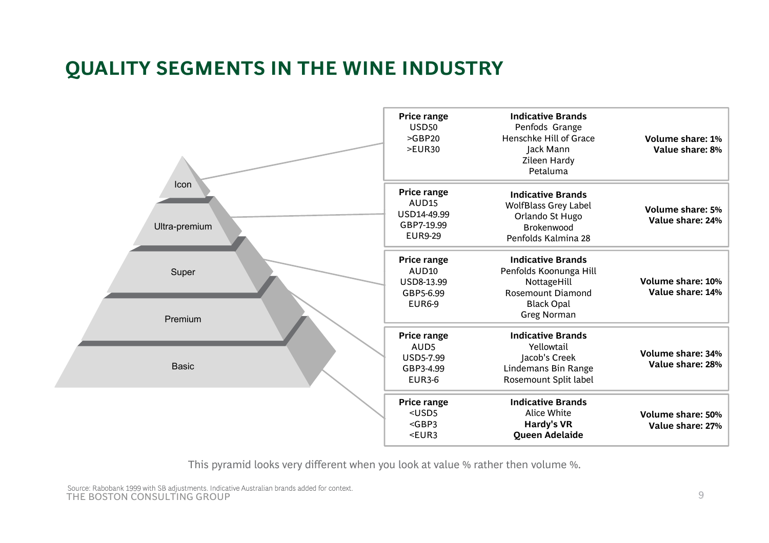# QUALITY SEGMENTS IN THE WINE INDUSTRY

| Segment | Price range | Indicative Brands | Shares |
|---|---|---|---|
| Icon | USD50<br>>GBP20<br>>EUR30 | Penfods Grange<br>Henschke Hill of Grace<br>Jack Mann<br>Zileen Hardy<br>Petaluma | **Volume share: 1%**<br>**Value share: 8%** |
| Ultra-premium | AUD15<br>USD14-49.99<br>GBP7-19.99<br>EUR9-29 | WolfBlass Grey Label<br>Orlando St Hugo<br>Brokenwood<br>Penfolds Kalmina 28 | **Volume share: 5%**<br>**Value share: 24%** |
| Super | AUD10<br>USD8-13.99<br>GBP5-6.99<br>EUR6-9 | Penfolds Koonunga Hill<br>NottageHill<br>Rosemount Diamond<br>Black Opal<br>Greg Norman | **Volume share: 10%**<br>**Value share: 14%** |
| Premium | AUD5<br>USD5-7.99<br>GBP3-4.99<br>EUR3-6 | Yellowtail<br>Jacob's Creek<br>Lindemans Bin Range<br>Rosemount Split label | **Volume share: 34%**<br>**Value share: 28%** |
| Basic | <USD5<br><GBP3<br><EUR3 | Alice White<br>**Hardy's VR**<br>**Queen Adelaide** | **Volume share: 50%**<br>**Value share: 27%** |

This pyramid looks very different when you look at value % rather then volume %.

Source: Rabobank 1999 with SB adjustments. Indicative Australian brands added for context.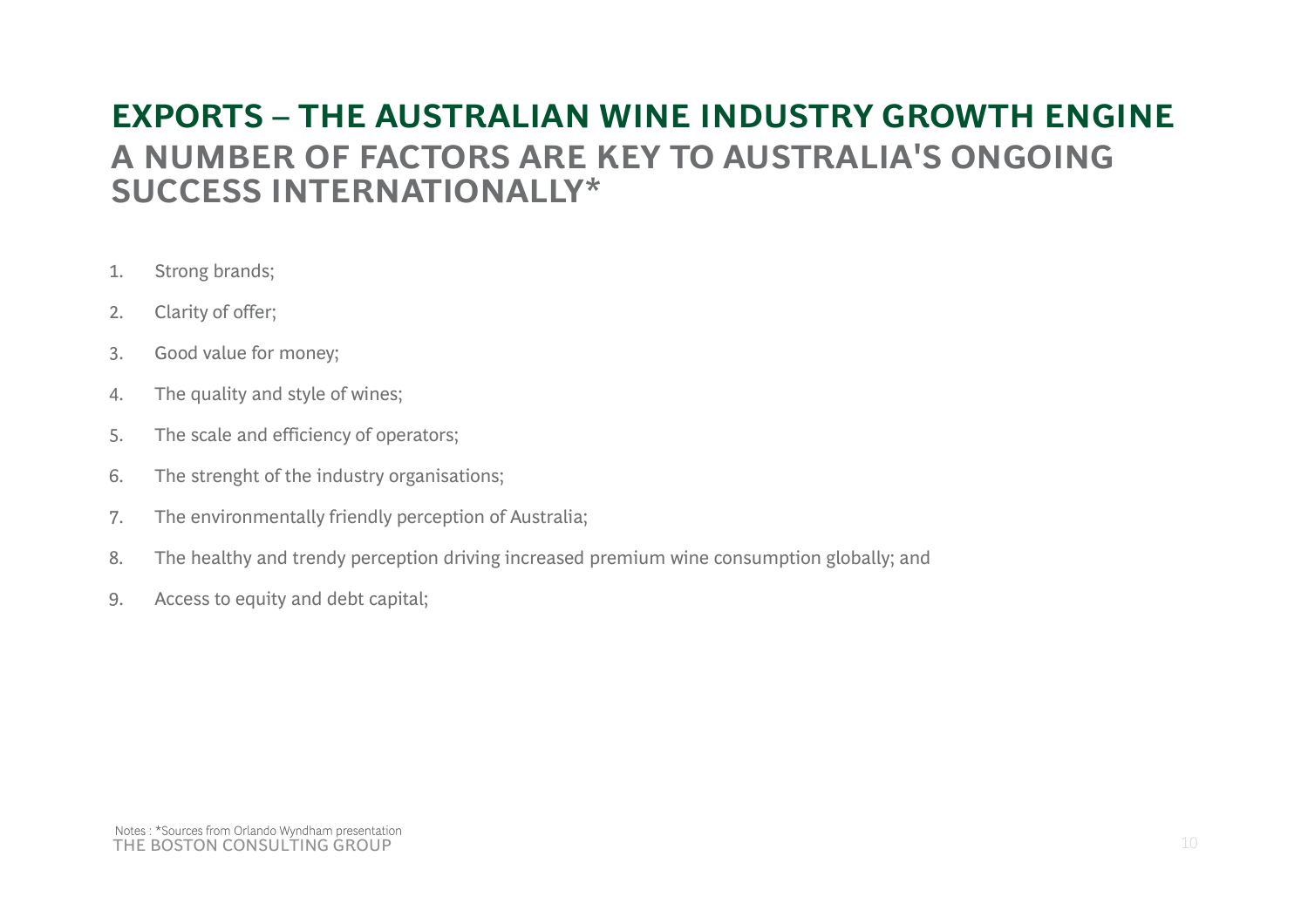# EXPORTS – THE AUSTRALIAN WINE INDUSTRY GROWTH ENGINE

## A NUMBER OF FACTORS ARE KEY TO AUSTRALIA'S ONGOING SUCCESS INTERNATIONALLY*

1. Strong brands;
2. Clarity of offer;
3. Good value for money;
4. The quality and style of wines;
5. The scale and efficiency of operators;
6. The strenght of the industry organisations;
7. The environmentally friendly perception of Australia;
8. The healthy and trendy perception driving increased premium wine consumption globally; and
9. Access to equity and debt capital;

Notes : *Sources from Orlando Wyndham presentation

THE BOSTON CONSULTING GROUP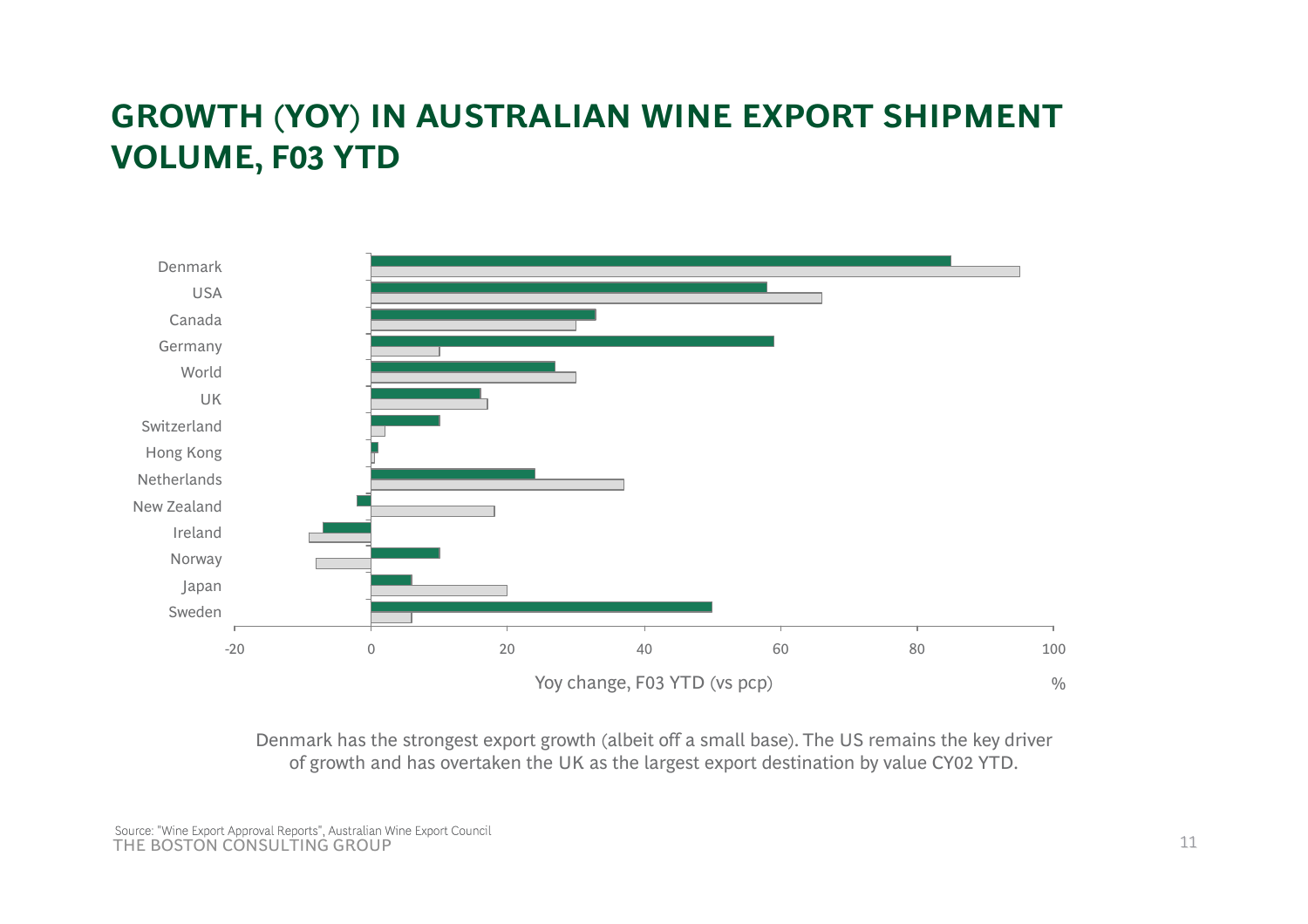# GROWTH (YOY) IN AUSTRALIAN WINE EXPORT SHIPMENT VOLUME, F03 YTD

Denmark
USA
Canada
Germany
World
UK
Switzerland
Hong Kong
Netherlands
New Zealand
Ireland
Norway
Japan
Sweden

-20 0 20 40 60 80 100

Yoy change, F03 YTD (vs pcp) %

Denmark has the strongest export growth (albeit off a small base). The US remains the key driver of growth and has overtaken the UK as the largest export destination by value CY02 YTD.

Source: "Wine Export Approval Reports", Australian Wine Export Council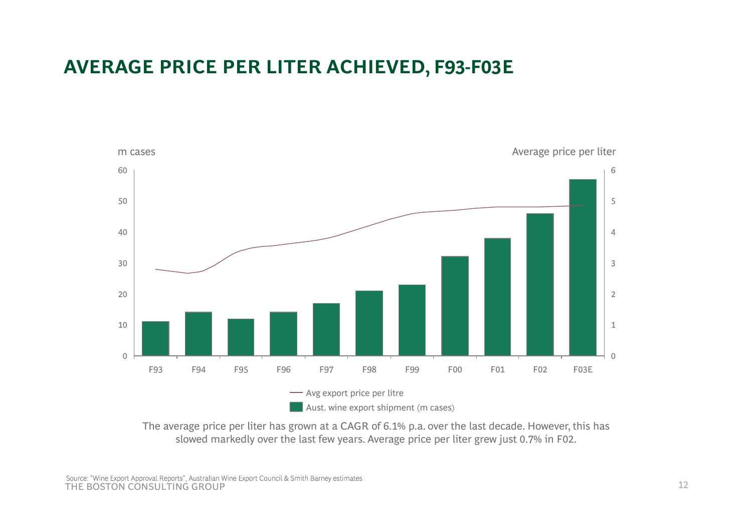# AVERAGE PRICE PER LITER ACHIEVED, F93-F03E

m cases

Average price per liter

- Avg export price per litre
- Aust. wine export shipment (m cases)

The average price per liter has grown at a CAGR of 6.1% p.a. over the last decade. However, this has slowed markedly over the last few years. Average price per liter grew just 0.7% in F02.

Source: "Wine Export Approval Reports", Australian Wine Export Council & Smith Barney estimates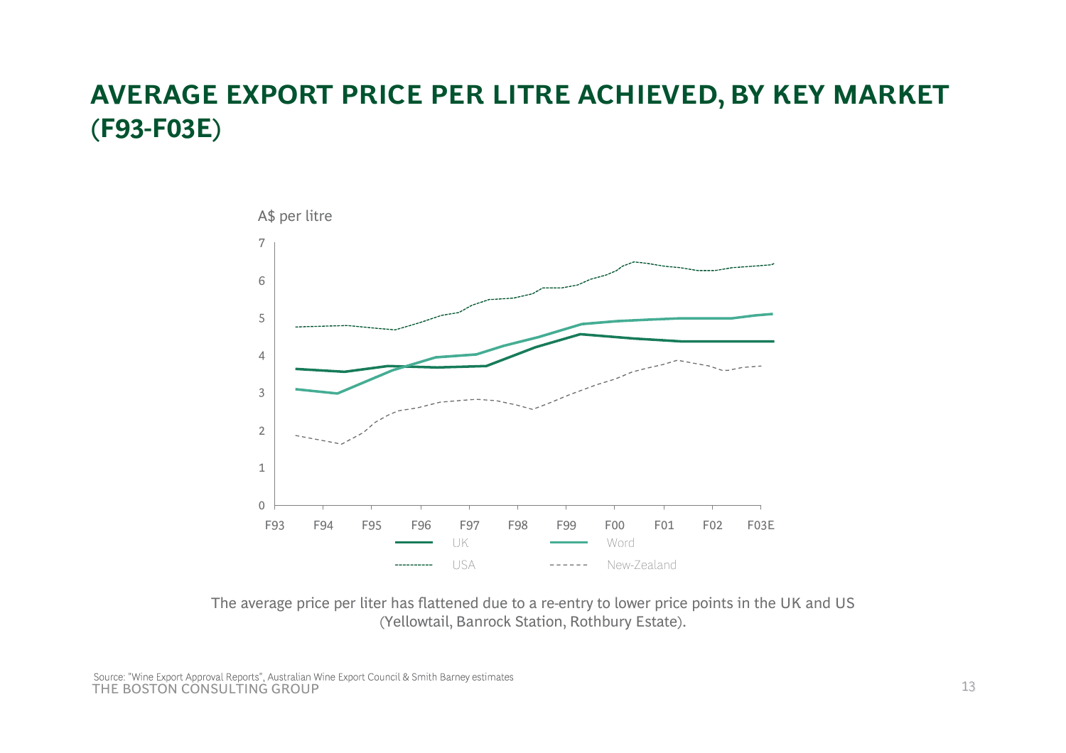# AVERAGE EXPORT PRICE PER LITRE ACHIEVED, BY KEY MARKET (F93-F03E)

A$ per litre

7
6
5
4
3
2
1
0

F93 F94 F95 F96 F97 F98 F99 F00 F01 F02 F03E

UK
Word
USA
New-Zealand

The average price per liter has flattened due to a re-entry to lower price points in the UK and US (Yellowtail, Banrock Station, Rothbury Estate).

Source: "Wine Export Approval Reports", Australian Wine Export Council & Smith Barney estimates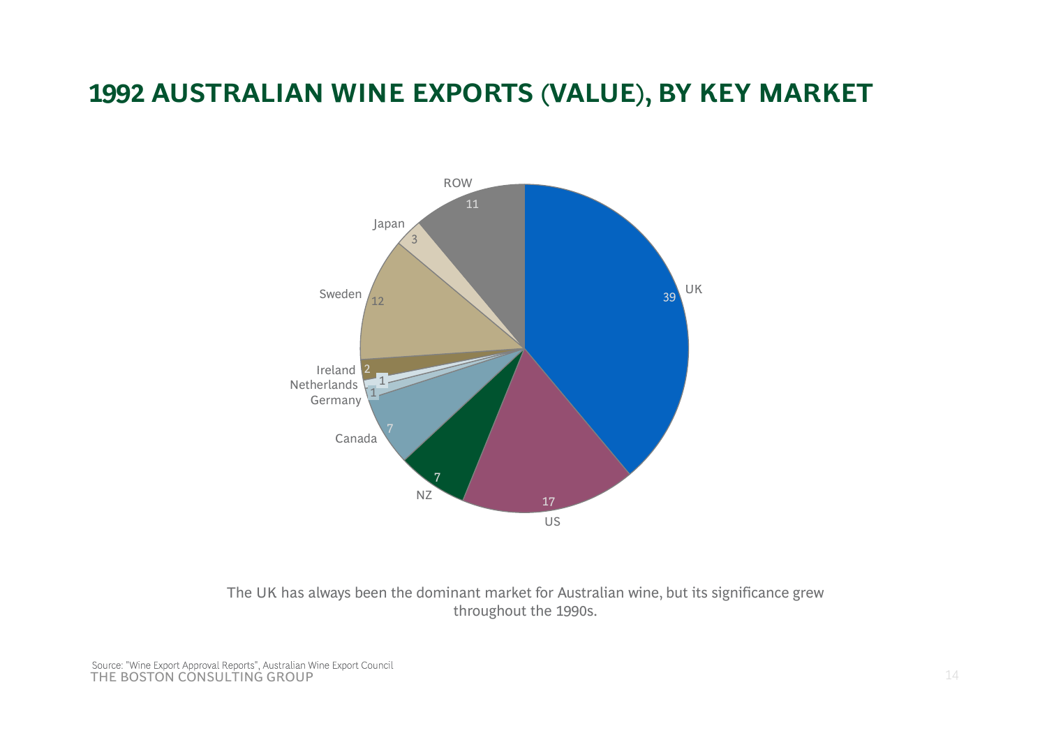# 1992 AUSTRALIAN WINE EXPORTS (VALUE), BY KEY MARKET

| Market | Value |
| --- | --- |
| UK | 39 |
| US | 17 |
| NZ | 7 |
| Canada | 7 |
| Germany | 1 |
| Netherlands | 1 |
| Ireland | 2 |
| Sweden | 12 |
| Japan | 3 |
| ROW | 11 |

The UK has always been the dominant market for Australian wine, but its significance grew throughout the 1990s.

Source: "Wine Export Approval Reports", Australian Wine Export Council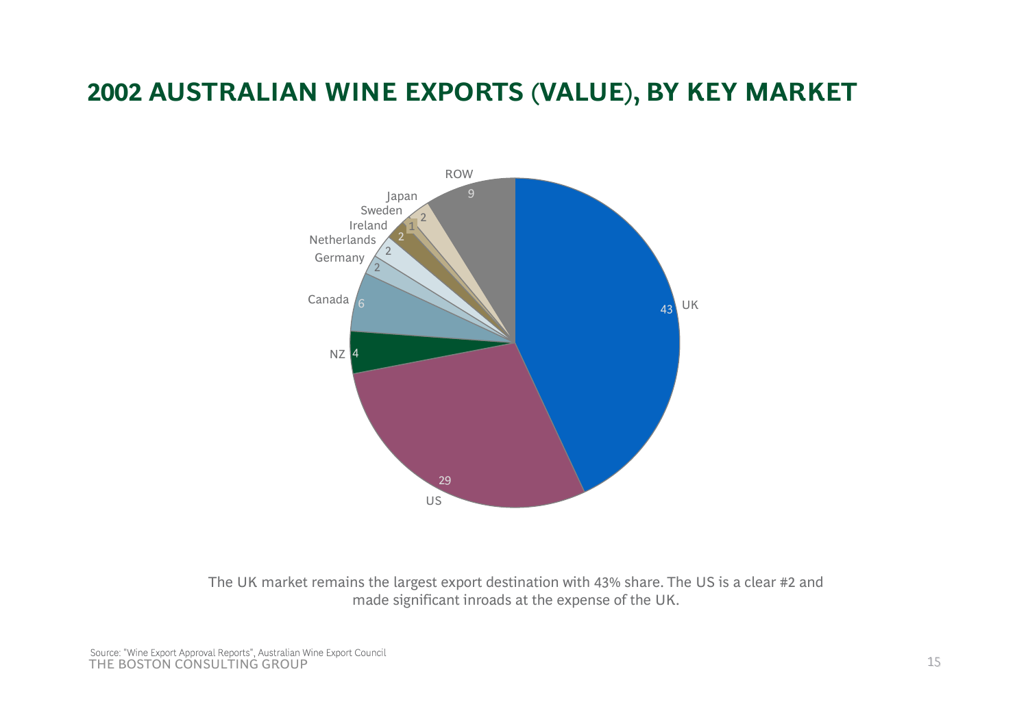# 2002 AUSTRALIAN WINE EXPORTS (VALUE), BY KEY MARKET

| Market | Share (%) |
| --- | --- |
| UK | 43 |
| US | 29 |
| NZ | 4 |
| Canada | 6 |
| Germany | 2 |
| Netherlands | 2 |
| Ireland | 2 |
| Sweden | 1 |
| Japan | 2 |
| ROW | 9 |

The UK market remains the largest export destination with 43% share. The US is a clear #2 and made significant inroads at the expense of the UK.

Source: "Wine Export Approval Reports", Australian Wine Export Council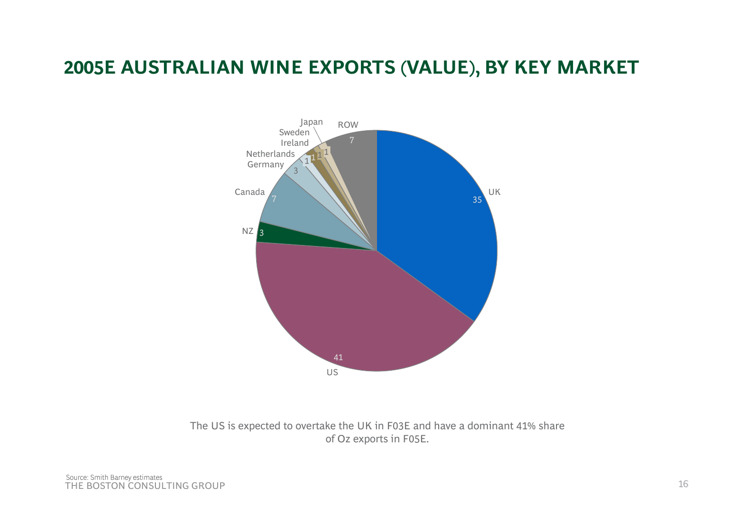# 2005E AUSTRALIAN WINE EXPORTS (VALUE), BY KEY MARKET

| Market | Share (%) |
|---|---|
| UK | 35 |
| US | 41 |
| NZ | 3 |
| Canada | 7 |
| Germany | 3 |
| Netherlands | 1 |
| Ireland | 1 |
| Sweden | 1 |
| Japan | 1 |
| ROW | 7 |

The US is expected to overtake the UK in F03E and have a dominant 41% share of Oz exports in F05E.

Source: Smith Barney estimates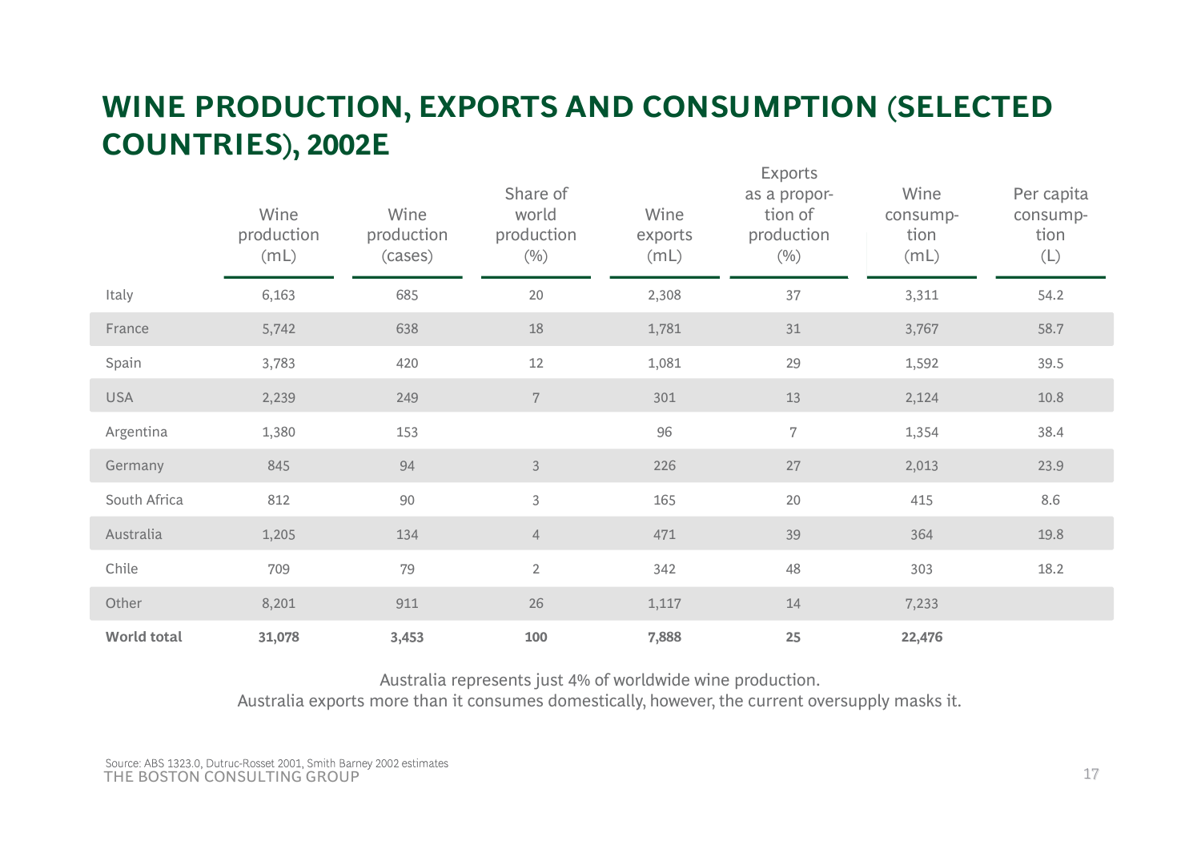# WINE PRODUCTION, EXPORTS AND CONSUMPTION (SELECTED COUNTRIES), 2002E

| | Wine production (mL) | Wine production (cases) | Share of world production (%) | Wine exports (mL) | Exports as a proportion of production (%) | Wine consumption (mL) | Per capita consumption (L) |
|---|---|---|---|---|---|---|---|
| Italy | 6,163 | 685 | 20 | 2,308 | 37 | 3,311 | 54.2 |
| France | 5,742 | 638 | 18 | 1,781 | 31 | 3,767 | 58.7 |
| Spain | 3,783 | 420 | 12 | 1,081 | 29 | 1,592 | 39.5 |
| USA | 2,239 | 249 | 7 | 301 | 13 | 2,124 | 10.8 |
| Argentina | 1,380 | 153 | | 96 | 7 | 1,354 | 38.4 |
| Germany | 845 | 94 | 3 | 226 | 27 | 2,013 | 23.9 |
| South Africa | 812 | 90 | 3 | 165 | 20 | 415 | 8.6 |
| Australia | 1,205 | 134 | 4 | 471 | 39 | 364 | 19.8 |
| Chile | 709 | 79 | 2 | 342 | 48 | 303 | 18.2 |
| Other | 8,201 | 911 | 26 | 1,117 | 14 | 7,233 | |
| **World total** | **31,078** | **3,453** | **100** | **7,888** | **25** | **22,476** | |

Australia represents just 4% of worldwide wine production.
Australia exports more than it consumes domestically, however, the current oversupply masks it.

Source: ABS 1323.0, Dutruc-Rosset 2001, Smith Barney 2002 estimates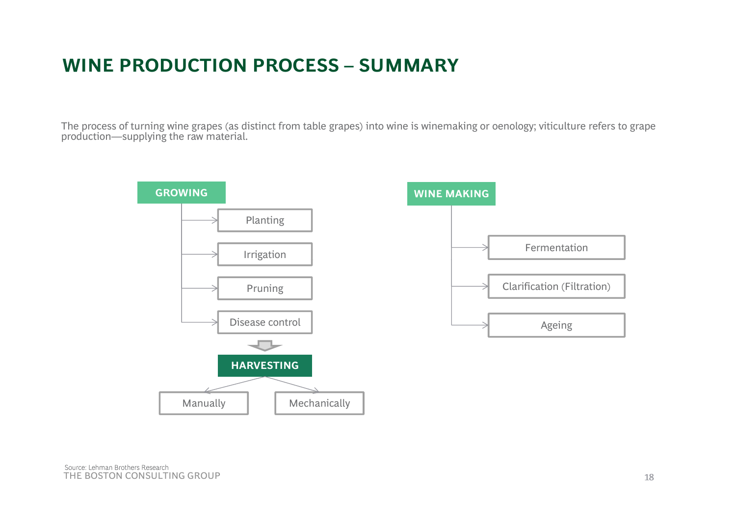# WINE PRODUCTION PROCESS – SUMMARY

The process of turning wine grapes (as distinct from table grapes) into wine is winemaking or oenology; viticulture refers to grape production—supplying the raw material.

**GROWING**

- Planting
- Irrigation
- Pruning
- Disease control

**HARVESTING**

- Manually
- Mechanically

**WINE MAKING**

- Fermentation
- Clarification (Filtration)
- Ageing

Source: Lehman Brothers Research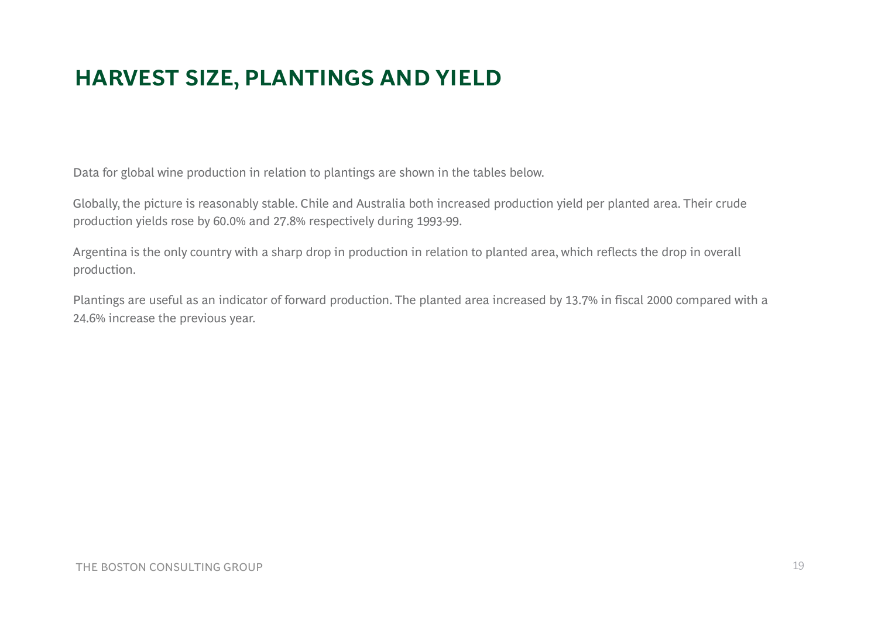# HARVEST SIZE, PLANTINGS AND YIELD

Data for global wine production in relation to plantings are shown in the tables below.

Globally, the picture is reasonably stable. Chile and Australia both increased production yield per planted area. Their crude production yields rose by 60.0% and 27.8% respectively during 1993-99.

Argentina is the only country with a sharp drop in production in relation to planted area, which reflects the drop in overall production.

Plantings are useful as an indicator of forward production. The planted area increased by 13.7% in fiscal 2000 compared with a 24.6% increase the previous year.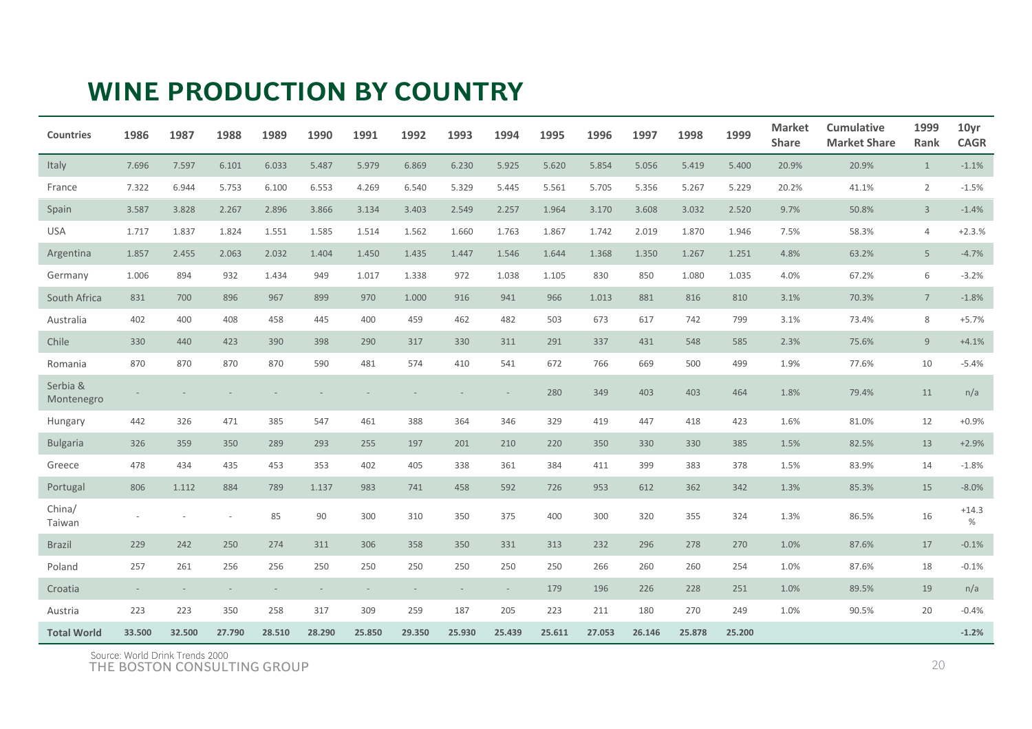# WINE PRODUCTION BY COUNTRY

| Countries | 1986 | 1987 | 1988 | 1989 | 1990 | 1991 | 1992 | 1993 | 1994 | 1995 | 1996 | 1997 | 1998 | 1999 | Market Share | Cumulative Market Share | 1999 Rank | 10yr CAGR |
|---|---|---|---|---|---|---|---|---|---|---|---|---|---|---|---|---|---|---|
| Italy | 7.696 | 7.597 | 6.101 | 6.033 | 5.487 | 5.979 | 6.869 | 6.230 | 5.925 | 5.620 | 5.854 | 5.056 | 5.419 | 5.400 | 20.9% | 20.9% | 1 | -1.1% |
| France | 7.322 | 6.944 | 5.753 | 6.100 | 6.553 | 4.269 | 6.540 | 5.329 | 5.445 | 5.561 | 5.705 | 5.356 | 5.267 | 5.229 | 20.2% | 41.1% | 2 | -1.5% |
| Spain | 3.587 | 3.828 | 2.267 | 2.896 | 3.866 | 3.134 | 3.403 | 2.549 | 2.257 | 1.964 | 3.170 | 3.608 | 3.032 | 2.520 | 9.7% | 50.8% | 3 | -1.4% |
| USA | 1.717 | 1.837 | 1.824 | 1.551 | 1.585 | 1.514 | 1.562 | 1.660 | 1.763 | 1.867 | 1.742 | 2.019 | 1.870 | 1.946 | 7.5% | 58.3% | 4 | +2.3.% |
| Argentina | 1.857 | 2.455 | 2.063 | 2.032 | 1.404 | 1.450 | 1.435 | 1.447 | 1.546 | 1.644 | 1.368 | 1.350 | 1.267 | 1.251 | 4.8% | 63.2% | 5 | -4.7% |
| Germany | 1.006 | 894 | 932 | 1.434 | 949 | 1.017 | 1.338 | 972 | 1.038 | 1.105 | 830 | 850 | 1.080 | 1.035 | 4.0% | 67.2% | 6 | -3.2% |
| South Africa | 831 | 700 | 896 | 967 | 899 | 970 | 1.000 | 916 | 941 | 966 | 1.013 | 881 | 816 | 810 | 3.1% | 70.3% | 7 | -1.8% |
| Australia | 402 | 400 | 408 | 458 | 445 | 400 | 459 | 462 | 482 | 503 | 673 | 617 | 742 | 799 | 3.1% | 73.4% | 8 | +5.7% |
| Chile | 330 | 440 | 423 | 390 | 398 | 290 | 317 | 330 | 311 | 291 | 337 | 431 | 548 | 585 | 2.3% | 75.6% | 9 | +4.1% |
| Romania | 870 | 870 | 870 | 870 | 590 | 481 | 574 | 410 | 541 | 672 | 766 | 669 | 500 | 499 | 1.9% | 77.6% | 10 | -5.4% |
| Serbia & Montenegro | - | - | - | - | - | - | - | - | - | 280 | 349 | 403 | 403 | 464 | 1.8% | 79.4% | 11 | n/a |
| Hungary | 442 | 326 | 471 | 385 | 547 | 461 | 388 | 364 | 346 | 329 | 419 | 447 | 418 | 423 | 1.6% | 81.0% | 12 | +0.9% |
| Bulgaria | 326 | 359 | 350 | 289 | 293 | 255 | 197 | 201 | 210 | 220 | 350 | 330 | 330 | 385 | 1.5% | 82.5% | 13 | +2.9% |
| Greece | 478 | 434 | 435 | 453 | 353 | 402 | 405 | 338 | 361 | 384 | 411 | 399 | 383 | 378 | 1.5% | 83.9% | 14 | -1.8% |
| Portugal | 806 | 1.112 | 884 | 789 | 1.137 | 983 | 741 | 458 | 592 | 726 | 953 | 612 | 362 | 342 | 1.3% | 85.3% | 15 | -8.0% |
| China/ Taiwan | - | - | - | 85 | 90 | 300 | 310 | 350 | 375 | 400 | 300 | 320 | 355 | 324 | 1.3% | 86.5% | 16 | +14.3 % |
| Brazil | 229 | 242 | 250 | 274 | 311 | 306 | 358 | 350 | 331 | 313 | 232 | 296 | 278 | 270 | 1.0% | 87.6% | 17 | -0.1% |
| Poland | 257 | 261 | 256 | 256 | 250 | 250 | 250 | 250 | 250 | 250 | 266 | 260 | 260 | 254 | 1.0% | 87.6% | 18 | -0.1% |
| Croatia | - | - | - | - | - | - | - | - | - | 179 | 196 | 226 | 228 | 251 | 1.0% | 89.5% | 19 | n/a |
| Austria | 223 | 223 | 350 | 258 | 317 | 309 | 259 | 187 | 205 | 223 | 211 | 180 | 270 | 249 | 1.0% | 90.5% | 20 | -0.4% |
| **Total World** | **33.500** | **32.500** | **27.790** | **28.510** | **28.290** | **25.850** | **29.350** | **25.930** | **25.439** | **25.611** | **27.053** | **26.146** | **25.878** | **25.200** | | | | **-1.2%** |

Source: World Drink Trends 2000

THE BOSTON CONSULTING GROUP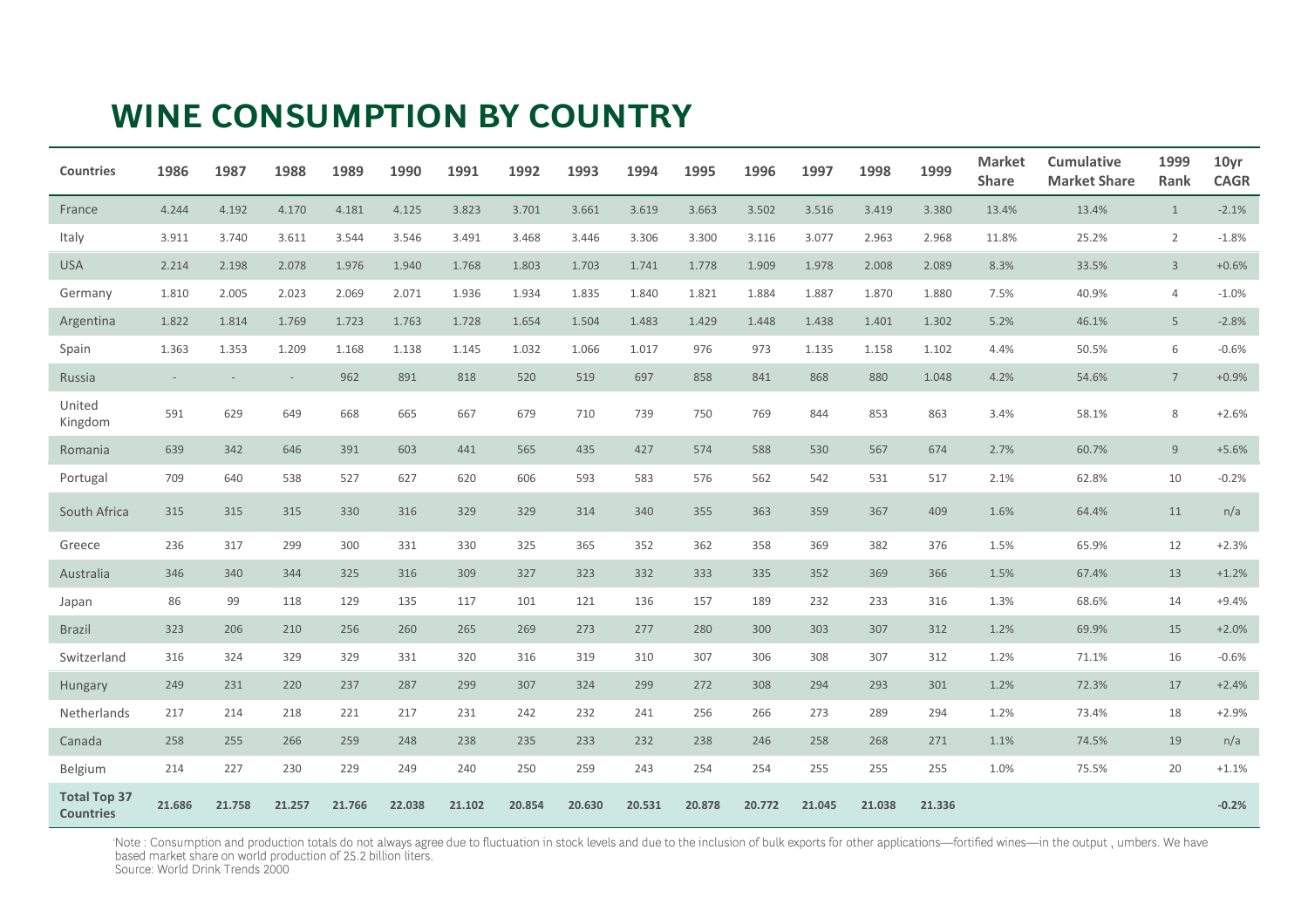# WINE CONSUMPTION BY COUNTRY

| Countries | 1986 | 1987 | 1988 | 1989 | 1990 | 1991 | 1992 | 1993 | 1994 | 1995 | 1996 | 1997 | 1998 | 1999 | Market Share | Cumulative Market Share | 1999 Rank | 10yr CAGR |
|---|---|---|---|---|---|---|---|---|---|---|---|---|---|---|---|---|---|---|
| France | 4.244 | 4.192 | 4.170 | 4.181 | 4.125 | 3.823 | 3.701 | 3.661 | 3.619 | 3.663 | 3.502 | 3.516 | 3.419 | 3.380 | 13.4% | 13.4% | 1 | -2.1% |
| Italy | 3.911 | 3.740 | 3.611 | 3.544 | 3.546 | 3.491 | 3.468 | 3.446 | 3.306 | 3.300 | 3.116 | 3.077 | 2.963 | 2.968 | 11.8% | 25.2% | 2 | -1.8% |
| USA | 2.214 | 2.198 | 2.078 | 1.976 | 1.940 | 1.768 | 1.803 | 1.703 | 1.741 | 1.778 | 1.909 | 1.978 | 2.008 | 2.089 | 8.3% | 33.5% | 3 | +0.6% |
| Germany | 1.810 | 2.005 | 2.023 | 2.069 | 2.071 | 1.936 | 1.934 | 1.835 | 1.840 | 1.821 | 1.884 | 1.887 | 1.870 | 1.880 | 7.5% | 40.9% | 4 | -1.0% |
| Argentina | 1.822 | 1.814 | 1.769 | 1.723 | 1.763 | 1.728 | 1.654 | 1.504 | 1.483 | 1.429 | 1.448 | 1.438 | 1.401 | 1.302 | 5.2% | 46.1% | 5 | -2.8% |
| Spain | 1.363 | 1.353 | 1.209 | 1.168 | 1.138 | 1.145 | 1.032 | 1.066 | 1.017 | 976 | 973 | 1.135 | 1.158 | 1.102 | 4.4% | 50.5% | 6 | -0.6% |
| Russia | - | - | - | 962 | 891 | 818 | 520 | 519 | 697 | 858 | 841 | 868 | 880 | 1.048 | 4.2% | 54.6% | 7 | +0.9% |
| United Kingdom | 591 | 629 | 649 | 668 | 665 | 667 | 679 | 710 | 739 | 750 | 769 | 844 | 853 | 863 | 3.4% | 58.1% | 8 | +2.6% |
| Romania | 639 | 342 | 646 | 391 | 603 | 441 | 565 | 435 | 427 | 574 | 588 | 530 | 567 | 674 | 2.7% | 60.7% | 9 | +5.6% |
| Portugal | 709 | 640 | 538 | 527 | 627 | 620 | 606 | 593 | 583 | 576 | 562 | 542 | 531 | 517 | 2.1% | 62.8% | 10 | -0.2% |
| South Africa | 315 | 315 | 315 | 330 | 316 | 329 | 329 | 314 | 340 | 355 | 363 | 359 | 367 | 409 | 1.6% | 64.4% | 11 | n/a |
| Greece | 236 | 317 | 299 | 300 | 331 | 330 | 325 | 365 | 352 | 362 | 358 | 369 | 382 | 376 | 1.5% | 65.9% | 12 | +2.3% |
| Australia | 346 | 340 | 344 | 325 | 316 | 309 | 327 | 323 | 332 | 333 | 335 | 352 | 369 | 366 | 1.5% | 67.4% | 13 | +1.2% |
| Japan | 86 | 99 | 118 | 129 | 135 | 117 | 101 | 121 | 136 | 157 | 189 | 232 | 233 | 316 | 1.3% | 68.6% | 14 | +9.4% |
| Brazil | 323 | 206 | 210 | 256 | 260 | 265 | 269 | 273 | 277 | 280 | 300 | 303 | 307 | 312 | 1.2% | 69.9% | 15 | +2.0% |
| Switzerland | 316 | 324 | 329 | 329 | 331 | 320 | 316 | 319 | 310 | 307 | 306 | 308 | 307 | 312 | 1.2% | 71.1% | 16 | -0.6% |
| Hungary | 249 | 231 | 220 | 237 | 287 | 299 | 307 | 324 | 299 | 272 | 308 | 294 | 293 | 301 | 1.2% | 72.3% | 17 | +2.4% |
| Netherlands | 217 | 214 | 218 | 221 | 217 | 231 | 242 | 232 | 241 | 256 | 266 | 273 | 289 | 294 | 1.2% | 73.4% | 18 | +2.9% |
| Canada | 258 | 255 | 266 | 259 | 248 | 238 | 235 | 233 | 232 | 238 | 246 | 258 | 268 | 271 | 1.1% | 74.5% | 19 | n/a |
| Belgium | 214 | 227 | 230 | 229 | 249 | 240 | 250 | 259 | 243 | 254 | 254 | 255 | 255 | 255 | 1.0% | 75.5% | 20 | +1.1% |
| **Total Top 37 Countries** | **21.686** | **21.758** | **21.257** | **21.766** | **22.038** | **21.102** | **20.854** | **20.630** | **20.531** | **20.878** | **20.772** | **21.045** | **21.038** | **21.336** | | | | **-0.2%** |

Note : Consumption and production totals do not always agree due to fluctuation in stock levels and due to the inclusion of bulk exports for other applications—fortified wines—in the output , umbers. We have based market share on world production of 25.2 billion liters.
Source: World Drink Trends 2000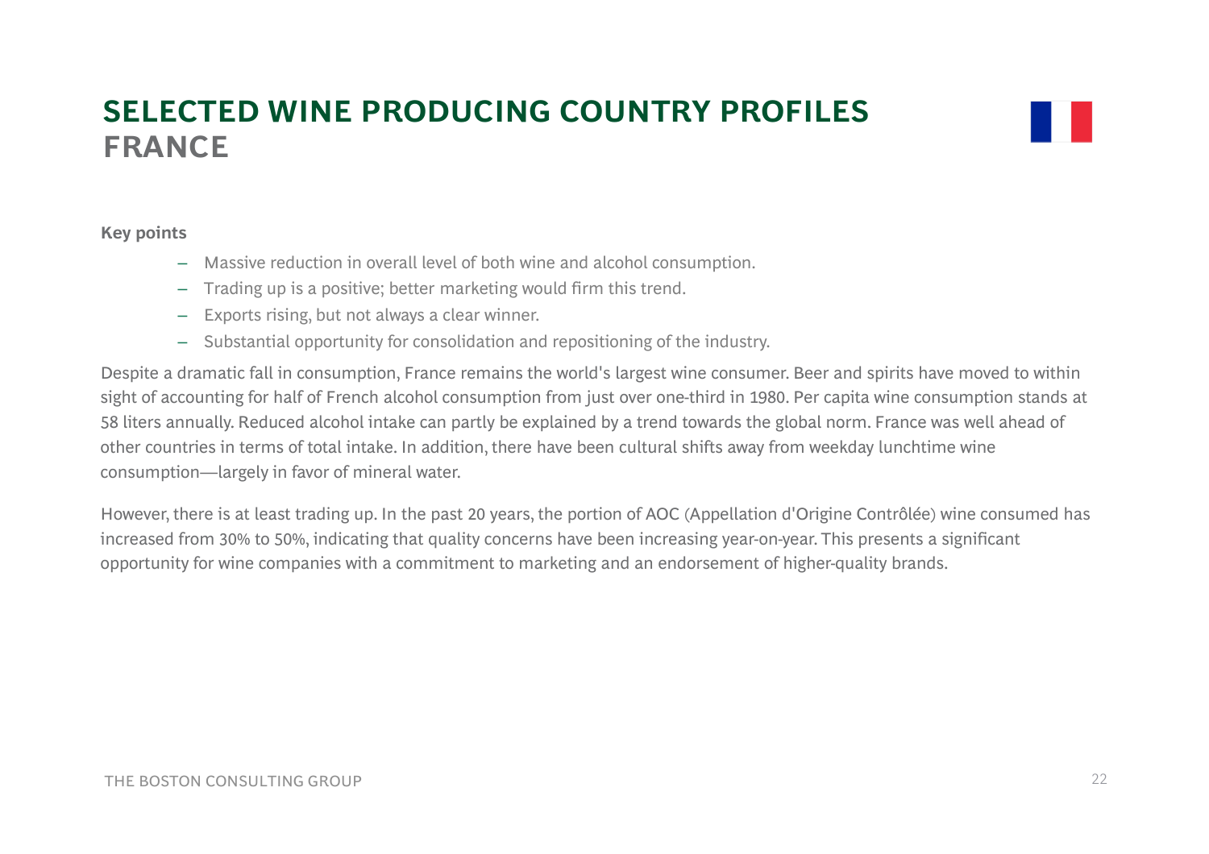# SELECTED WINE PRODUCING COUNTRY PROFILES
## FRANCE

**Key points**

- Massive reduction in overall level of both wine and alcohol consumption.
- Trading up is a positive; better marketing would firm this trend.
- Exports rising, but not always a clear winner.
- Substantial opportunity for consolidation and repositioning of the industry.

Despite a dramatic fall in consumption, France remains the world's largest wine consumer. Beer and spirits have moved to within sight of accounting for half of French alcohol consumption from just over one-third in 1980. Per capita wine consumption stands at 58 liters annually. Reduced alcohol intake can partly be explained by a trend towards the global norm. France was well ahead of other countries in terms of total intake. In addition, there have been cultural shifts away from weekday lunchtime wine consumption—largely in favor of mineral water.

However, there is at least trading up. In the past 20 years, the portion of AOC (Appellation d'Origine Contrôlée) wine consumed has increased from 30% to 50%, indicating that quality concerns have been increasing year-on-year. This presents a significant opportunity for wine companies with a commitment to marketing and an endorsement of higher-quality brands.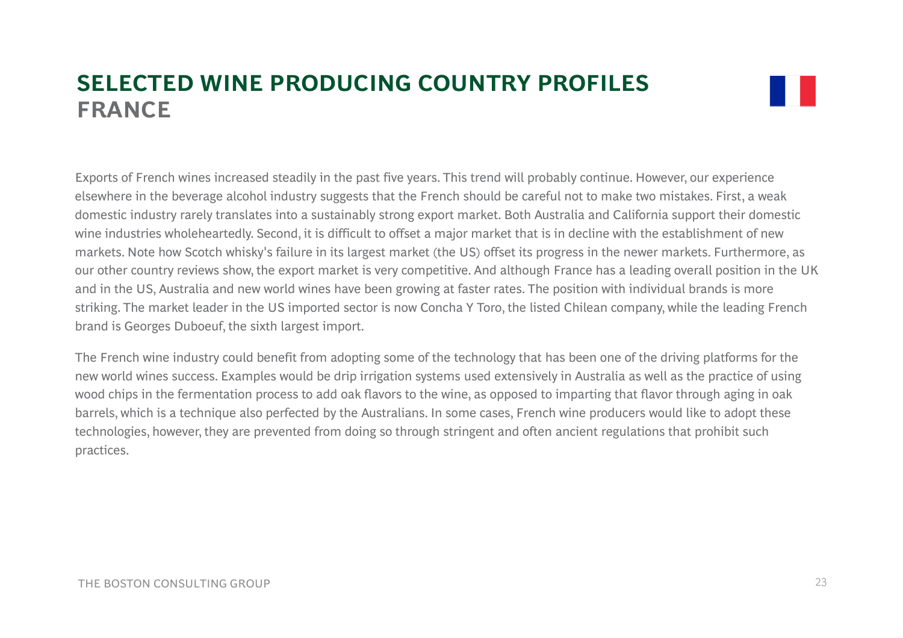# SELECTED WINE PRODUCING COUNTRY PROFILES
## FRANCE

Exports of French wines increased steadily in the past five years. This trend will probably continue. However, our experience elsewhere in the beverage alcohol industry suggests that the French should be careful not to make two mistakes. First, a weak domestic industry rarely translates into a sustainably strong export market. Both Australia and California support their domestic wine industries wholeheartedly. Second, it is difficult to offset a major market that is in decline with the establishment of new markets. Note how Scotch whisky's failure in its largest market (the US) offset its progress in the newer markets. Furthermore, as our other country reviews show, the export market is very competitive. And although France has a leading overall position in the UK and in the US, Australia and new world wines have been growing at faster rates. The position with individual brands is more striking. The market leader in the US imported sector is now Concha Y Toro, the listed Chilean company, while the leading French brand is Georges Duboeuf, the sixth largest import.

The French wine industry could benefit from adopting some of the technology that has been one of the driving platforms for the new world wines success. Examples would be drip irrigation systems used extensively in Australia as well as the practice of using wood chips in the fermentation process to add oak flavors to the wine, as opposed to imparting that flavor through aging in oak barrels, which is a technique also perfected by the Australians. In some cases, French wine producers would like to adopt these technologies, however, they are prevented from doing so through stringent and often ancient regulations that prohibit such practices.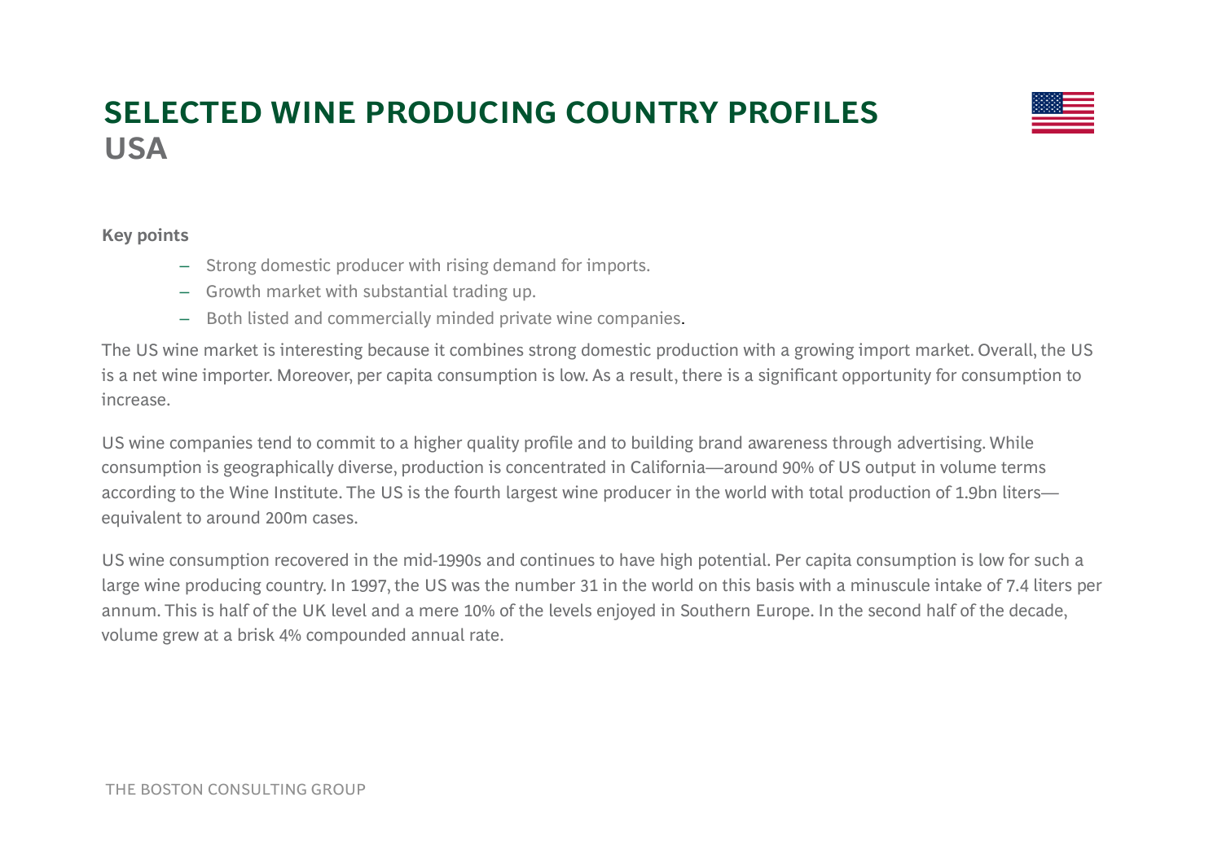# SELECTED WINE PRODUCING COUNTRY PROFILES

## USA

**Key points**

- Strong domestic producer with rising demand for imports.
- Growth market with substantial trading up.
- Both listed and commercially minded private wine companies.

The US wine market is interesting because it combines strong domestic production with a growing import market. Overall, the US is a net wine importer. Moreover, per capita consumption is low. As a result, there is a significant opportunity for consumption to increase.

US wine companies tend to commit to a higher quality profile and to building brand awareness through advertising. While consumption is geographically diverse, production is concentrated in California—around 90% of US output in volume terms according to the Wine Institute. The US is the fourth largest wine producer in the world with total production of 1.9bn liters—equivalent to around 200m cases.

US wine consumption recovered in the mid-1990s and continues to have high potential. Per capita consumption is low for such a large wine producing country. In 1997, the US was the number 31 in the world on this basis with a minuscule intake of 7.4 liters per annum. This is half of the UK level and a mere 10% of the levels enjoyed in Southern Europe. In the second half of the decade, volume grew at a brisk 4% compounded annual rate.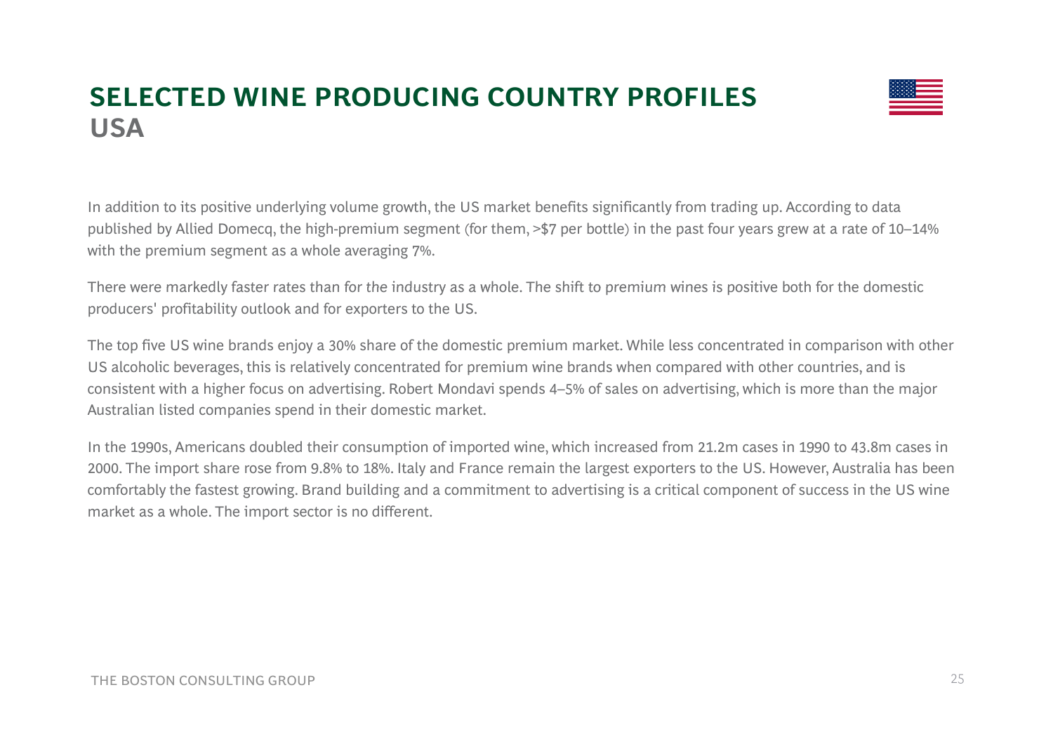# SELECTED WINE PRODUCING COUNTRY PROFILES
## USA

In addition to its positive underlying volume growth, the US market benefits significantly from trading up. According to data published by Allied Domecq, the high-premium segment (for them, >$7 per bottle) in the past four years grew at a rate of 10–14% with the premium segment as a whole averaging 7%.

There were markedly faster rates than for the industry as a whole. The shift to premium wines is positive both for the domestic producers' profitability outlook and for exporters to the US.

The top five US wine brands enjoy a 30% share of the domestic premium market. While less concentrated in comparison with other US alcoholic beverages, this is relatively concentrated for premium wine brands when compared with other countries, and is consistent with a higher focus on advertising. Robert Mondavi spends 4–5% of sales on advertising, which is more than the major Australian listed companies spend in their domestic market.

In the 1990s, Americans doubled their consumption of imported wine, which increased from 21.2m cases in 1990 to 43.8m cases in 2000. The import share rose from 9.8% to 18%. Italy and France remain the largest exporters to the US. However, Australia has been comfortably the fastest growing. Brand building and a commitment to advertising is a critical component of success in the US wine market as a whole. The import sector is no different.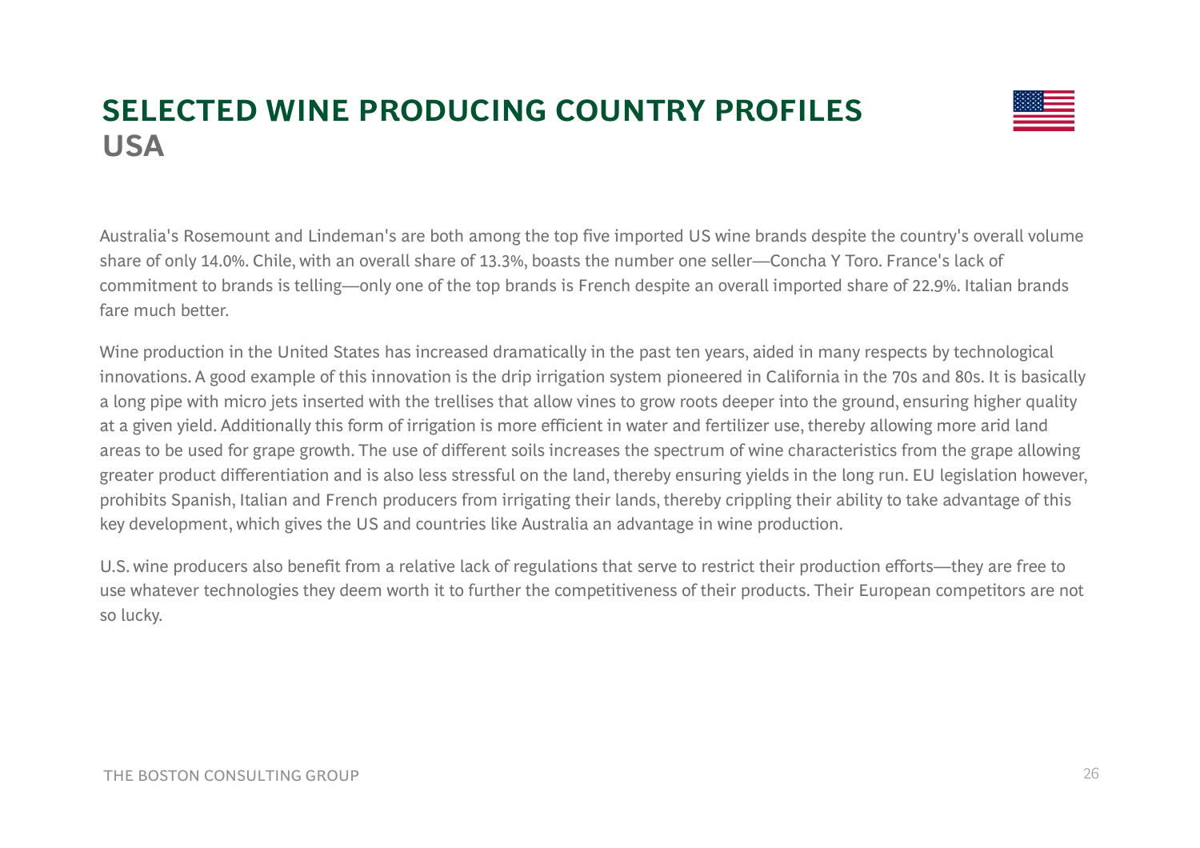# SELECTED WINE PRODUCING COUNTRY PROFILES
## USA

Australia's Rosemount and Lindeman's are both among the top five imported US wine brands despite the country's overall volume share of only 14.0%. Chile, with an overall share of 13.3%, boasts the number one seller—Concha Y Toro. France's lack of commitment to brands is telling—only one of the top brands is French despite an overall imported share of 22.9%. Italian brands fare much better.

Wine production in the United States has increased dramatically in the past ten years, aided in many respects by technological innovations. A good example of this innovation is the drip irrigation system pioneered in California in the 70s and 80s. It is basically a long pipe with micro jets inserted with the trellises that allow vines to grow roots deeper into the ground, ensuring higher quality at a given yield. Additionally this form of irrigation is more efficient in water and fertilizer use, thereby allowing more arid land areas to be used for grape growth. The use of different soils increases the spectrum of wine characteristics from the grape allowing greater product differentiation and is also less stressful on the land, thereby ensuring yields in the long run. EU legislation however, prohibits Spanish, Italian and French producers from irrigating their lands, thereby crippling their ability to take advantage of this key development, which gives the US and countries like Australia an advantage in wine production.

U.S. wine producers also benefit from a relative lack of regulations that serve to restrict their production efforts—they are free to use whatever technologies they deem worth it to further the competitiveness of their products. Their European competitors are not so lucky.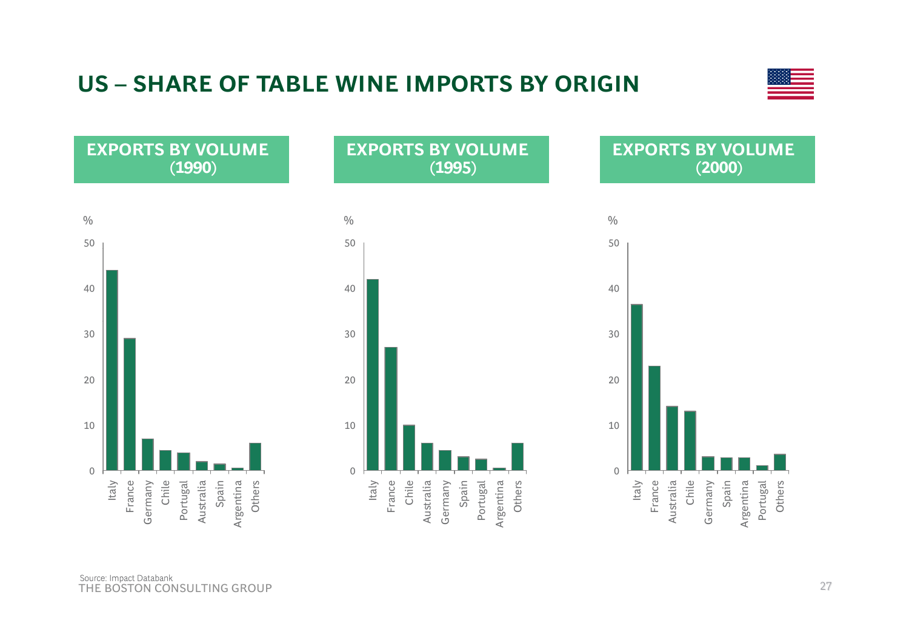# US – SHARE OF TABLE WINE IMPORTS BY ORIGIN

## EXPORTS BY VOLUME (1990)

%

| Origin | Share (%) |
|---|---|
| Italy | ~44 |
| France | ~29 |
| Germany | ~7 |
| Chile | ~4.5 |
| Portugal | ~4 |
| Australia | ~2 |
| Spain | ~1.5 |
| Argentina | ~0.5 |
| Others | ~6 |

## EXPORTS BY VOLUME (1995)

%

| Origin | Share (%) |
|---|---|
| Italy | ~42 |
| France | ~27 |
| Chile | ~10 |
| Australia | ~6 |
| Germany | ~4.5 |
| Spain | ~3 |
| Portugal | ~2.5 |
| Argentina | ~0.5 |
| Others | ~6 |

## EXPORTS BY VOLUME (2000)

%

| Origin | Share (%) |
|---|---|
| Italy | ~36.5 |
| France | ~23 |
| Australia | ~14 |
| Chile | ~13 |
| Germany | ~3 |
| Spain | ~3 |
| Argentina | ~3 |
| Portugal | ~1 |
| Others | ~3.5 |

Source: Impact Databank

THE BOSTON CONSULTING GROUP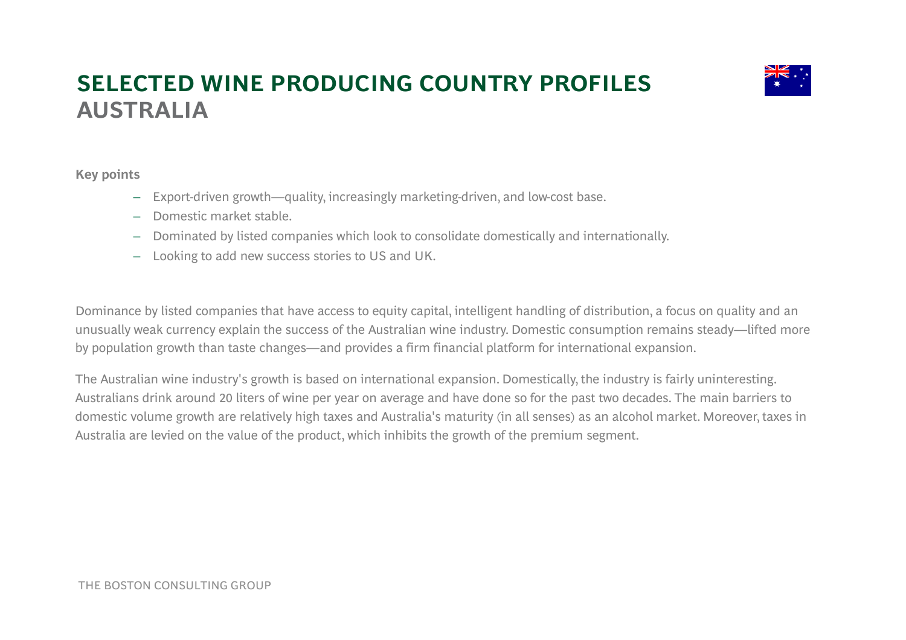# SELECTED WINE PRODUCING COUNTRY PROFILES
## AUSTRALIA

**Key points**

- Export-driven growth—quality, increasingly marketing-driven, and low-cost base.
- Domestic market stable.
- Dominated by listed companies which look to consolidate domestically and internationally.
- Looking to add new success stories to US and UK.

Dominance by listed companies that have access to equity capital, intelligent handling of distribution, a focus on quality and an unusually weak currency explain the success of the Australian wine industry. Domestic consumption remains steady—lifted more by population growth than taste changes—and provides a firm financial platform for international expansion.

The Australian wine industry's growth is based on international expansion. Domestically, the industry is fairly uninteresting. Australians drink around 20 liters of wine per year on average and have done so for the past two decades. The main barriers to domestic volume growth are relatively high taxes and Australia's maturity (in all senses) as an alcohol market. Moreover, taxes in Australia are levied on the value of the product, which inhibits the growth of the premium segment.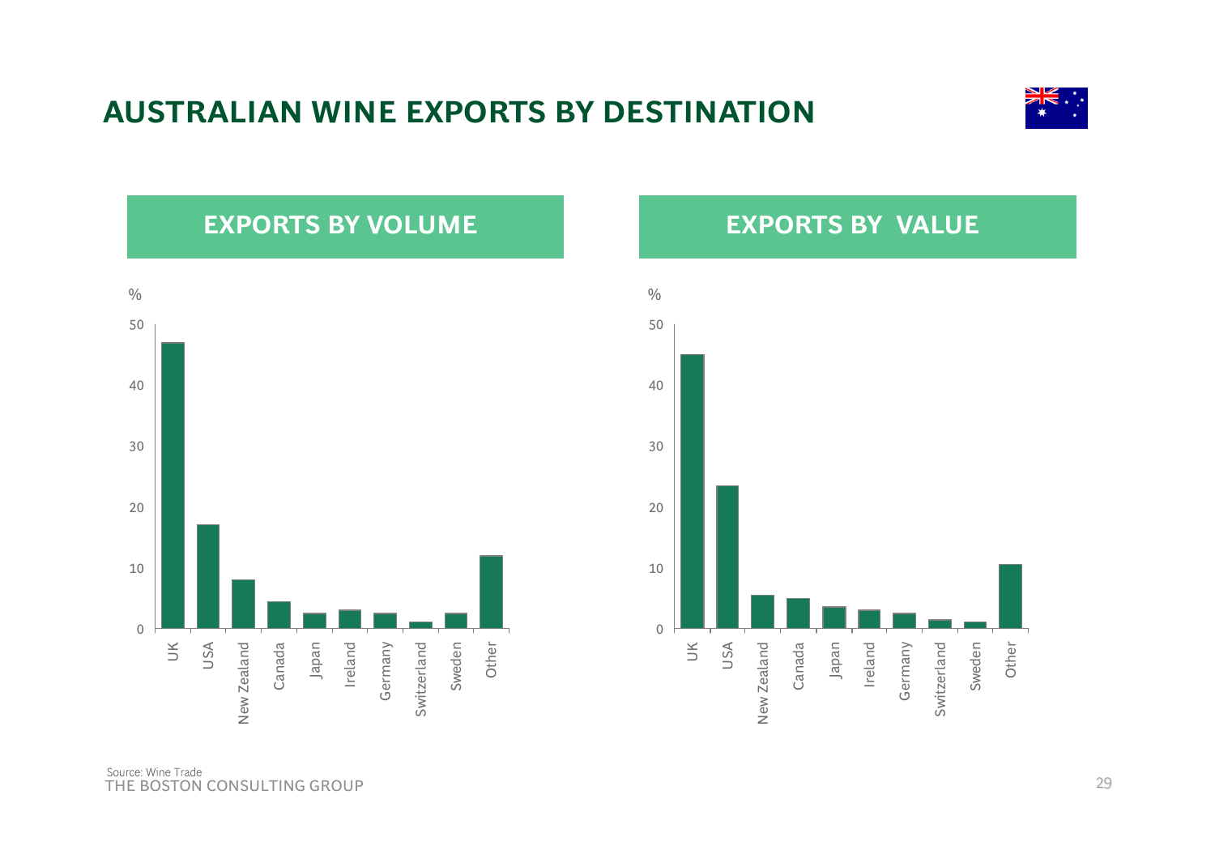# AUSTRALIAN WINE EXPORTS BY DESTINATION

## EXPORTS BY VOLUME

| Destination | % |
|---|---|
| UK | 47 |
| USA | 17 |
| New Zealand | 8 |
| Canada | 4.5 |
| Japan | 2.5 |
| Ireland | 3 |
| Germany | 2.5 |
| Switzerland | 1 |
| Sweden | 2.5 |
| Other | 12 |

## EXPORTS BY VALUE

| Destination | % |
|---|---|
| UK | 45 |
| USA | 23.5 |
| New Zealand | 5.5 |
| Canada | 5 |
| Japan | 3.5 |
| Ireland | 3 |
| Germany | 2.5 |
| Switzerland | 1.5 |
| Sweden | 1 |
| Other | 10.5 |

Source: Wine Trade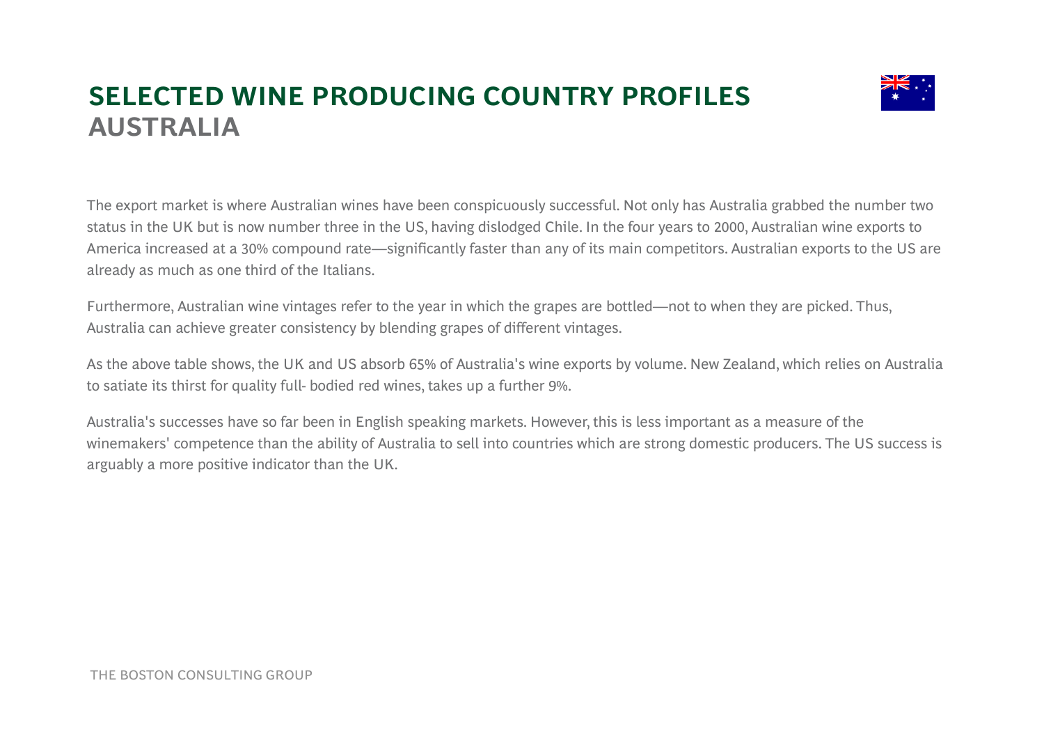# SELECTED WINE PRODUCING COUNTRY PROFILES
## AUSTRALIA

The export market is where Australian wines have been conspicuously successful. Not only has Australia grabbed the number two status in the UK but is now number three in the US, having dislodged Chile. In the four years to 2000, Australian wine exports to America increased at a 30% compound rate—significantly faster than any of its main competitors. Australian exports to the US are already as much as one third of the Italians.

Furthermore, Australian wine vintages refer to the year in which the grapes are bottled—not to when they are picked. Thus, Australia can achieve greater consistency by blending grapes of different vintages.

As the above table shows, the UK and US absorb 65% of Australia's wine exports by volume. New Zealand, which relies on Australia to satiate its thirst for quality full- bodied red wines, takes up a further 9%.

Australia's successes have so far been in English speaking markets. However, this is less important as a measure of the winemakers' competence than the ability of Australia to sell into countries which are strong domestic producers. The US success is arguably a more positive indicator than the UK.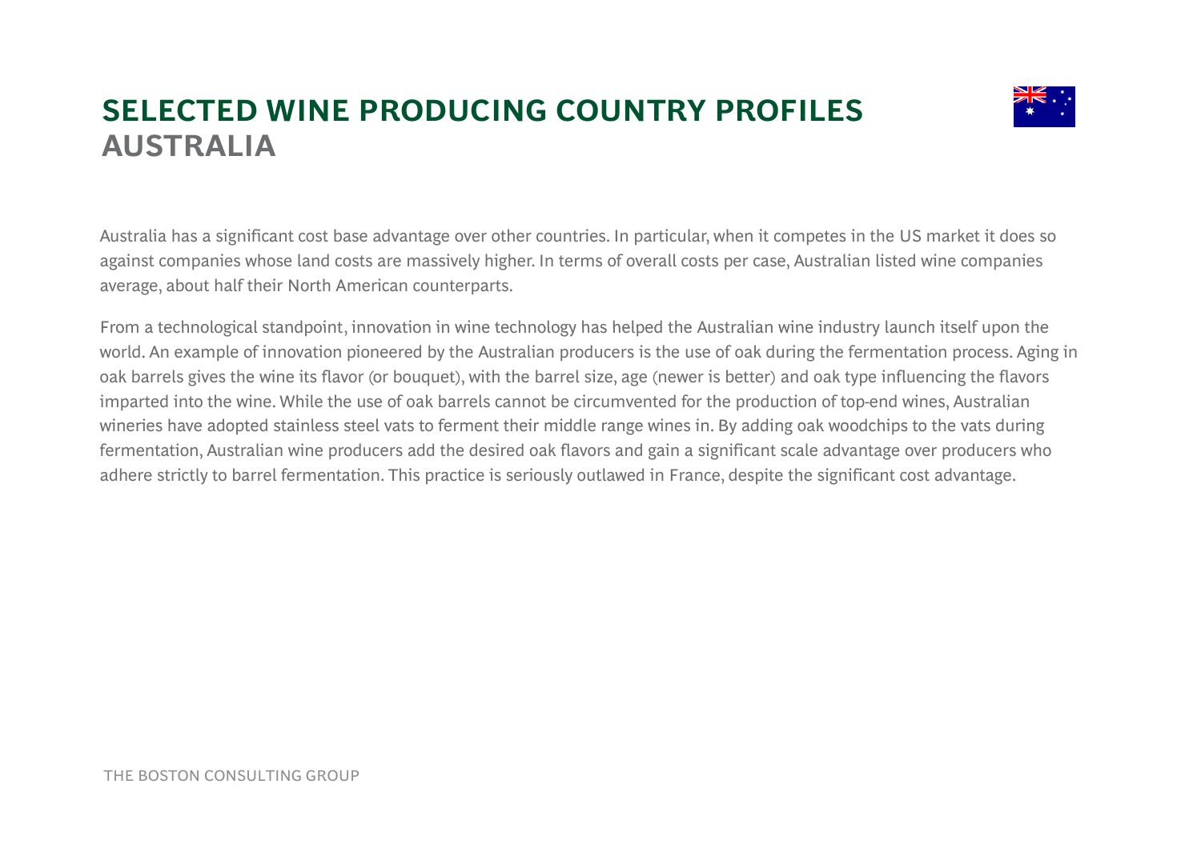# SELECTED WINE PRODUCING COUNTRY PROFILES
## AUSTRALIA

Australia has a significant cost base advantage over other countries. In particular, when it competes in the US market it does so against companies whose land costs are massively higher. In terms of overall costs per case, Australian listed wine companies average, about half their North American counterparts.

From a technological standpoint, innovation in wine technology has helped the Australian wine industry launch itself upon the world. An example of innovation pioneered by the Australian producers is the use of oak during the fermentation process. Aging in oak barrels gives the wine its flavor (or bouquet), with the barrel size, age (newer is better) and oak type influencing the flavors imparted into the wine. While the use of oak barrels cannot be circumvented for the production of top-end wines, Australian wineries have adopted stainless steel vats to ferment their middle range wines in. By adding oak woodchips to the vats during fermentation, Australian wine producers add the desired oak flavors and gain a significant scale advantage over producers who adhere strictly to barrel fermentation. This practice is seriously outlawed in France, despite the significant cost advantage.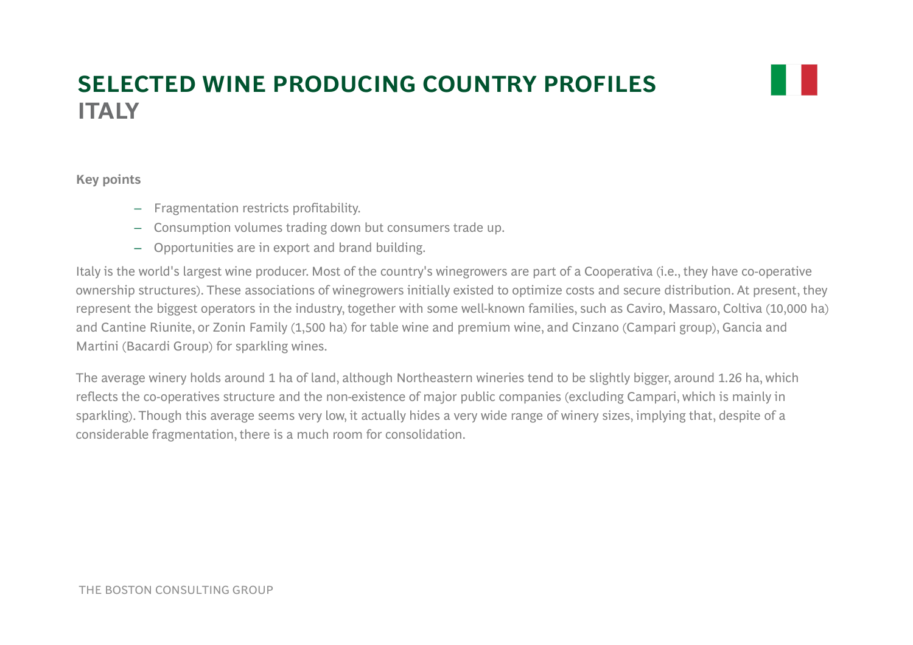# SELECTED WINE PRODUCING COUNTRY PROFILES
## ITALY

**Key points**

- Fragmentation restricts profitability.
- Consumption volumes trading down but consumers trade up.
- Opportunities are in export and brand building.

Italy is the world's largest wine producer. Most of the country's winegrowers are part of a Cooperativa (i.e., they have co-operative ownership structures). These associations of winegrowers initially existed to optimize costs and secure distribution. At present, they represent the biggest operators in the industry, together with some well-known families, such as Caviro, Massaro, Coltiva (10,000 ha) and Cantine Riunite, or Zonin Family (1,500 ha) for table wine and premium wine, and Cinzano (Campari group), Gancia and Martini (Bacardi Group) for sparkling wines.

The average winery holds around 1 ha of land, although Northeastern wineries tend to be slightly bigger, around 1.26 ha, which reflects the co-operatives structure and the non-existence of major public companies (excluding Campari, which is mainly in sparkling). Though this average seems very low, it actually hides a very wide range of winery sizes, implying that, despite of a considerable fragmentation, there is a much room for consolidation.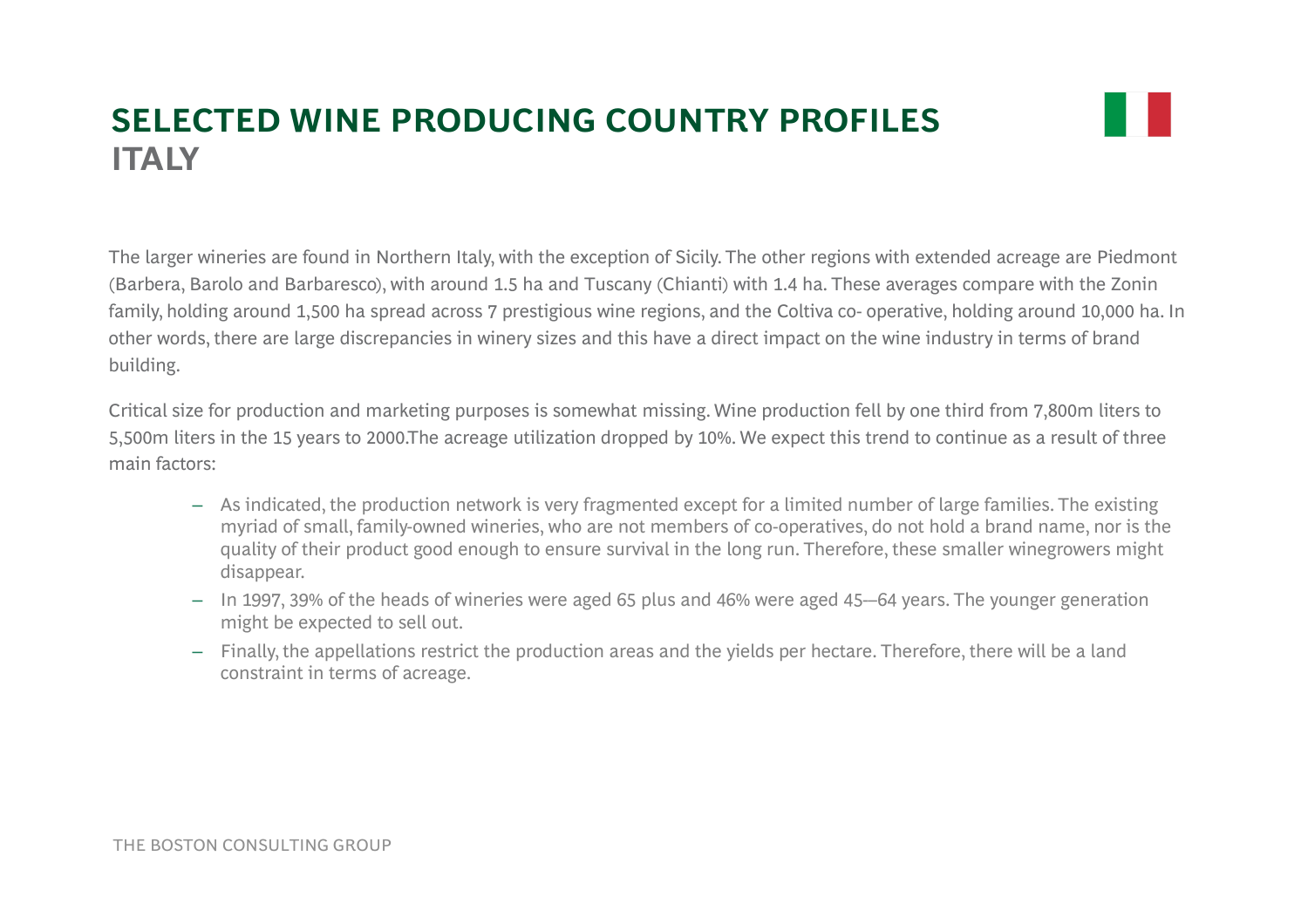# SELECTED WINE PRODUCING COUNTRY PROFILES
## ITALY

The larger wineries are found in Northern Italy, with the exception of Sicily. The other regions with extended acreage are Piedmont (Barbera, Barolo and Barbaresco), with around 1.5 ha and Tuscany (Chianti) with 1.4 ha. These averages compare with the Zonin family, holding around 1,500 ha spread across 7 prestigious wine regions, and the Coltiva co- operative, holding around 10,000 ha. In other words, there are large discrepancies in winery sizes and this have a direct impact on the wine industry in terms of brand building.

Critical size for production and marketing purposes is somewhat missing. Wine production fell by one third from 7,800m liters to 5,500m liters in the 15 years to 2000.The acreage utilization dropped by 10%. We expect this trend to continue as a result of three main factors:

- As indicated, the production network is very fragmented except for a limited number of large families. The existing myriad of small, family-owned wineries, who are not members of co-operatives, do not hold a brand name, nor is the quality of their product good enough to ensure survival in the long run. Therefore, these smaller winegrowers might disappear.
- In 1997, 39% of the heads of wineries were aged 65 plus and 46% were aged 45—64 years. The younger generation might be expected to sell out.
- Finally, the appellations restrict the production areas and the yields per hectare. Therefore, there will be a land constraint in terms of acreage.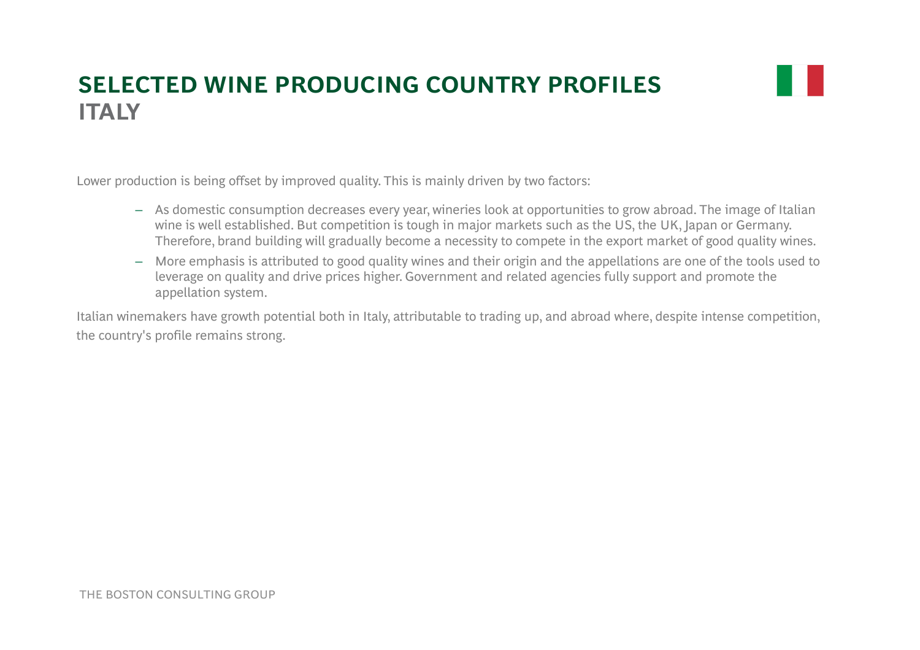# SELECTED WINE PRODUCING COUNTRY PROFILES
## ITALY

Lower production is being offset by improved quality. This is mainly driven by two factors:

- As domestic consumption decreases every year, wineries look at opportunities to grow abroad. The image of Italian wine is well established. But competition is tough in major markets such as the US, the UK, Japan or Germany. Therefore, brand building will gradually become a necessity to compete in the export market of good quality wines.
- More emphasis is attributed to good quality wines and their origin and the appellations are one of the tools used to leverage on quality and drive prices higher. Government and related agencies fully support and promote the appellation system.

Italian winemakers have growth potential both in Italy, attributable to trading up, and abroad where, despite intense competition, the country's profile remains strong.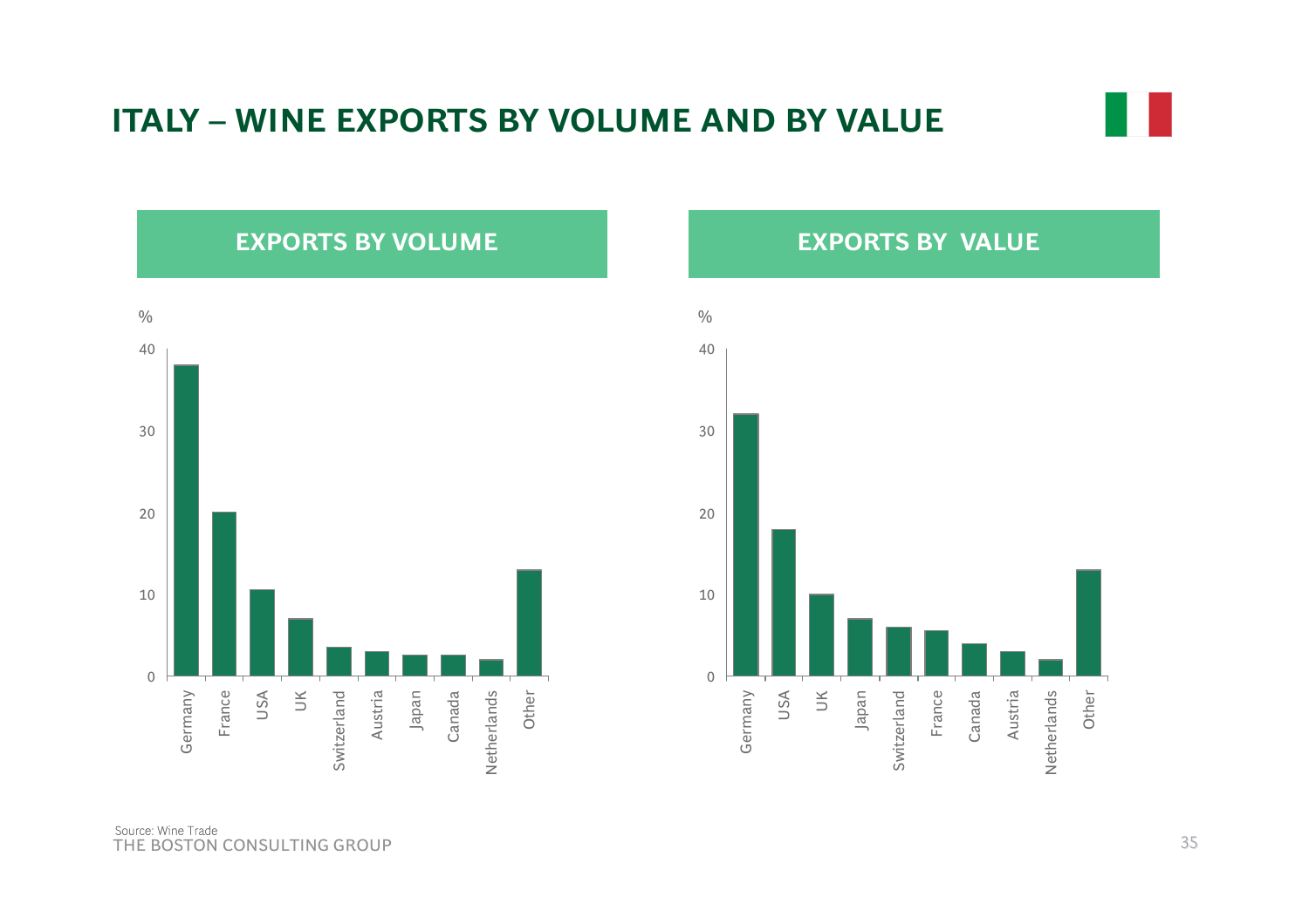# ITALY – WINE EXPORTS BY VOLUME AND BY VALUE

## EXPORTS BY VOLUME

%

| Country | % |
|---|---|
| Germany | 38 |
| France | 20 |
| USA | 10.5 |
| UK | 7 |
| Switzerland | 3.5 |
| Austria | 3 |
| Japan | 2.5 |
| Canada | 2.5 |
| Netherlands | 2 |
| Other | 13 |

## EXPORTS BY VALUE

%

| Country | % |
|---|---|
| Germany | 32 |
| USA | 18 |
| UK | 10 |
| Japan | 7 |
| Switzerland | 6 |
| France | 5.5 |
| Canada | 4 |
| Austria | 3 |
| Netherlands | 2 |
| Other | 13 |

Source: Wine Trade

THE BOSTON CONSULTING GROUP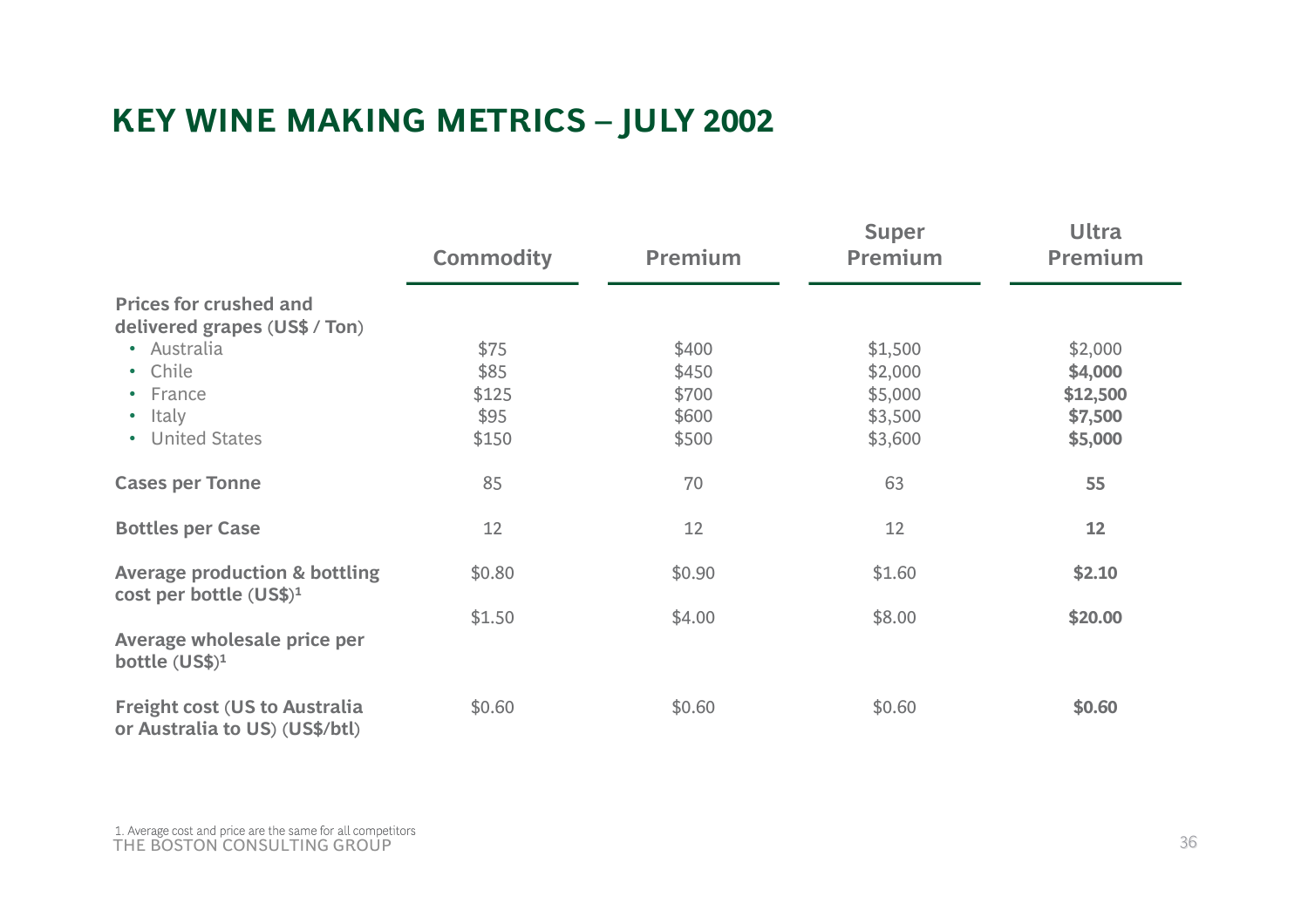# KEY WINE MAKING METRICS – JULY 2002

| | Commodity | Premium | Super Premium | Ultra Premium |
|---|---|---|---|---|
| **Prices for crushed and delivered grapes (US$ / Ton)** | | | | |
| • Australia | $75 | $400 | $1,500 | $2,000 |
| • Chile | $85 | $450 | $2,000 | **$4,000** |
| • France | $125 | $700 | $5,000 | **$12,500** |
| • Italy | $95 | $600 | $3,500 | **$7,500** |
| • United States | $150 | $500 | $3,600 | **$5,000** |
| **Cases per Tonne** | 85 | 70 | 63 | **55** |
| **Bottles per Case** | 12 | 12 | 12 | **12** |
| **Average production & bottling cost per bottle (US$)[1]** | $0.80 | $0.90 | $1.60 | **$2.10** |
| **Average wholesale price per bottle (US$)[1]** | $1.50 | $4.00 | $8.00 | **$20.00** |
| **Freight cost (US to Australia or Australia to US) (US$/btl)** | $0.60 | $0.60 | $0.60 | **$0.60** |

1. Average cost and price are the same for all competitors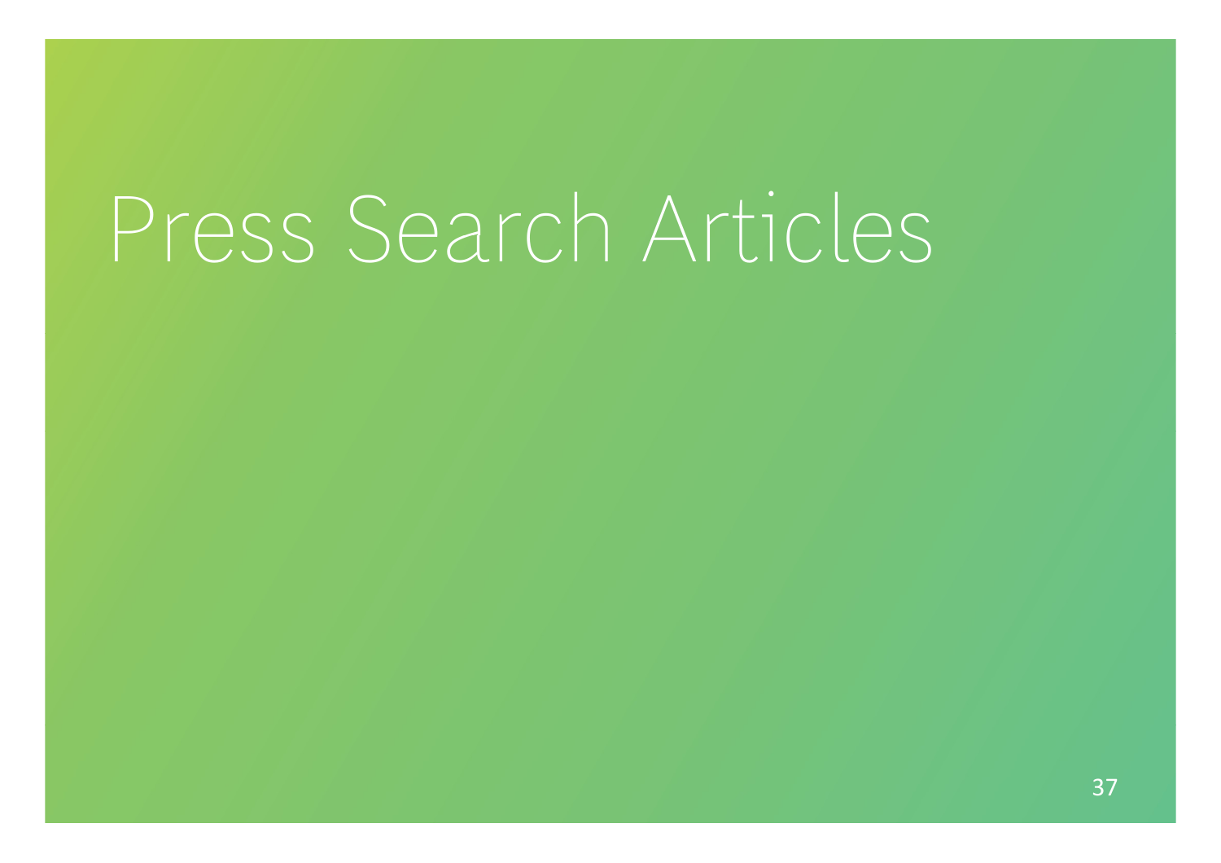# Press Search Articles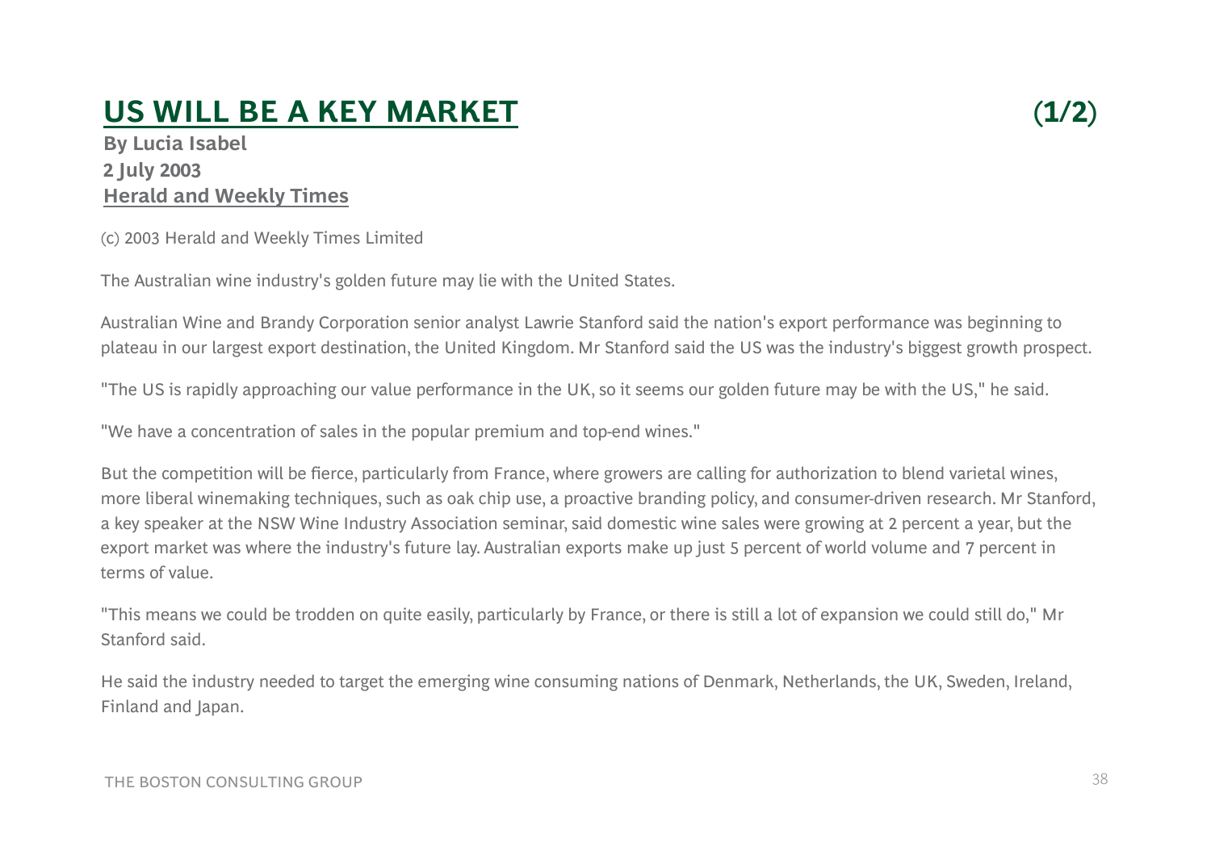# US WILL BE A KEY MARKET (1/2)

**By Lucia Isabel**
**2 July 2003**
**Herald and Weekly Times**

(c) 2003 Herald and Weekly Times Limited

The Australian wine industry's golden future may lie with the United States.

Australian Wine and Brandy Corporation senior analyst Lawrie Stanford said the nation's export performance was beginning to plateau in our largest export destination, the United Kingdom. Mr Stanford said the US was the industry's biggest growth prospect.

"The US is rapidly approaching our value performance in the UK, so it seems our golden future may be with the US," he said.

"We have a concentration of sales in the popular premium and top-end wines."

But the competition will be fierce, particularly from France, where growers are calling for authorization to blend varietal wines, more liberal winemaking techniques, such as oak chip use, a proactive branding policy, and consumer-driven research. Mr Stanford, a key speaker at the NSW Wine Industry Association seminar, said domestic wine sales were growing at 2 percent a year, but the export market was where the industry's future lay. Australian exports make up just 5 percent of world volume and 7 percent in terms of value.

"This means we could be trodden on quite easily, particularly by France, or there is still a lot of expansion we could still do," Mr Stanford said.

He said the industry needed to target the emerging wine consuming nations of Denmark, Netherlands, the UK, Sweden, Ireland, Finland and Japan.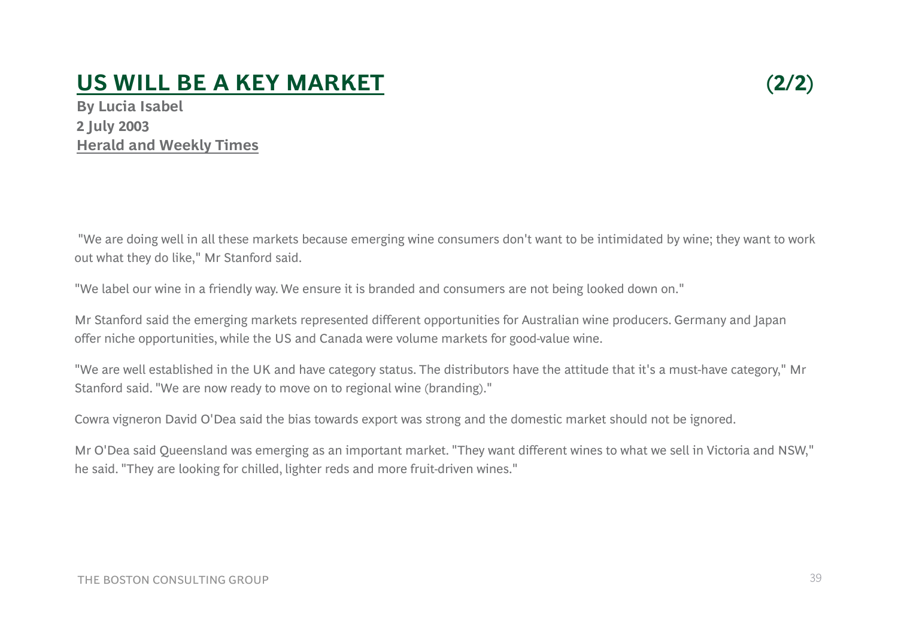# US WILL BE A KEY MARKET (2/2)

**By Lucia Isabel**
**2 July 2003**
**Herald and Weekly Times**

"We are doing well in all these markets because emerging wine consumers don't want to be intimidated by wine; they want to work out what they do like," Mr Stanford said.

"We label our wine in a friendly way. We ensure it is branded and consumers are not being looked down on."

Mr Stanford said the emerging markets represented different opportunities for Australian wine producers. Germany and Japan offer niche opportunities, while the US and Canada were volume markets for good-value wine.

"We are well established in the UK and have category status. The distributors have the attitude that it's a must-have category," Mr Stanford said. "We are now ready to move on to regional wine (branding)."

Cowra vigneron David O'Dea said the bias towards export was strong and the domestic market should not be ignored.

Mr O'Dea said Queensland was emerging as an important market. "They want different wines to what we sell in Victoria and NSW," he said. "They are looking for chilled, lighter reds and more fruit-driven wines."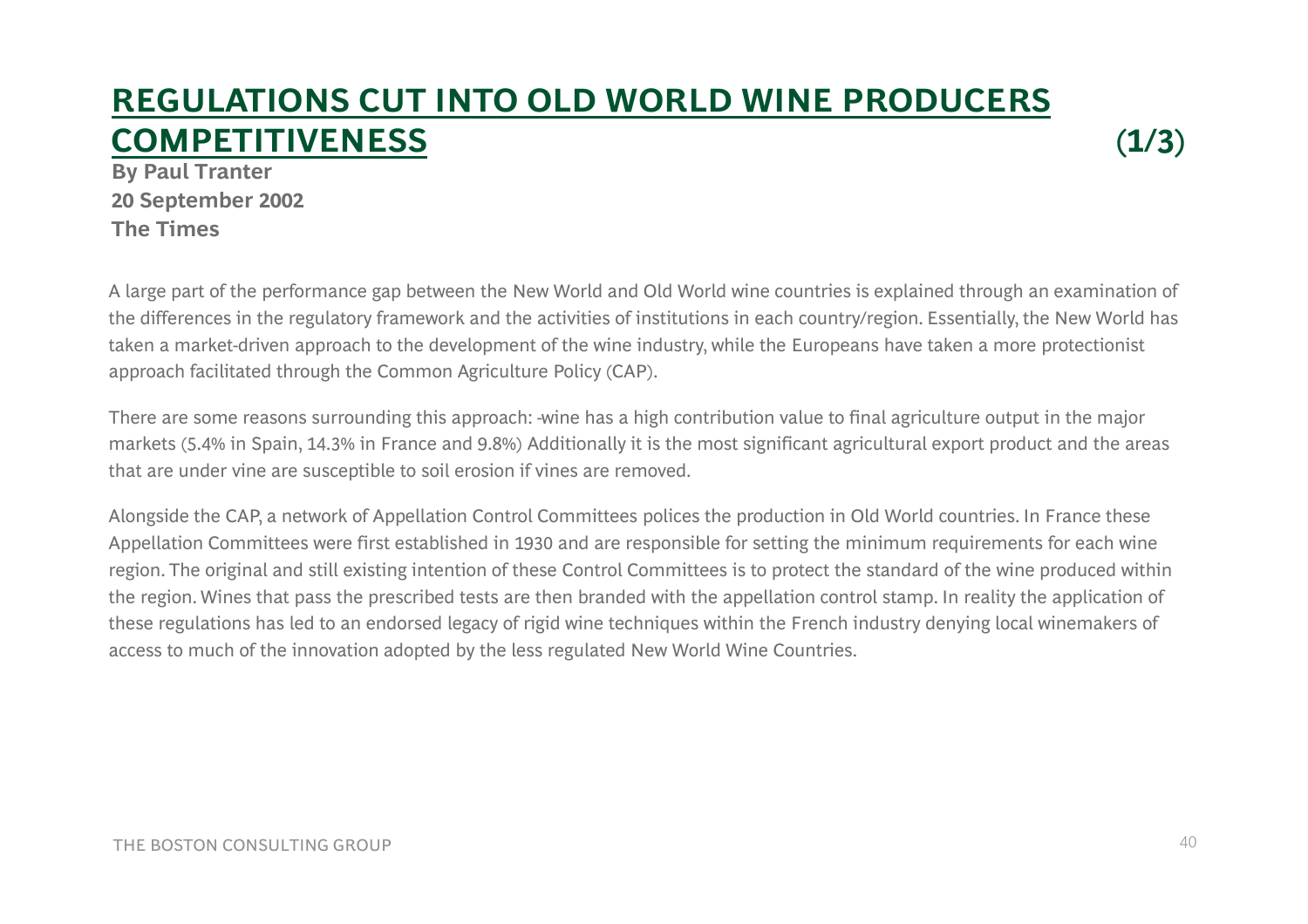# REGULATIONS CUT INTO OLD WORLD WINE PRODUCERS COMPETITIVENESS (1/3)

**By Paul Tranter**
**20 September 2002**
**The Times**

A large part of the performance gap between the New World and Old World wine countries is explained through an examination of the differences in the regulatory framework and the activities of institutions in each country/region. Essentially, the New World has taken a market-driven approach to the development of the wine industry, while the Europeans have taken a more protectionist approach facilitated through the Common Agriculture Policy (CAP).

There are some reasons surrounding this approach: -wine has a high contribution value to final agriculture output in the major markets (5.4% in Spain, 14.3% in France and 9.8%) Additionally it is the most significant agricultural export product and the areas that are under vine are susceptible to soil erosion if vines are removed.

Alongside the CAP, a network of Appellation Control Committees polices the production in Old World countries. In France these Appellation Committees were first established in 1930 and are responsible for setting the minimum requirements for each wine region. The original and still existing intention of these Control Committees is to protect the standard of the wine produced within the region. Wines that pass the prescribed tests are then branded with the appellation control stamp. In reality the application of these regulations has led to an endorsed legacy of rigid wine techniques within the French industry denying local winemakers of access to much of the innovation adopted by the less regulated New World Wine Countries.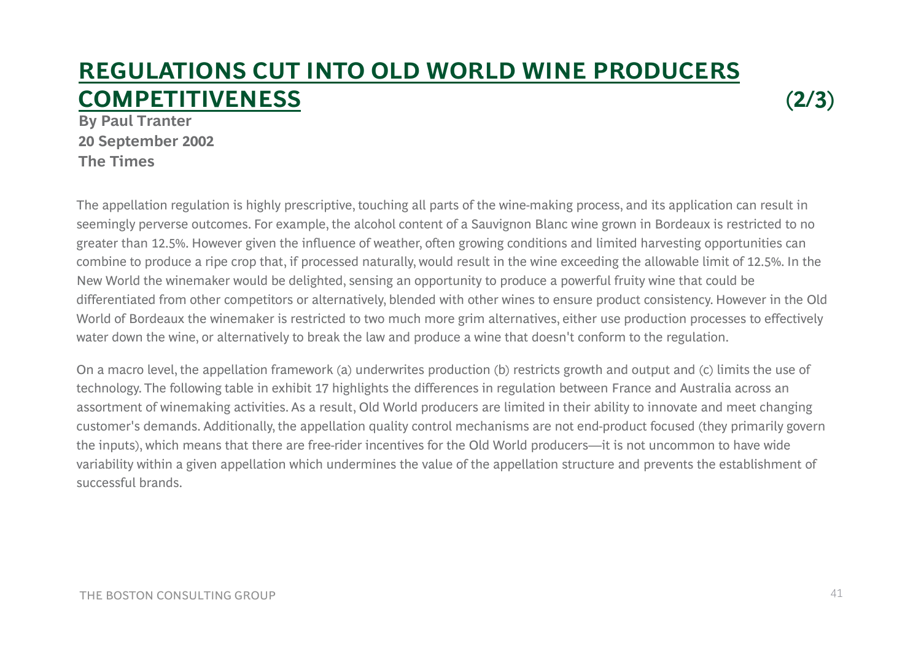# REGULATIONS CUT INTO OLD WORLD WINE PRODUCERS COMPETITIVENESS (2/3)

**By Paul Tranter**
**20 September 2002**
**The Times**

The appellation regulation is highly prescriptive, touching all parts of the wine-making process, and its application can result in seemingly perverse outcomes. For example, the alcohol content of a Sauvignon Blanc wine grown in Bordeaux is restricted to no greater than 12.5%. However given the influence of weather, often growing conditions and limited harvesting opportunities can combine to produce a ripe crop that, if processed naturally, would result in the wine exceeding the allowable limit of 12.5%. In the New World the winemaker would be delighted, sensing an opportunity to produce a powerful fruity wine that could be differentiated from other competitors or alternatively, blended with other wines to ensure product consistency. However in the Old World of Bordeaux the winemaker is restricted to two much more grim alternatives, either use production processes to effectively water down the wine, or alternatively to break the law and produce a wine that doesn't conform to the regulation.

On a macro level, the appellation framework (a) underwrites production (b) restricts growth and output and (c) limits the use of technology. The following table in exhibit 17 highlights the differences in regulation between France and Australia across an assortment of winemaking activities. As a result, Old World producers are limited in their ability to innovate and meet changing customer's demands. Additionally, the appellation quality control mechanisms are not end-product focused (they primarily govern the inputs), which means that there are free-rider incentives for the Old World producers—it is not uncommon to have wide variability within a given appellation which undermines the value of the appellation structure and prevents the establishment of successful brands.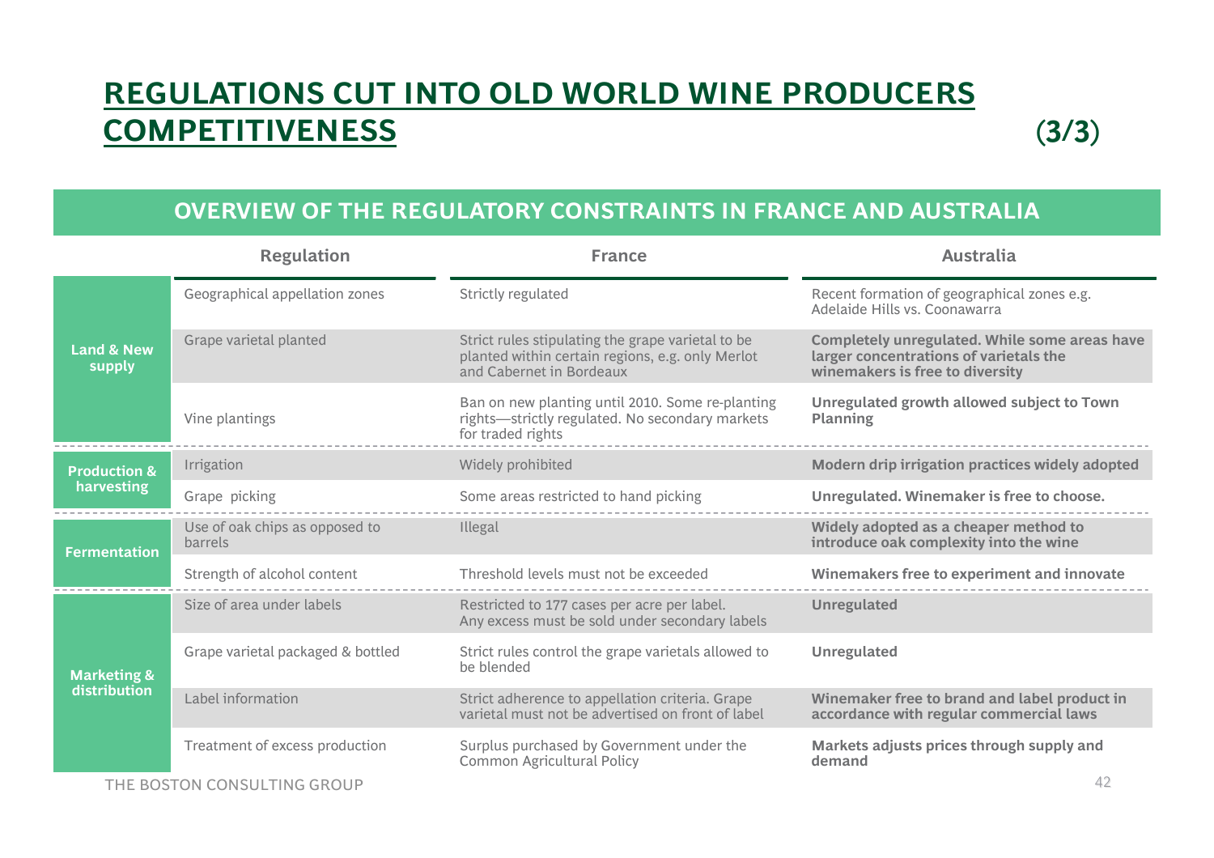# REGULATIONS CUT INTO OLD WORLD WINE PRODUCERS COMPETITIVENESS (3/3)

## OVERVIEW OF THE REGULATORY CONSTRAINTS IN FRANCE AND AUSTRALIA

| | Regulation | France | Australia |
|---|---|---|---|
| **Land & New supply** | Geographical appellation zones | Strictly regulated | Recent formation of geographical zones e.g. Adelaide Hills vs. Coonawarra |
| | Grape varietal planted | Strict rules stipulating the grape varietal to be planted within certain regions, e.g. only Merlot and Cabernet in Bordeaux | **Completely unregulated. While some areas have larger concentrations of varietals the winemakers is free to diversity** |
| | Vine plantings | Ban on new planting until 2010. Some re-planting rights—strictly regulated. No secondary markets for traded rights | **Unregulated growth allowed subject to Town Planning** |
| **Production & harvesting** | Irrigation | Widely prohibited | **Modern drip irrigation practices widely adopted** |
| | Grape picking | Some areas restricted to hand picking | **Unregulated. Winemaker is free to choose.** |
| **Fermentation** | Use of oak chips as opposed to barrels | Illegal | **Widely adopted as a cheaper method to introduce oak complexity into the wine** |
| | Strength of alcohol content | Threshold levels must not be exceeded | **Winemakers free to experiment and innovate** |
| **Marketing & distribution** | Size of area under labels | Restricted to 177 cases per acre per label. Any excess must be sold under secondary labels | **Unregulated** |
| | Grape varietal packaged & bottled | Strict rules control the grape varietals allowed to be blended | **Unregulated** |
| | Label information | Strict adherence to appellation criteria. Grape varietal must not be advertised on front of label | **Winemaker free to brand and label product in accordance with regular commercial laws** |
| | Treatment of excess production | Surplus purchased by Government under the Common Agricultural Policy | **Markets adjusts prices through supply and demand** |

THE BOSTON CONSULTING GROUP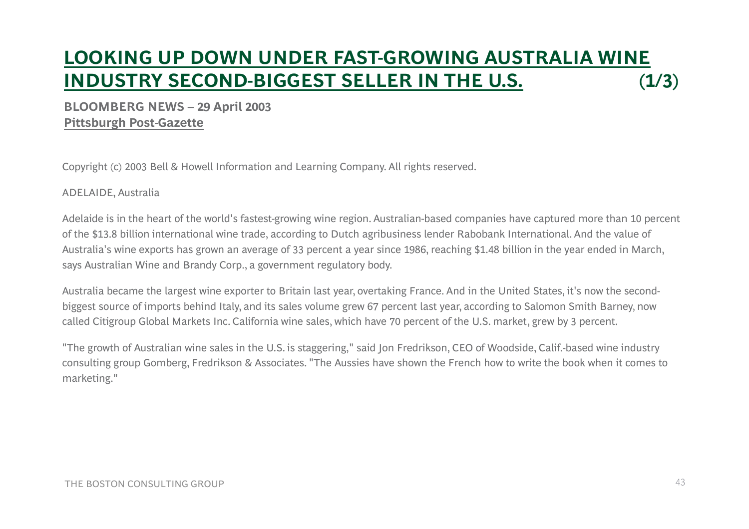# LOOKING UP DOWN UNDER FAST-GROWING AUSTRALIA WINE INDUSTRY SECOND-BIGGEST SELLER IN THE U.S. (1/3)

**BLOOMBERG NEWS – 29 April 2003**
**Pittsburgh Post-Gazette**

Copyright (c) 2003 Bell & Howell Information and Learning Company. All rights reserved.

ADELAIDE, Australia

Adelaide is in the heart of the world's fastest-growing wine region. Australian-based companies have captured more than 10 percent of the $13.8 billion international wine trade, according to Dutch agribusiness lender Rabobank International. And the value of Australia's wine exports has grown an average of 33 percent a year since 1986, reaching $1.48 billion in the year ended in March, says Australian Wine and Brandy Corp., a government regulatory body.

Australia became the largest wine exporter to Britain last year, overtaking France. And in the United States, it's now the second-biggest source of imports behind Italy, and its sales volume grew 67 percent last year, according to Salomon Smith Barney, now called Citigroup Global Markets Inc. California wine sales, which have 70 percent of the U.S. market, grew by 3 percent.

"The growth of Australian wine sales in the U.S. is staggering," said Jon Fredrikson, CEO of Woodside, Calif.-based wine industry consulting group Gomberg, Fredrikson & Associates. "The Aussies have shown the French how to write the book when it comes to marketing."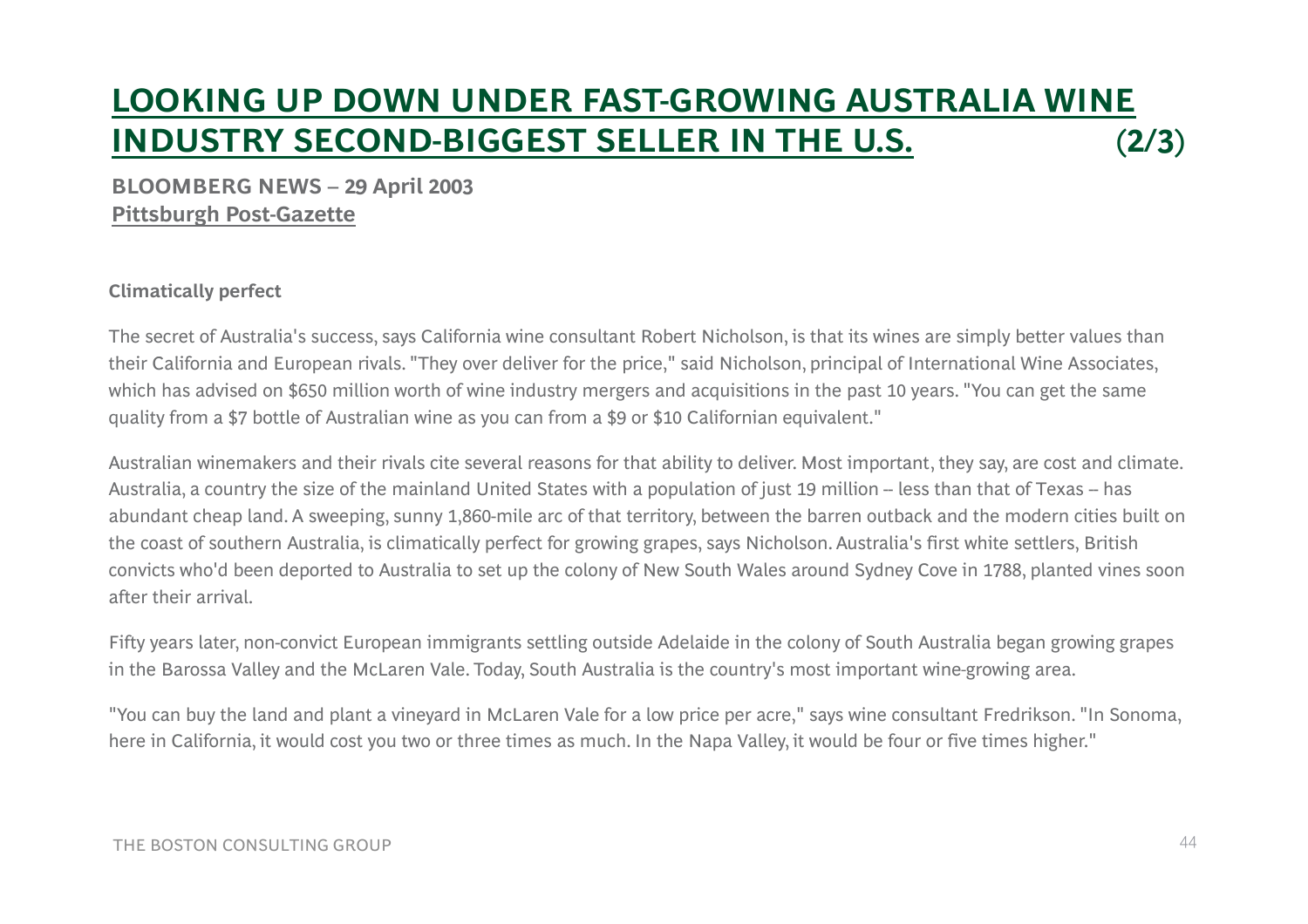# LOOKING UP DOWN UNDER FAST-GROWING AUSTRALIA WINE INDUSTRY SECOND-BIGGEST SELLER IN THE U.S. (2/3)

**BLOOMBERG NEWS – 29 April 2003**
**Pittsburgh Post-Gazette**

**Climatically perfect**

The secret of Australia's success, says California wine consultant Robert Nicholson, is that its wines are simply better values than their California and European rivals. "They over deliver for the price," said Nicholson, principal of International Wine Associates, which has advised on $650 million worth of wine industry mergers and acquisitions in the past 10 years. "You can get the same quality from a $7 bottle of Australian wine as you can from a $9 or $10 Californian equivalent."

Australian winemakers and their rivals cite several reasons for that ability to deliver. Most important, they say, are cost and climate. Australia, a country the size of the mainland United States with a population of just 19 million -- less than that of Texas -- has abundant cheap land. A sweeping, sunny 1,860-mile arc of that territory, between the barren outback and the modern cities built on the coast of southern Australia, is climatically perfect for growing grapes, says Nicholson. Australia's first white settlers, British convicts who'd been deported to Australia to set up the colony of New South Wales around Sydney Cove in 1788, planted vines soon after their arrival.

Fifty years later, non-convict European immigrants settling outside Adelaide in the colony of South Australia began growing grapes in the Barossa Valley and the McLaren Vale. Today, South Australia is the country's most important wine-growing area.

"You can buy the land and plant a vineyard in McLaren Vale for a low price per acre," says wine consultant Fredrikson. "In Sonoma, here in California, it would cost you two or three times as much. In the Napa Valley, it would be four or five times higher."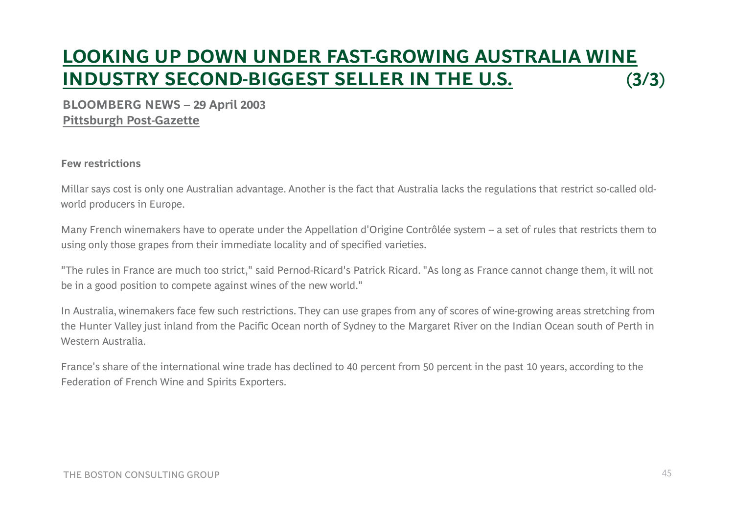# LOOKING UP DOWN UNDER FAST-GROWING AUSTRALIA WINE INDUSTRY SECOND-BIGGEST SELLER IN THE U.S. (3/3)

**BLOOMBERG NEWS – 29 April 2003**
**Pittsburgh Post-Gazette**

**Few restrictions**

Millar says cost is only one Australian advantage. Another is the fact that Australia lacks the regulations that restrict so-called old-world producers in Europe.

Many French winemakers have to operate under the Appellation d'Origine Contrôlée system – a set of rules that restricts them to using only those grapes from their immediate locality and of specified varieties.

"The rules in France are much too strict," said Pernod-Ricard's Patrick Ricard. "As long as France cannot change them, it will not be in a good position to compete against wines of the new world."

In Australia, winemakers face few such restrictions. They can use grapes from any of scores of wine-growing areas stretching from the Hunter Valley just inland from the Pacific Ocean north of Sydney to the Margaret River on the Indian Ocean south of Perth in Western Australia.

France's share of the international wine trade has declined to 40 percent from 50 percent in the past 10 years, according to the Federation of French Wine and Spirits Exporters.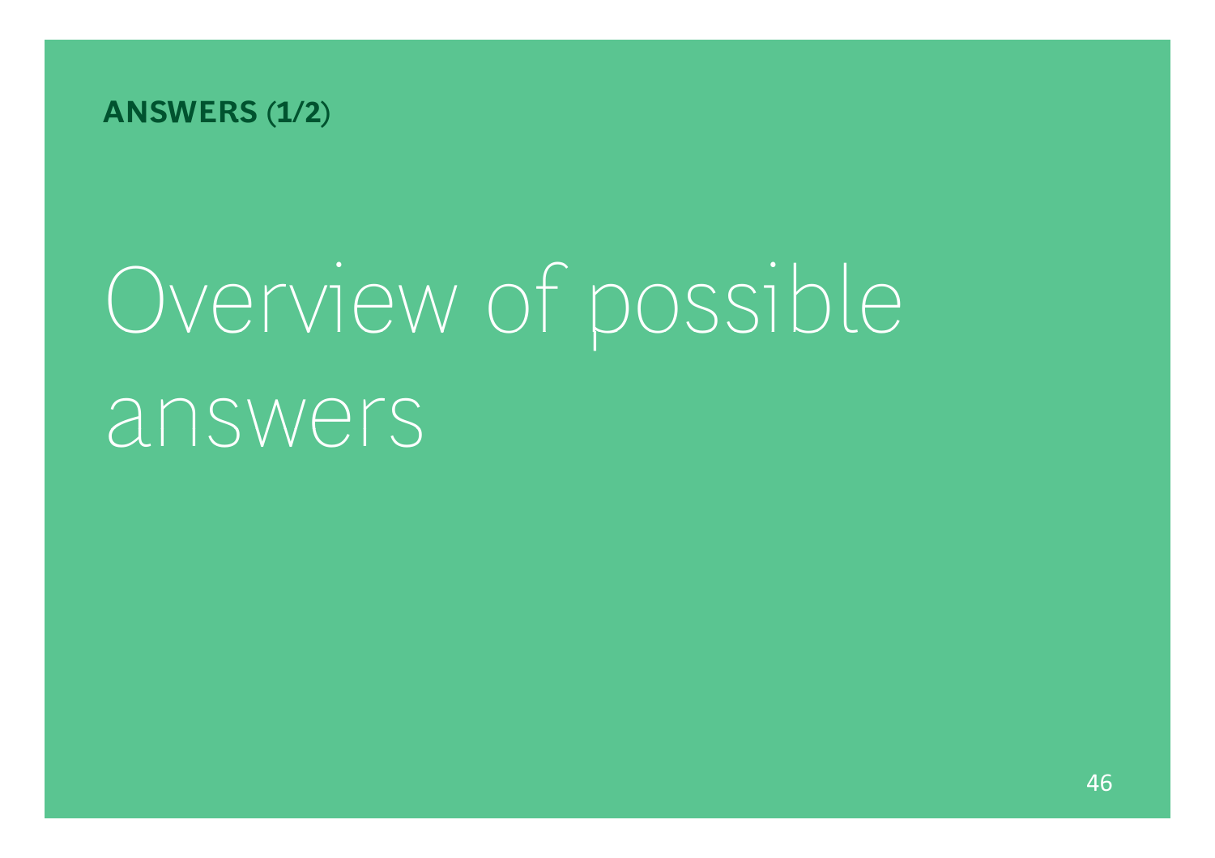**ANSWERS (1/2)**

# Overview of possible answers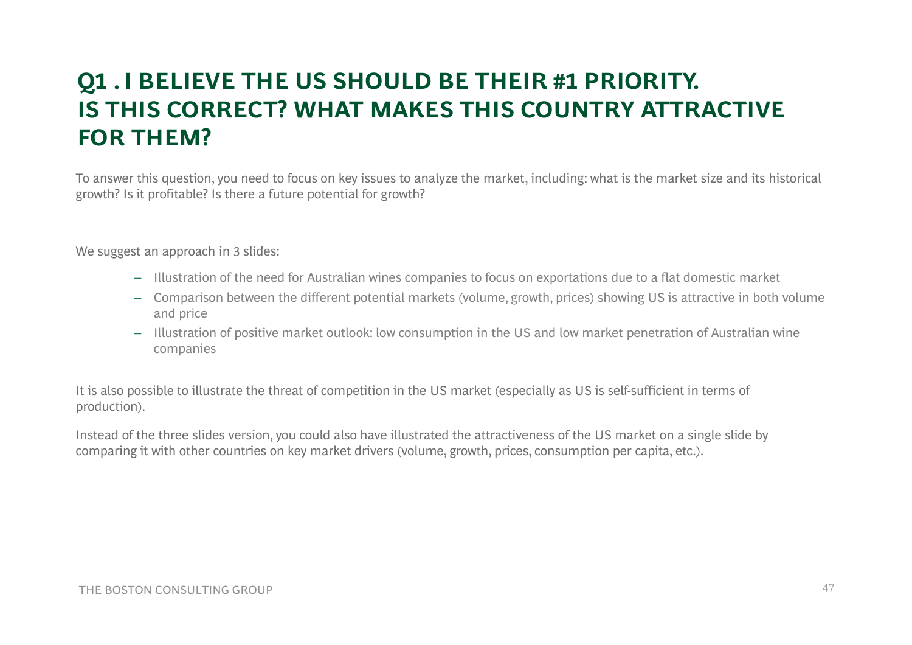# Q1 . I BELIEVE THE US SHOULD BE THEIR #1 PRIORITY. IS THIS CORRECT? WHAT MAKES THIS COUNTRY ATTRACTIVE FOR THEM?

To answer this question, you need to focus on key issues to analyze the market, including: what is the market size and its historical growth? Is it profitable? Is there a future potential for growth?

We suggest an approach in 3 slides:

- Illustration of the need for Australian wines companies to focus on exportations due to a flat domestic market
- Comparison between the different potential markets (volume, growth, prices) showing US is attractive in both volume and price
- Illustration of positive market outlook: low consumption in the US and low market penetration of Australian wine companies

It is also possible to illustrate the threat of competition in the US market (especially as US is self-sufficient in terms of production).

Instead of the three slides version, you could also have illustrated the attractiveness of the US market on a single slide by comparing it with other countries on key market drivers (volume, growth, prices, consumption per capita, etc.).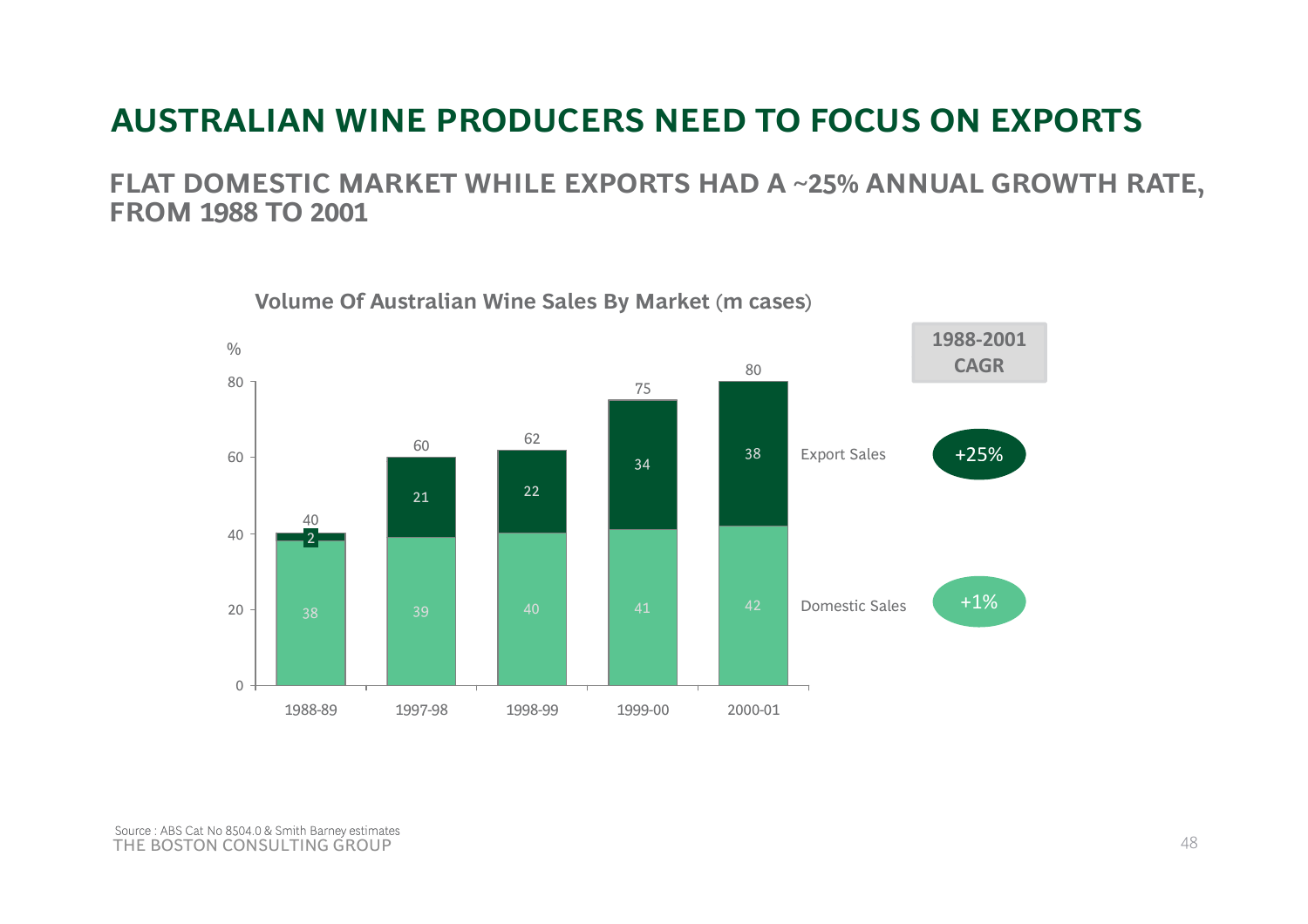# AUSTRALIAN WINE PRODUCERS NEED TO FOCUS ON EXPORTS

## FLAT DOMESTIC MARKET WHILE EXPORTS HAD A ~25% ANNUAL GROWTH RATE, FROM 1988 TO 2001

**Volume Of Australian Wine Sales By Market (m cases)**

| | 1988-89 | 1997-98 | 1998-99 | 1999-00 | 2000-01 | 1988-2001 CAGR |
|---|---|---|---|---|---|---|
| Export Sales | 2 | 21 | 22 | 34 | 38 | +25% |
| Domestic Sales | 38 | 39 | 40 | 41 | 42 | +1% |
| Total | 40 | 60 | 62 | 75 | 80 | |

Source : ABS Cat No 8504.0 & Smith Barney estimates

THE BOSTON CONSULTING GROUP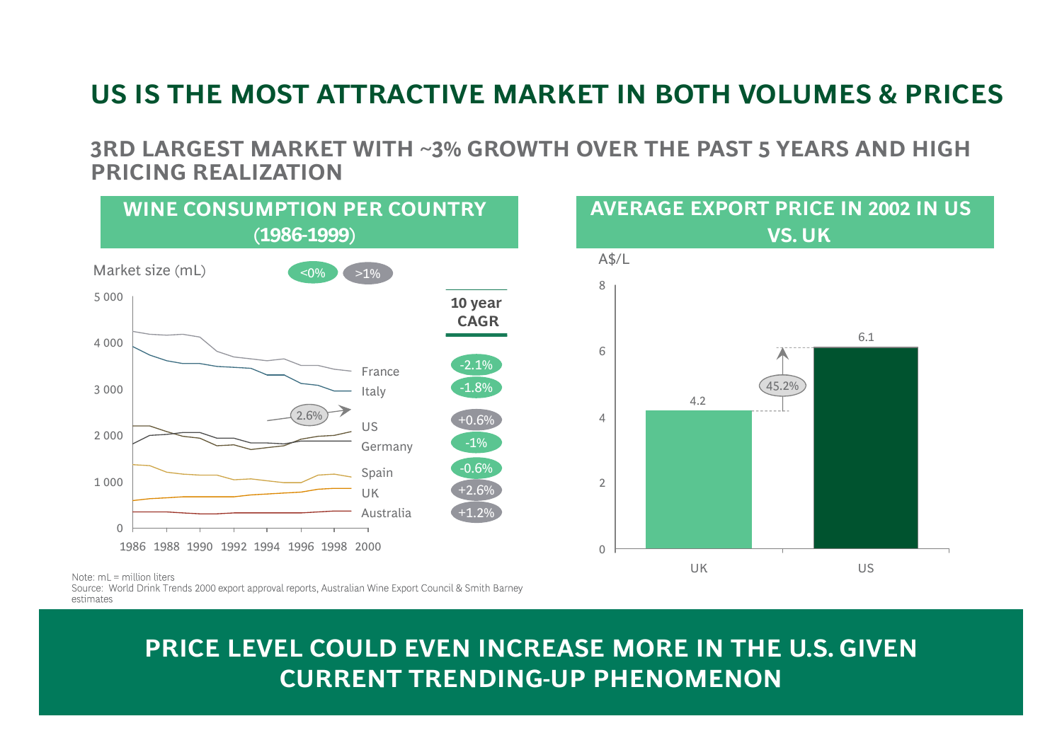# US IS THE MOST ATTRACTIVE MARKET IN BOTH VOLUMES & PRICES

## 3RD LARGEST MARKET WITH ~3% GROWTH OVER THE PAST 5 YEARS AND HIGH PRICING REALIZATION

### WINE CONSUMPTION PER COUNTRY (1986-1999)

Market size (mL)

<0% | >1%

| Country | 10 year CAGR |
|---|---|
| France | -2.1% |
| Italy | -1.8% |
| US | +0.6% |
| Germany | -1% |
| Spain | -0.6% |
| UK | +2.6% |
| Australia | +1.2% |

### AVERAGE EXPORT PRICE IN 2002 IN US VS. UK

A$/L

| | A$/L |
|---|---|
| UK | 4.2 |
| US | 6.1 |

45.2%

Note: mL = million liters
Source: World Drink Trends 2000 export approval reports, Australian Wine Export Council & Smith Barney estimates

**PRICE LEVEL COULD EVEN INCREASE MORE IN THE U.S. GIVEN CURRENT TRENDING-UP PHENOMENON**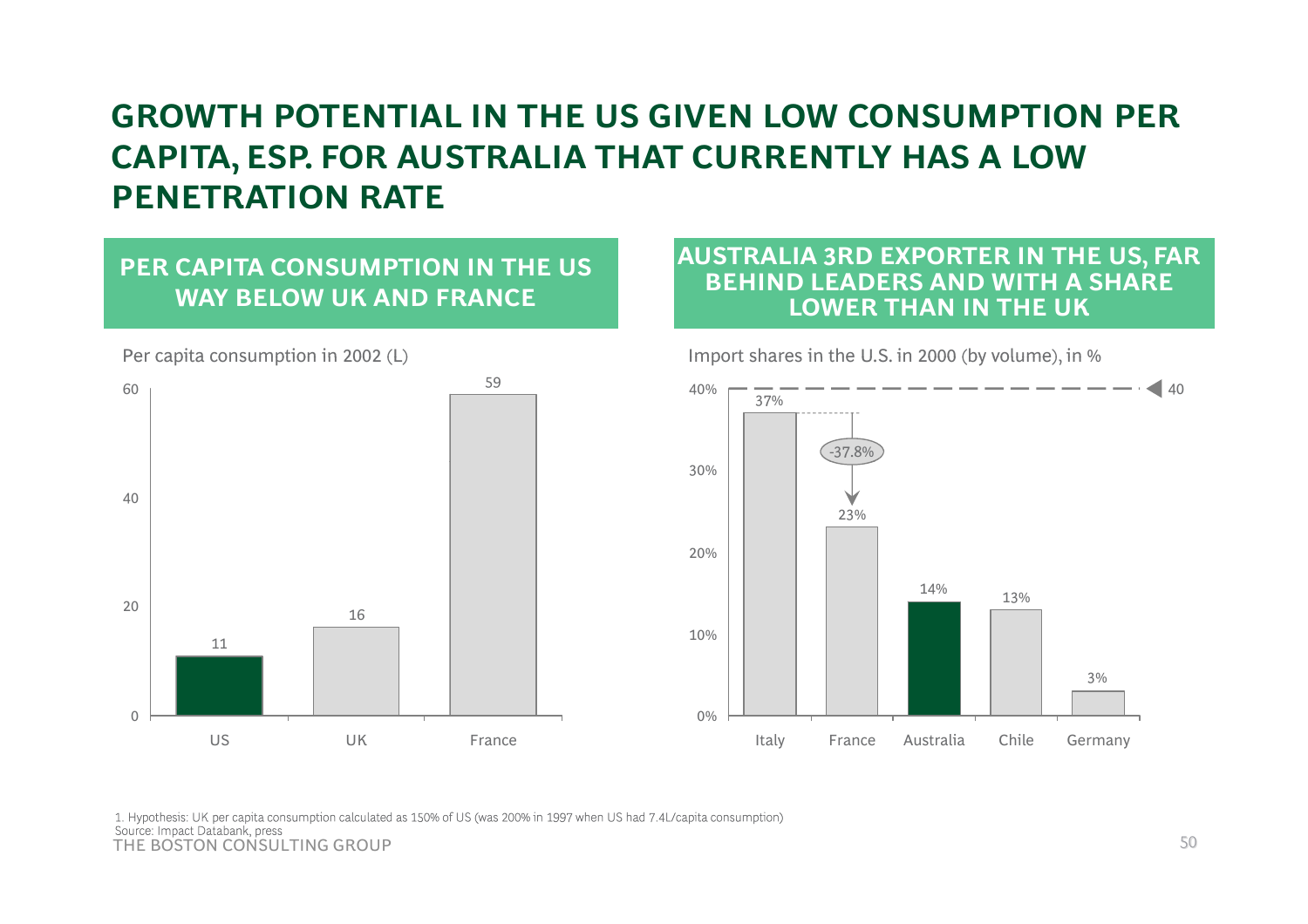# GROWTH POTENTIAL IN THE US GIVEN LOW CONSUMPTION PER CAPITA, ESP. FOR AUSTRALIA THAT CURRENTLY HAS A LOW PENETRATION RATE

## PER CAPITA CONSUMPTION IN THE US WAY BELOW UK AND FRANCE

Per capita consumption in 2002 (L)

| Country | Per capita consumption (L) |
|---|---|
| US | 11 |
| UK | 16 |
| France | 59 |

## AUSTRALIA 3RD EXPORTER IN THE US, FAR BEHIND LEADERS AND WITH A SHARE LOWER THAN IN THE UK

Import shares in the U.S. in 2000 (by volume), in %

| Country | Import share |
|---|---|
| Italy | 37% |
| France | 23% |
| Australia | 14% |
| Chile | 13% |
| Germany | 3% |

-37.8% (Italy to France)

40 (reference line)

1. Hypothesis: UK per capita consumption calculated as 150% of US (was 200% in 1997 when US had 7.4L/capita consumption)

Source: Impact Databank, press

THE BOSTON CONSULTING GROUP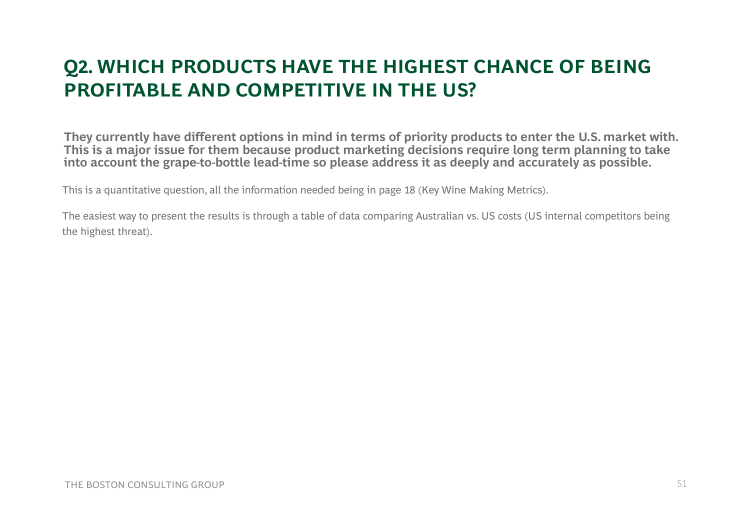# Q2. WHICH PRODUCTS HAVE THE HIGHEST CHANCE OF BEING PROFITABLE AND COMPETITIVE IN THE US?

**They currently have different options in mind in terms of priority products to enter the U.S. market with. This is a major issue for them because product marketing decisions require long term planning to take into account the grape-to-bottle lead-time so please address it as deeply and accurately as possible.**

This is a quantitative question, all the information needed being in page 18 (Key Wine Making Metrics).

The easiest way to present the results is through a table of data comparing Australian vs. US costs (US internal competitors being the highest threat).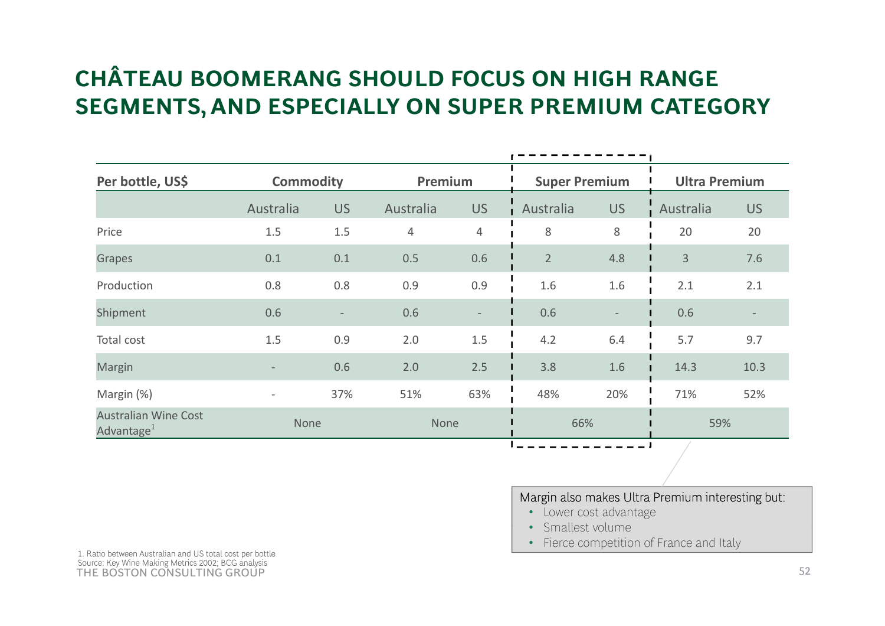# CHÂTEAU BOOMERANG SHOULD FOCUS ON HIGH RANGE SEGMENTS, AND ESPECIALLY ON SUPER PREMIUM CATEGORY

| Per bottle, US$ | Commodity | | Premium | | Super Premium | | Ultra Premium | |
|---|---|---|---|---|---|---|---|---|
| | Australia | US | Australia | US | Australia | US | Australia | US |
| Price | 1.5 | 1.5 | 4 | 4 | 8 | 8 | 20 | 20 |
| Grapes | 0.1 | 0.1 | 0.5 | 0.6 | 2 | 4.8 | 3 | 7.6 |
| Production | 0.8 | 0.8 | 0.9 | 0.9 | 1.6 | 1.6 | 2.1 | 2.1 |
| Shipment | 0.6 | - | 0.6 | - | 0.6 | - | 0.6 | - |
| Total cost | 1.5 | 0.9 | 2.0 | 1.5 | 4.2 | 6.4 | 5.7 | 9.7 |
| Margin | - | 0.6 | 2.0 | 2.5 | 3.8 | 1.6 | 14.3 | 10.3 |
| Margin (%) | - | 37% | 51% | 63% | 48% | 20% | 71% | 52% |
| Australian Wine Cost Advantage[1] | None | | None | | 66% | | 59% | |

Margin also makes Ultra Premium interesting but:

- Lower cost advantage
- Smallest volume
- Fierce competition of France and Italy

1. Ratio between Australian and US total cost per bottle

Source: Key Wine Making Metrics 2002; BCG analysis

THE BOSTON CONSULTING GROUP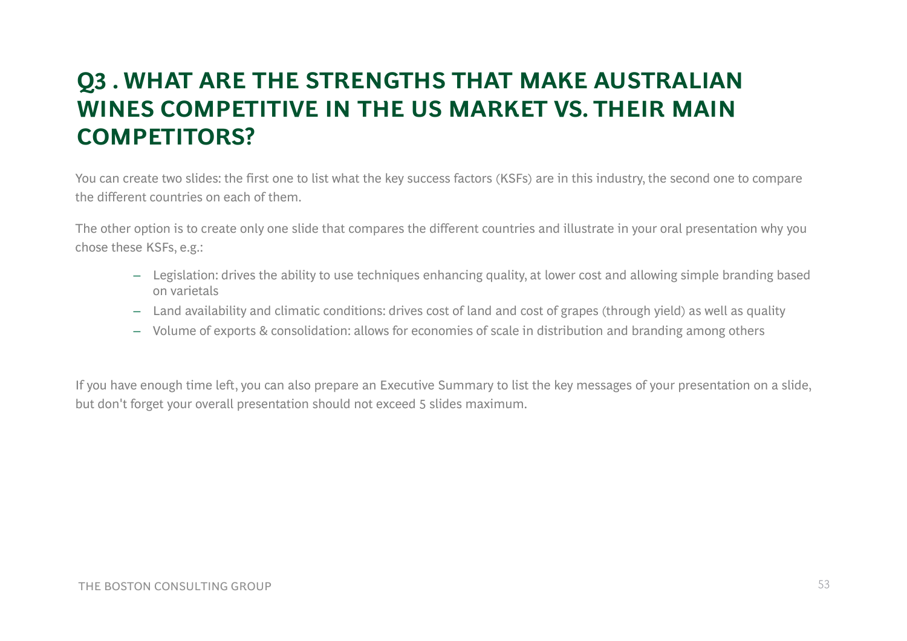# Q3 . WHAT ARE THE STRENGTHS THAT MAKE AUSTRALIAN WINES COMPETITIVE IN THE US MARKET VS. THEIR MAIN COMPETITORS?

You can create two slides: the first one to list what the key success factors (KSFs) are in this industry, the second one to compare the different countries on each of them.

The other option is to create only one slide that compares the different countries and illustrate in your oral presentation why you chose these KSFs, e.g.:

- Legislation: drives the ability to use techniques enhancing quality, at lower cost and allowing simple branding based on varietals
- Land availability and climatic conditions: drives cost of land and cost of grapes (through yield) as well as quality
- Volume of exports & consolidation: allows for economies of scale in distribution and branding among others

If you have enough time left, you can also prepare an Executive Summary to list the key messages of your presentation on a slide, but don't forget your overall presentation should not exceed 5 slides maximum.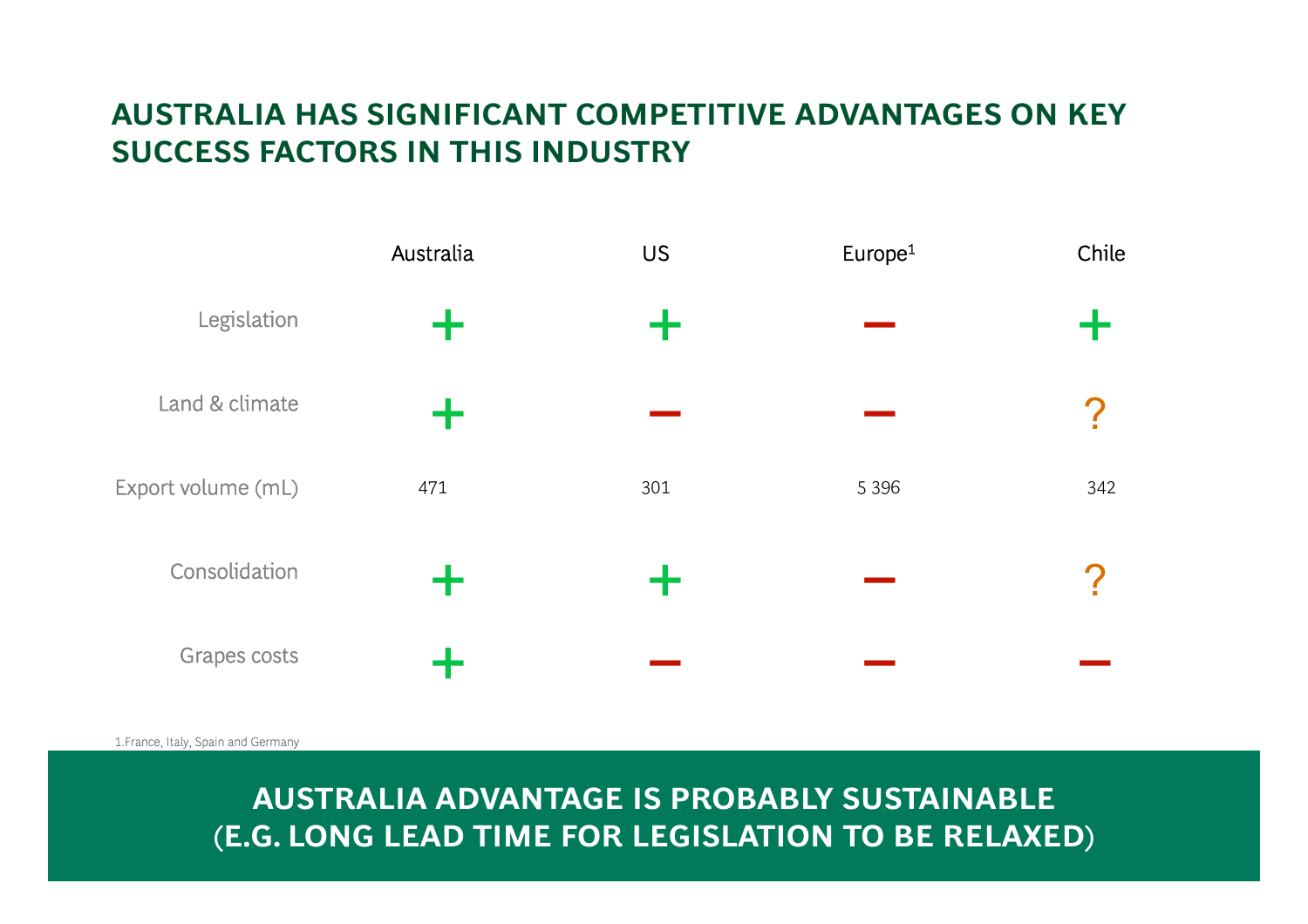# AUSTRALIA HAS SIGNIFICANT COMPETITIVE ADVANTAGES ON KEY SUCCESS FACTORS IN THIS INDUSTRY

| | Australia | US | Europe[1] | Chile |
|---|---|---|---|---|
| Legislation | + | + | − | + |
| Land & climate | + | − | − | ? |
| Export volume (mL) | 471 | 301 | 5 396 | 342 |
| Consolidation | + | + | − | ? |
| Grapes costs | + | − | − | − |

1.France, Italy, Spain and Germany

**AUSTRALIA ADVANTAGE IS PROBABLY SUSTAINABLE (E.G. LONG LEAD TIME FOR LEGISLATION TO BE RELAXED)**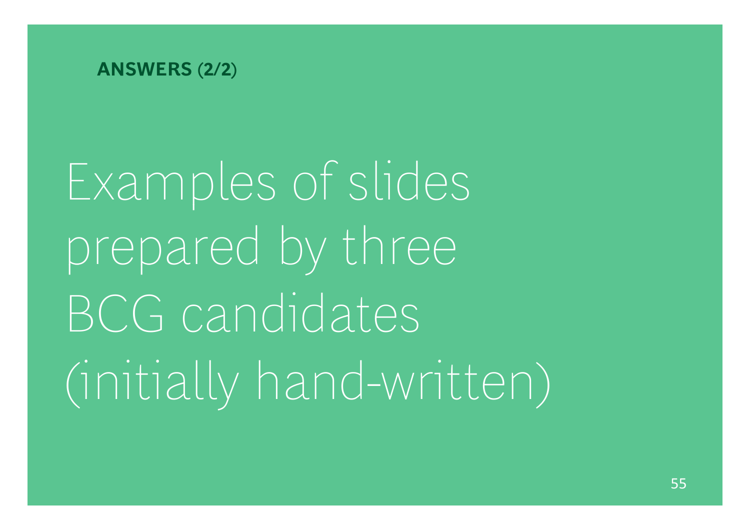**ANSWERS (2/2)**

# Examples of slides prepared by three BCG candidates (initially hand-written)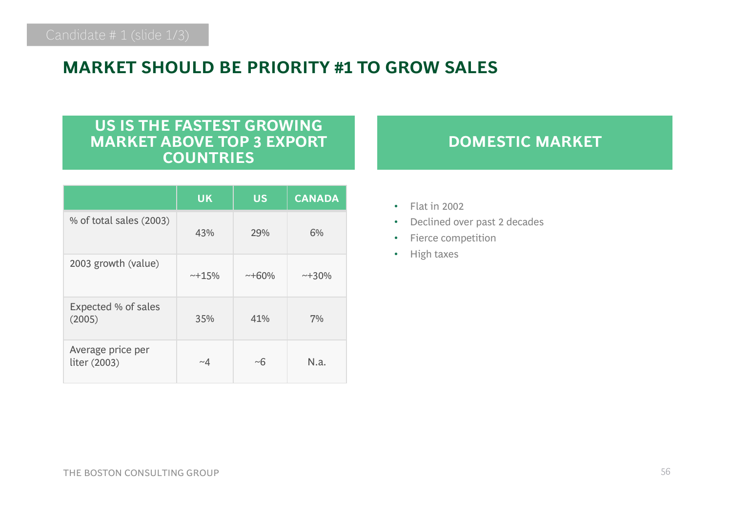Candidate # 1 (slide 1/3)

# MARKET SHOULD BE PRIORITY #1 TO GROW SALES

## US IS THE FASTEST GROWING MARKET ABOVE TOP 3 EXPORT COUNTRIES

| | UK | US | CANADA |
|---|---|---|---|
| % of total sales (2003) | 43% | 29% | 6% |
| 2003 growth (value) | ~+15% | ~+60% | ~+30% |
| Expected % of sales (2005) | 35% | 41% | 7% |
| Average price per liter (2003) | ~4 | ~6 | N.a. |

## DOMESTIC MARKET

- Flat in 2002
- Declined over past 2 decades
- Fierce competition
- High taxes

THE BOSTON CONSULTING GROUP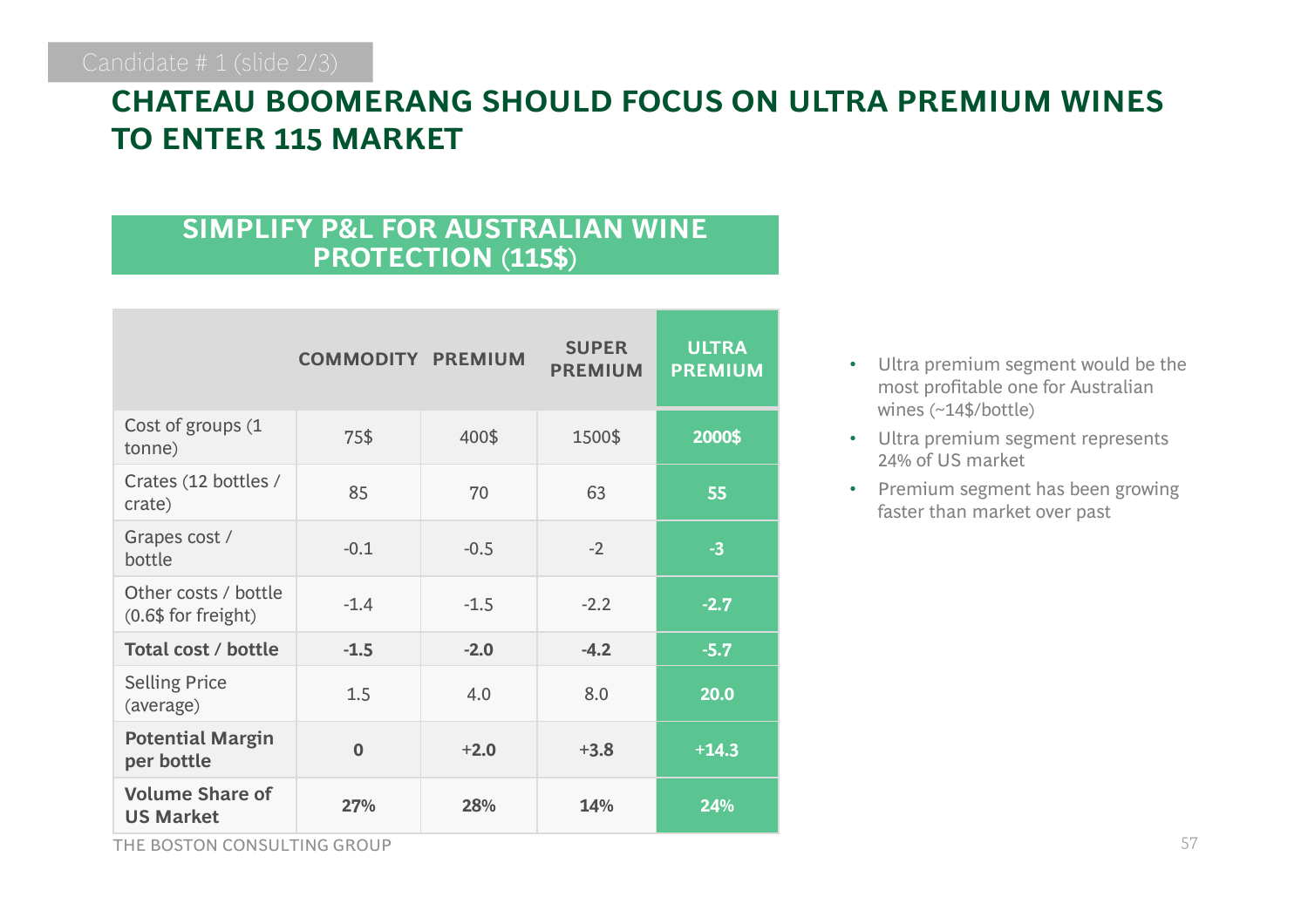Candidate # 1 (slide 2/3)

# CHATEAU BOOMERANG SHOULD FOCUS ON ULTRA PREMIUM WINES TO ENTER 115 MARKET

## SIMPLIFY P&L FOR AUSTRALIAN WINE PROTECTION (115$)

| | COMMODITY | PREMIUM | SUPER PREMIUM | ULTRA PREMIUM |
|---|---|---|---|---|
| Cost of groups (1 tonne) | 75$ | 400$ | 1500$ | 2000$ |
| Crates (12 bottles / crate) | 85 | 70 | 63 | 55 |
| Grapes cost / bottle | -0.1 | -0.5 | -2 | -3 |
| Other costs / bottle (0.6$ for freight) | -1.4 | -1.5 | -2.2 | -2.7 |
| **Total cost / bottle** | **-1.5** | **-2.0** | **-4.2** | **-5.7** |
| Selling Price (average) | 1.5 | 4.0 | 8.0 | 20.0 |
| **Potential Margin per bottle** | **0** | **+2.0** | **+3.8** | **+14.3** |
| **Volume Share of US Market** | **27%** | **28%** | **14%** | **24%** |

- Ultra premium segment would be the most profitable one for Australian wines (~14$/bottle)
- Ultra premium segment represents 24% of US market
- Premium segment has been growing faster than market over past

THE BOSTON CONSULTING GROUP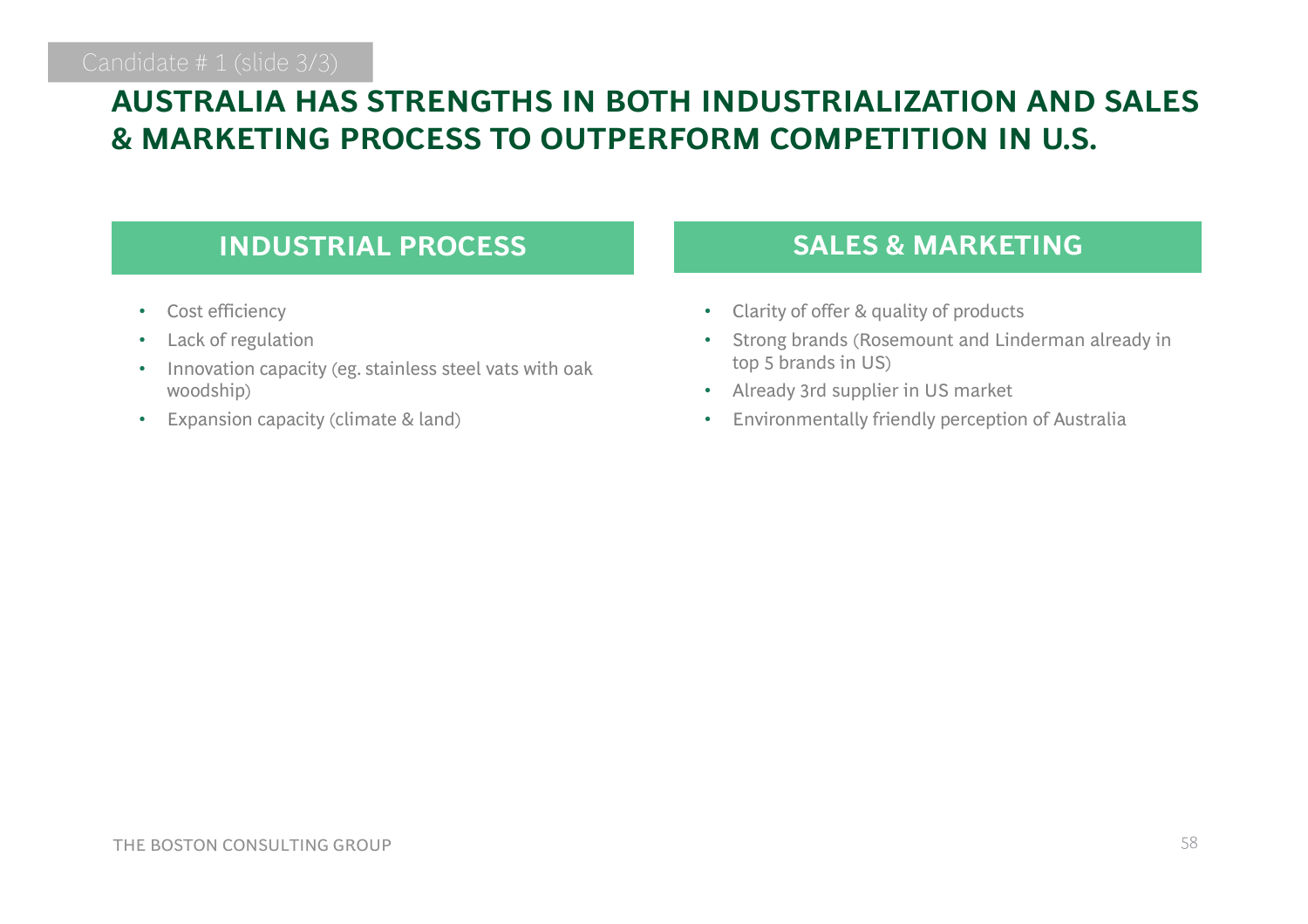Candidate # 1 (slide 3/3)

# AUSTRALIA HAS STRENGTHS IN BOTH INDUSTRIALIZATION AND SALES & MARKETING PROCESS TO OUTPERFORM COMPETITION IN U.S.

## INDUSTRIAL PROCESS

- Cost efficiency
- Lack of regulation
- Innovation capacity (eg. stainless steel vats with oak woodship)
- Expansion capacity (climate & land)

## SALES & MARKETING

- Clarity of offer & quality of products
- Strong brands (Rosemount and Linderman already in top 5 brands in US)
- Already 3rd supplier in US market
- Environmentally friendly perception of Australia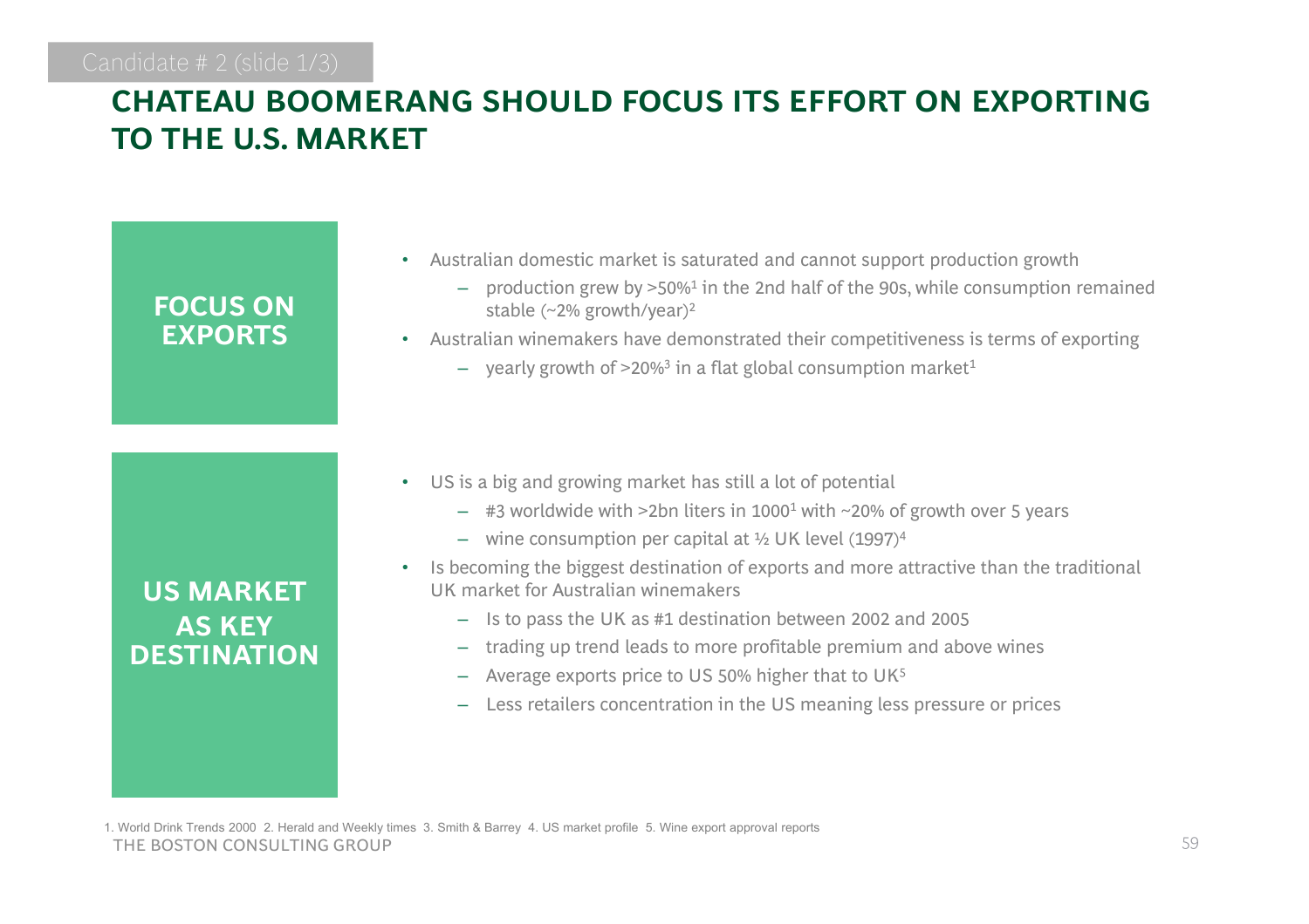Candidate # 2 (slide 1/3)

# CHATEAU BOOMERANG SHOULD FOCUS ITS EFFORT ON EXPORTING TO THE U.S. MARKET

## FOCUS ON EXPORTS

- Australian domestic market is saturated and cannot support production growth
  - production grew by >50%[1] in the 2nd half of the 90s, while consumption remained stable (~2% growth/year)[2]
- Australian winemakers have demonstrated their competitiveness is terms of exporting
  - yearly growth of >20%[3] in a flat global consumption market[1]

## US MARKET AS KEY DESTINATION

- US is a big and growing market has still a lot of potential
  - #3 worldwide with >2bn liters in 1000[1] with ~20% of growth over 5 years
  - wine consumption per capital at ½ UK level (1997)[4]
- Is becoming the biggest destination of exports and more attractive than the traditional UK market for Australian winemakers
  - Is to pass the UK as #1 destination between 2002 and 2005
  - trading up trend leads to more profitable premium and above wines
  - Average exports price to US 50% higher that to UK[5]
  - Less retailers concentration in the US meaning less pressure or prices

1. World Drink Trends 2000 2. Herald and Weekly times 3. Smith & Barrey 4. US market profile 5. Wine export approval reports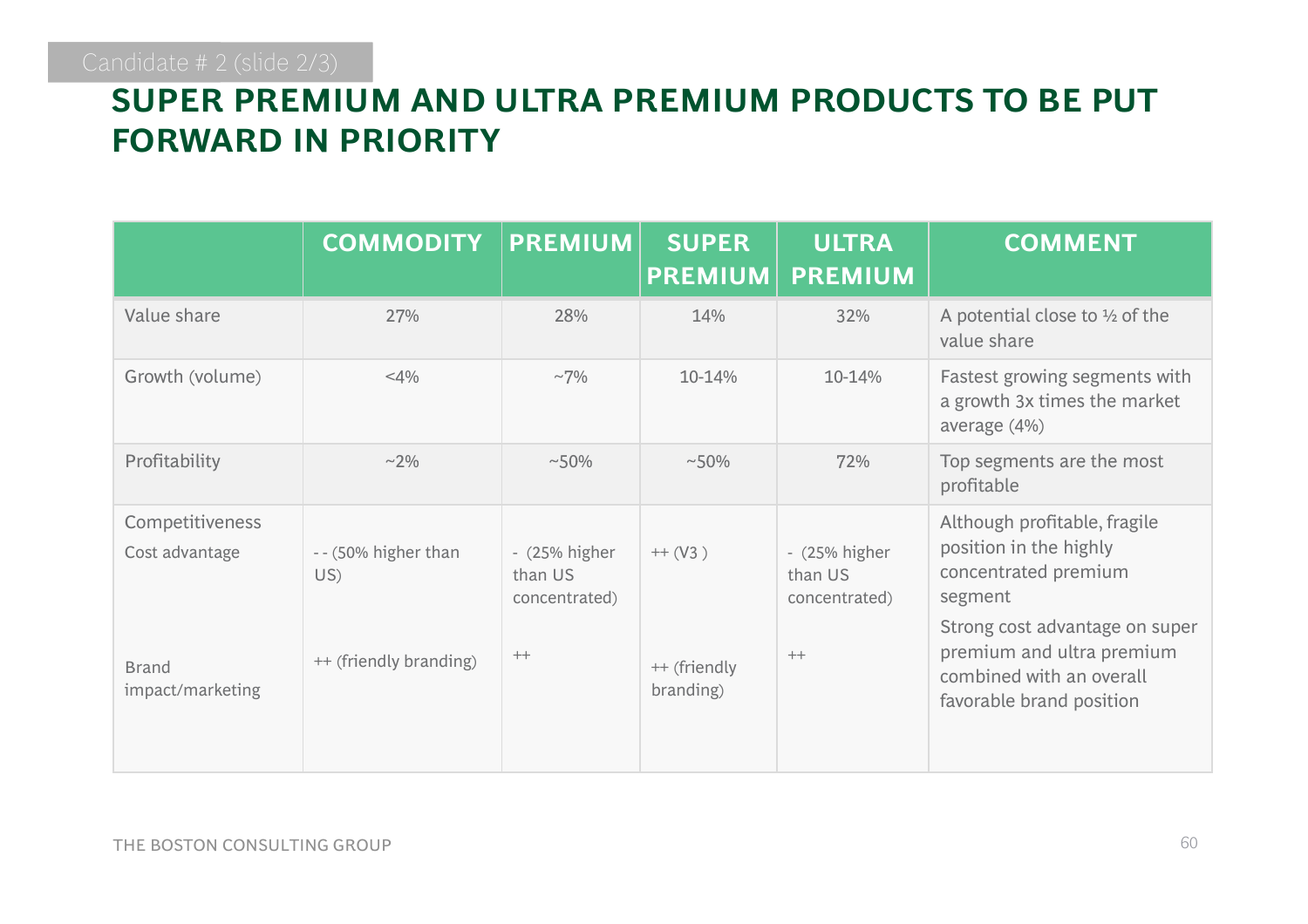Candidate # 2 (slide 2/3)

# SUPER PREMIUM AND ULTRA PREMIUM PRODUCTS TO BE PUT FORWARD IN PRIORITY

| | COMMODITY | PREMIUM | SUPER PREMIUM | ULTRA PREMIUM | COMMENT |
|---|---|---|---|---|---|
| Value share | 27% | 28% | 14% | 32% | A potential close to ½ of the value share |
| Growth (volume) | <4% | ~7% | 10-14% | 10-14% | Fastest growing segments with a growth 3x times the market average (4%) |
| Profitability | ~2% | ~50% | ~50% | 72% | Top segments are the most profitable |
| Competitiveness<br>Cost advantage | - - (50% higher than US) | - (25% higher than US concentrated) | ++ (V3 ) | - (25% higher than US concentrated) | Although profitable, fragile position in the highly concentrated premium segment |
| Brand impact/marketing | ++ (friendly branding) | ++ | ++ (friendly branding) | ++ | Strong cost advantage on super premium and ultra premium combined with an overall favorable brand position |

THE BOSTON CONSULTING GROUP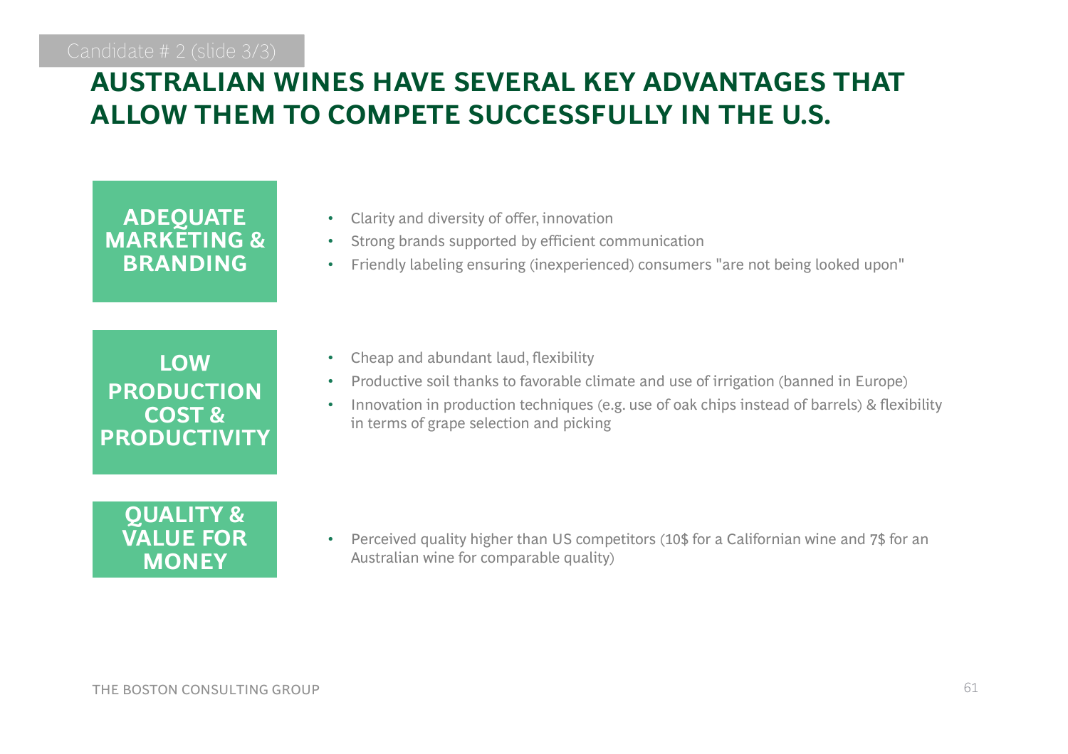Candidate # 2 (slide 3/3)

# AUSTRALIAN WINES HAVE SEVERAL KEY ADVANTAGES THAT ALLOW THEM TO COMPETE SUCCESSFULLY IN THE U.S.

**ADEQUATE MARKETING & BRANDING**

- Clarity and diversity of offer, innovation
- Strong brands supported by efficient communication
- Friendly labeling ensuring (inexperienced) consumers "are not being looked upon"

**LOW PRODUCTION COST & PRODUCTIVITY**

- Cheap and abundant laud, flexibility
- Productive soil thanks to favorable climate and use of irrigation (banned in Europe)
- Innovation in production techniques (e.g. use of oak chips instead of barrels) & flexibility in terms of grape selection and picking

**QUALITY & VALUE FOR MONEY**

- Perceived quality higher than US competitors (10$ for a Californian wine and 7$ for an Australian wine for comparable quality)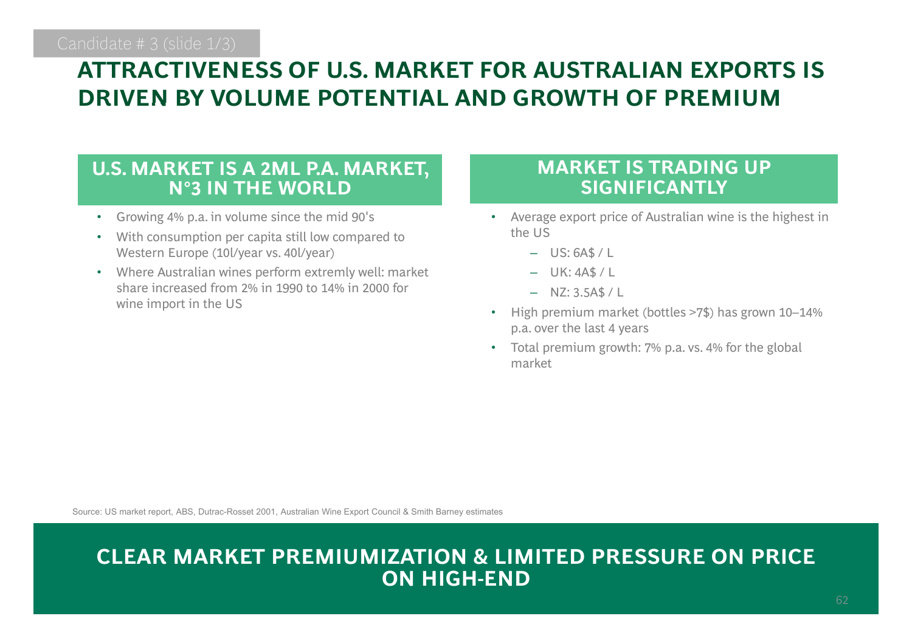Candidate # 3 (slide 1/3)

# ATTRACTIVENESS OF U.S. MARKET FOR AUSTRALIAN EXPORTS IS DRIVEN BY VOLUME POTENTIAL AND GROWTH OF PREMIUM

## U.S. MARKET IS A 2ML P.A. MARKET, N°3 IN THE WORLD

- Growing 4% p.a. in volume since the mid 90's
- With consumption per capita still low compared to Western Europe (10l/year vs. 40l/year)
- Where Australian wines perform extremly well: market share increased from 2% in 1990 to 14% in 2000 for wine import in the US

## MARKET IS TRADING UP SIGNIFICANTLY

- Average export price of Australian wine is the highest in the US
  - US: 6A$ / L
  - UK: 4A$ / L
  - NZ: 3.5A$ / L
- High premium market (bottles >7$) has grown 10–14% p.a. over the last 4 years
- Total premium growth: 7% p.a. vs. 4% for the global market

Source: US market report, ABS, Dutrac-Rosset 2001, Australian Wine Export Council & Smith Barney estimates

**CLEAR MARKET PREMIUMIZATION & LIMITED PRESSURE ON PRICE ON HIGH-END**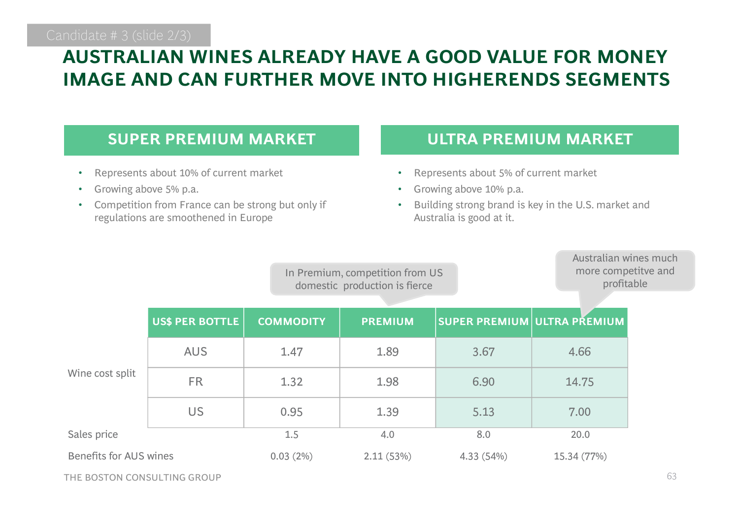Candidate # 3 (slide 2/3)

# AUSTRALIAN WINES ALREADY HAVE A GOOD VALUE FOR MONEY IMAGE AND CAN FURTHER MOVE INTO HIGHERENDS SEGMENTS

## SUPER PREMIUM MARKET

- Represents about 10% of current market
- Growing above 5% p.a.
- Competition from France can be strong but only if regulations are smoothened in Europe

## ULTRA PREMIUM MARKET

- Represents about 5% of current market
- Growing above 10% p.a.
- Building strong brand is key in the U.S. market and Australia is good at it.

In Premium, competition from US domestic production is fierce

Australian wines much more competitve and profitable

| | US$ PER BOTTLE | COMMODITY | PREMIUM | SUPER PREMIUM | ULTRA PREMIUM |
|---|---|---|---|---|---|
| Wine cost split | AUS | 1.47 | 1.89 | 3.67 | 4.66 |
| | FR | 1.32 | 1.98 | 6.90 | 14.75 |
| | US | 0.95 | 1.39 | 5.13 | 7.00 |
| Sales price | | 1.5 | 4.0 | 8.0 | 20.0 |
| Benefits for AUS wines | | 0.03 (2%) | 2.11 (53%) | 4.33 (54%) | 15.34 (77%) |

THE BOSTON CONSULTING GROUP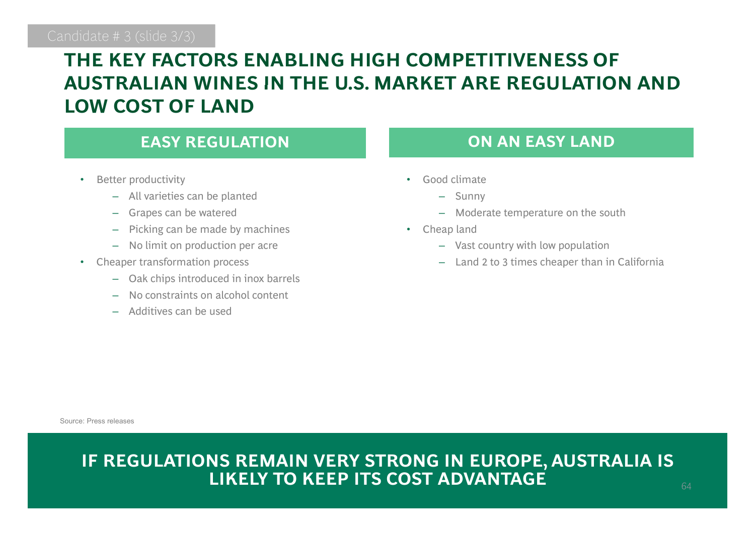Candidate # 3 (slide 3/3)

# THE KEY FACTORS ENABLING HIGH COMPETITIVENESS OF AUSTRALIAN WINES IN THE U.S. MARKET ARE REGULATION AND LOW COST OF LAND

## EASY REGULATION

- Better productivity
  - All varieties can be planted
  - Grapes can be watered
  - Picking can be made by machines
  - No limit on production per acre
- Cheaper transformation process
  - Oak chips introduced in inox barrels
  - No constraints on alcohol content
  - Additives can be used

## ON AN EASY LAND

- Good climate
  - Sunny
  - Moderate temperature on the south
- Cheap land
  - Vast country with low population
  - Land 2 to 3 times cheaper than in California

Source: Press releases

**IF REGULATIONS REMAIN VERY STRONG IN EUROPE, AUSTRALIA IS LIKELY TO KEEP ITS COST ADVANTAGE**